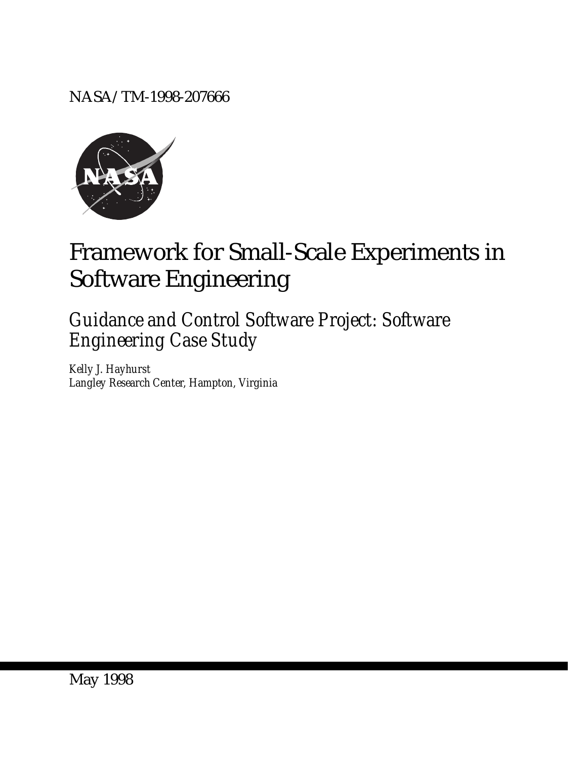NASA/TM-1998-207666

# Framework for Small-Scale Experiments in Software Engineering

## *Guidance and Control Software Project: Software Engineering Case Study*

*Kelly J. Hayhurst*
*Langley Research Center, Hampton, Virginia*

May 1998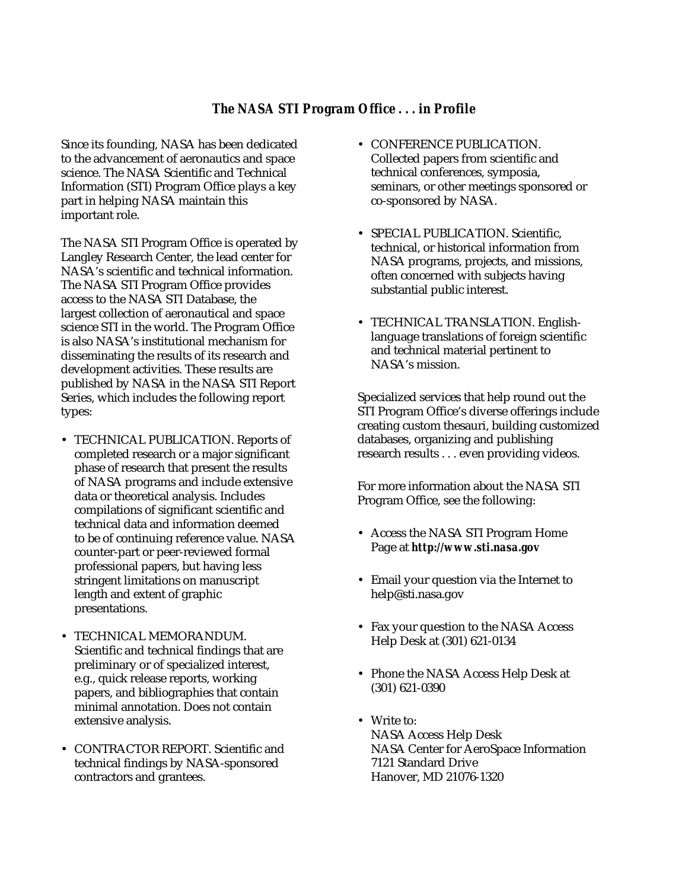## *The NASA STI Program Office . . . in Profile*

Since its founding, NASA has been dedicated to the advancement of aeronautics and space science. The NASA Scientific and Technical Information (STI) Program Office plays a key part in helping NASA maintain this important role.

The NASA STI Program Office is operated by Langley Research Center, the lead center for NASA's scientific and technical information. The NASA STI Program Office provides access to the NASA STI Database, the largest collection of aeronautical and space science STI in the world. The Program Office is also NASA's institutional mechanism for disseminating the results of its research and development activities. These results are published by NASA in the NASA STI Report Series, which includes the following report types:

- TECHNICAL PUBLICATION. Reports of completed research or a major significant phase of research that present the results of NASA programs and include extensive data or theoretical analysis. Includes compilations of significant scientific and technical data and information deemed to be of continuing reference value. NASA counter-part or peer-reviewed formal professional papers, but having less stringent limitations on manuscript length and extent of graphic presentations.
- TECHNICAL MEMORANDUM. Scientific and technical findings that are preliminary or of specialized interest, e.g., quick release reports, working papers, and bibliographies that contain minimal annotation. Does not contain extensive analysis.
- CONTRACTOR REPORT. Scientific and technical findings by NASA-sponsored contractors and grantees.
- CONFERENCE PUBLICATION. Collected papers from scientific and technical conferences, symposia, seminars, or other meetings sponsored or co-sponsored by NASA.
- SPECIAL PUBLICATION. Scientific, technical, or historical information from NASA programs, projects, and missions, often concerned with subjects having substantial public interest.
- TECHNICAL TRANSLATION. English-language translations of foreign scientific and technical material pertinent to NASA's mission.

Specialized services that help round out the STI Program Office's diverse offerings include creating custom thesauri, building customized databases, organizing and publishing research results . . . even providing videos.

For more information about the NASA STI Program Office, see the following:

- Access the NASA STI Program Home Page at ***http://www.sti.nasa.gov***
- Email your question via the Internet to help@sti.nasa.gov
- Fax your question to the NASA Access Help Desk at (301) 621-0134
- Phone the NASA Access Help Desk at (301) 621-0390
- Write to:
  NASA Access Help Desk
  NASA Center for AeroSpace Information
  7121 Standard Drive
  Hanover, MD 21076-1320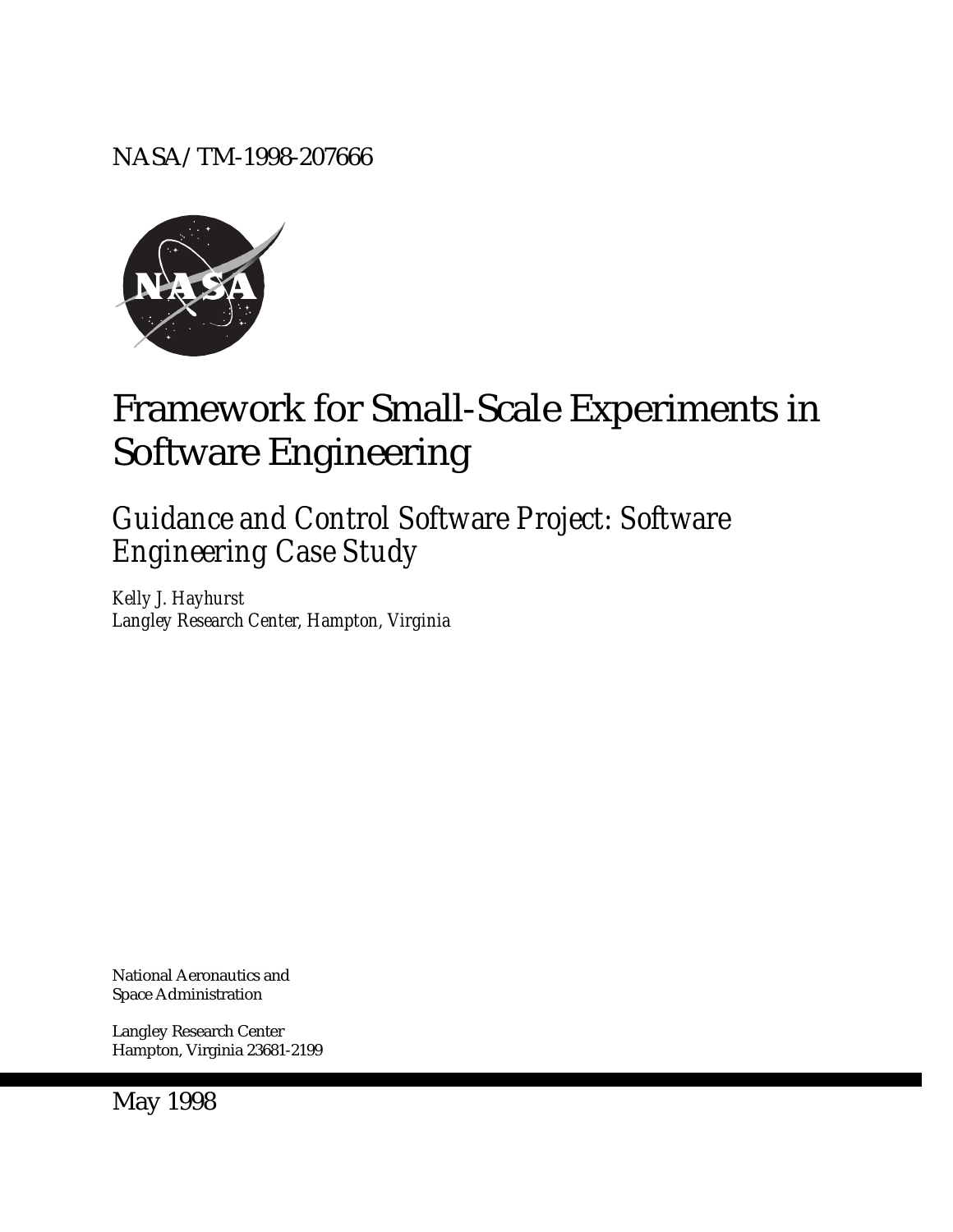NASA/TM-1998-207666

# Framework for Small-Scale Experiments in Software Engineering

## *Guidance and Control Software Project: Software Engineering Case Study*

*Kelly J. Hayhurst*
*Langley Research Center, Hampton, Virginia*

National Aeronautics and
Space Administration

Langley Research Center
Hampton, Virginia 23681-2199

May 1998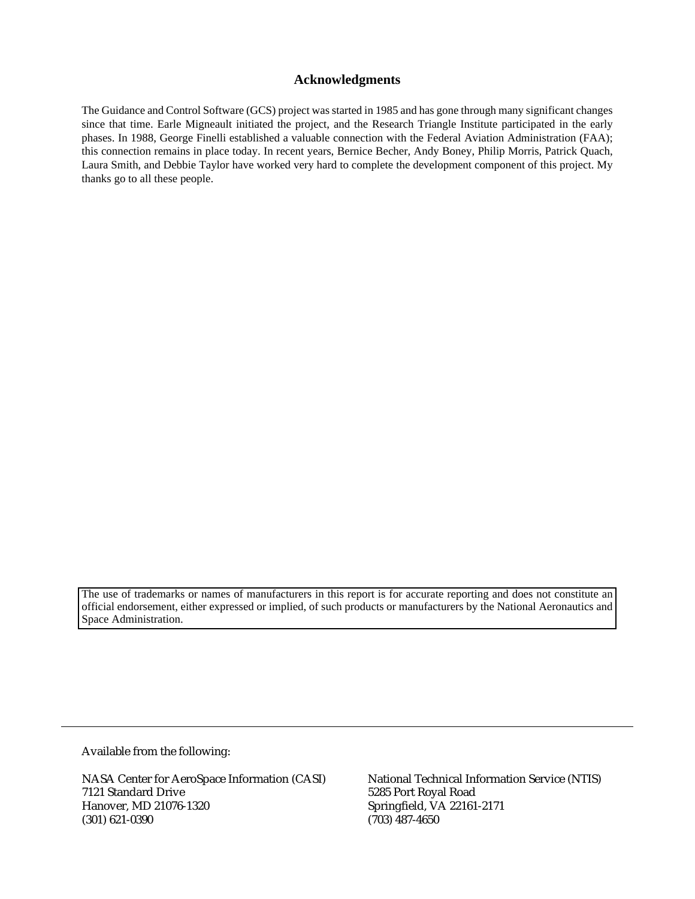## Acknowledgments

The Guidance and Control Software (GCS) project was started in 1985 and has gone through many significant changes since that time. Earle Migneault initiated the project, and the Research Triangle Institute participated in the early phases. In 1988, George Finelli established a valuable connection with the Federal Aviation Administration (FAA); this connection remains in place today. In recent years, Bernice Becher, Andy Boney, Philip Morris, Patrick Quach, Laura Smith, and Debbie Taylor have worked very hard to complete the development component of this project. My thanks go to all these people.

The use of trademarks or names of manufacturers in this report is for accurate reporting and does not constitute an official endorsement, either expressed or implied, of such products or manufacturers by the National Aeronautics and Space Administration.

---

Available from the following:

NASA Center for AeroSpace Information (CASI)
7121 Standard Drive
Hanover, MD 21076-1320
(301) 621-0390

National Technical Information Service (NTIS)
5285 Port Royal Road
Springfield, VA 22161-2171
(703) 487-4650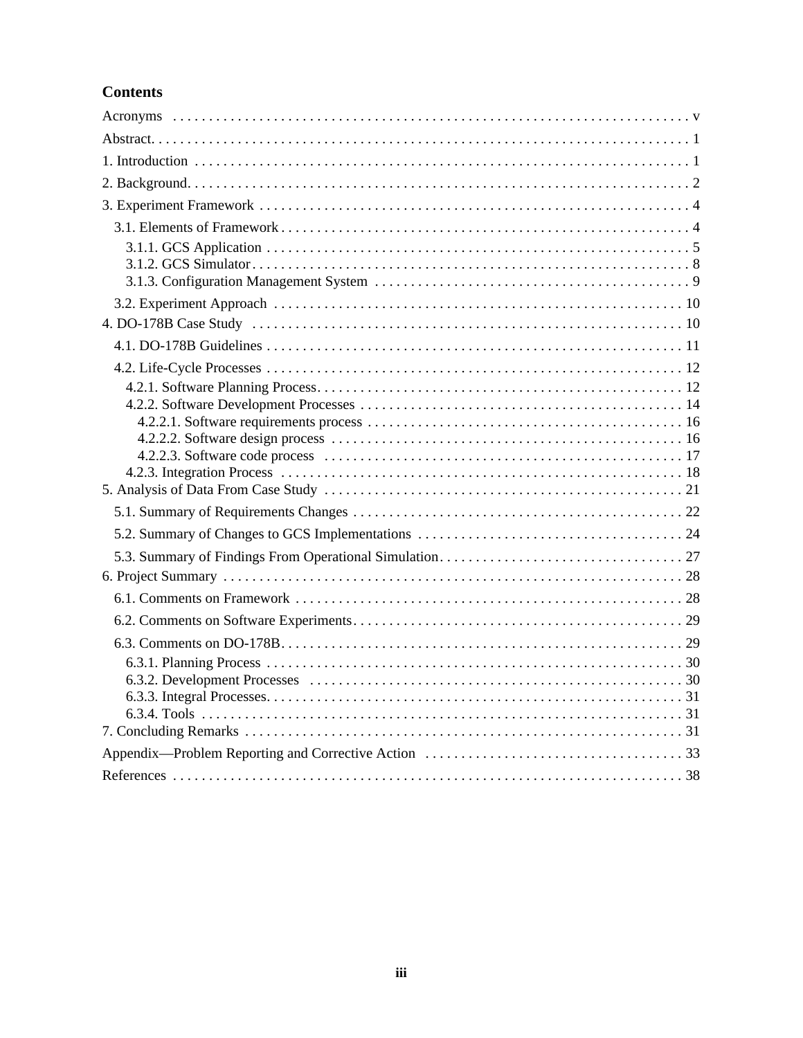# Contents

Acronyms . . . . . . . . . . . . . . . . . . . . . . . . . . . . . . . . . . . . . . . . . . . . . . . . . . . . . . . . . . . . . . . . . . . . . . v

Abstract. . . . . . . . . . . . . . . . . . . . . . . . . . . . . . . . . . . . . . . . . . . . . . . . . . . . . . . . . . . . . . . . . . . . . . . . 1

1. Introduction . . . . . . . . . . . . . . . . . . . . . . . . . . . . . . . . . . . . . . . . . . . . . . . . . . . . . . . . . . . . . . . . . . . 1

2. Background. . . . . . . . . . . . . . . . . . . . . . . . . . . . . . . . . . . . . . . . . . . . . . . . . . . . . . . . . . . . . . . . . . . . 2

3. Experiment Framework . . . . . . . . . . . . . . . . . . . . . . . . . . . . . . . . . . . . . . . . . . . . . . . . . . . . . . . . . . . 4

3.1. Elements of Framework . . . . . . . . . . . . . . . . . . . . . . . . . . . . . . . . . . . . . . . . . . . . . . . . . . . . . . . 4

3.1.1. GCS Application . . . . . . . . . . . . . . . . . . . . . . . . . . . . . . . . . . . . . . . . . . . . . . . . . . . . . . . 5

3.1.2. GCS Simulator . . . . . . . . . . . . . . . . . . . . . . . . . . . . . . . . . . . . . . . . . . . . . . . . . . . . . . . . . 8

3.1.3. Configuration Management System . . . . . . . . . . . . . . . . . . . . . . . . . . . . . . . . . . . . . . . . . 9

3.2. Experiment Approach . . . . . . . . . . . . . . . . . . . . . . . . . . . . . . . . . . . . . . . . . . . . . . . . . . . . . . . 10

4. DO-178B Case Study . . . . . . . . . . . . . . . . . . . . . . . . . . . . . . . . . . . . . . . . . . . . . . . . . . . . . . . . . . . 10

4.1. DO-178B Guidelines . . . . . . . . . . . . . . . . . . . . . . . . . . . . . . . . . . . . . . . . . . . . . . . . . . . . . . . . 11

4.2. Life-Cycle Processes . . . . . . . . . . . . . . . . . . . . . . . . . . . . . . . . . . . . . . . . . . . . . . . . . . . . . . . . 12

4.2.1. Software Planning Process. . . . . . . . . . . . . . . . . . . . . . . . . . . . . . . . . . . . . . . . . . . . . . . . 12

4.2.2. Software Development Processes . . . . . . . . . . . . . . . . . . . . . . . . . . . . . . . . . . . . . . . . . . 14

4.2.2.1. Software requirements process . . . . . . . . . . . . . . . . . . . . . . . . . . . . . . . . . . . . . . . . . 16

4.2.2.2. Software design process . . . . . . . . . . . . . . . . . . . . . . . . . . . . . . . . . . . . . . . . . . . . . . 16

4.2.2.3. Software code process . . . . . . . . . . . . . . . . . . . . . . . . . . . . . . . . . . . . . . . . . . . . . . . 17

4.2.3. Integration Process . . . . . . . . . . . . . . . . . . . . . . . . . . . . . . . . . . . . . . . . . . . . . . . . . . . . . 18

5. Analysis of Data From Case Study . . . . . . . . . . . . . . . . . . . . . . . . . . . . . . . . . . . . . . . . . . . . . . . . 21

5.1. Summary of Requirements Changes . . . . . . . . . . . . . . . . . . . . . . . . . . . . . . . . . . . . . . . . . . . . 22

5.2. Summary of Changes to GCS Implementations . . . . . . . . . . . . . . . . . . . . . . . . . . . . . . . . . . . 24

5.3. Summary of Findings From Operational Simulation. . . . . . . . . . . . . . . . . . . . . . . . . . . . . . . . 27

6. Project Summary . . . . . . . . . . . . . . . . . . . . . . . . . . . . . . . . . . . . . . . . . . . . . . . . . . . . . . . . . . . . . . 28

6.1. Comments on Framework . . . . . . . . . . . . . . . . . . . . . . . . . . . . . . . . . . . . . . . . . . . . . . . . . . . . 28

6.2. Comments on Software Experiments. . . . . . . . . . . . . . . . . . . . . . . . . . . . . . . . . . . . . . . . . . . . 29

6.3. Comments on DO-178B. . . . . . . . . . . . . . . . . . . . . . . . . . . . . . . . . . . . . . . . . . . . . . . . . . . . . . 29

6.3.1. Planning Process . . . . . . . . . . . . . . . . . . . . . . . . . . . . . . . . . . . . . . . . . . . . . . . . . . . . . . . 30

6.3.2. Development Processes . . . . . . . . . . . . . . . . . . . . . . . . . . . . . . . . . . . . . . . . . . . . . . . . . . 30

6.3.3. Integral Processes. . . . . . . . . . . . . . . . . . . . . . . . . . . . . . . . . . . . . . . . . . . . . . . . . . . . . . . 31

6.3.4. Tools . . . . . . . . . . . . . . . . . . . . . . . . . . . . . . . . . . . . . . . . . . . . . . . . . . . . . . . . . . . . . . . . 31

7. Concluding Remarks . . . . . . . . . . . . . . . . . . . . . . . . . . . . . . . . . . . . . . . . . . . . . . . . . . . . . . . . . . . 31

Appendix—Problem Reporting and Corrective Action . . . . . . . . . . . . . . . . . . . . . . . . . . . . . . . . . . . 33

References . . . . . . . . . . . . . . . . . . . . . . . . . . . . . . . . . . . . . . . . . . . . . . . . . . . . . . . . . . . . . . . . . . . . 38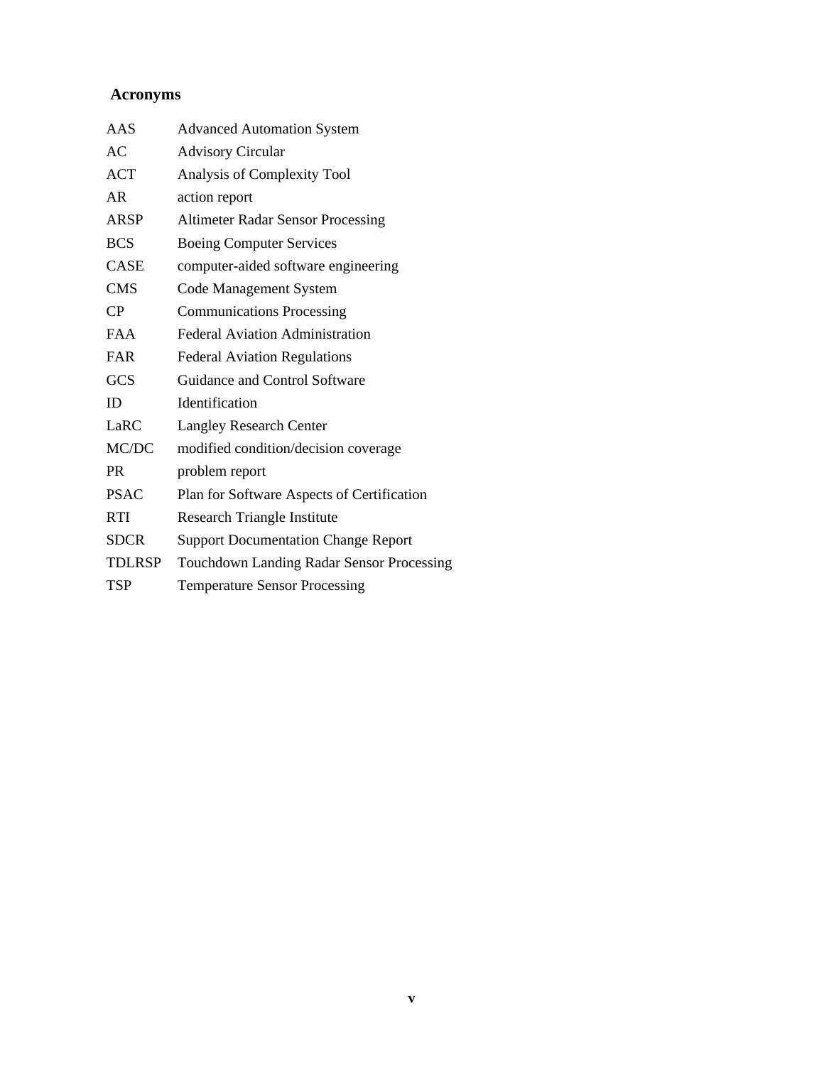## Acronyms

| | |
|---|---|
| AAS | Advanced Automation System |
| AC | Advisory Circular |
| ACT | Analysis of Complexity Tool |
| AR | action report |
| ARSP | Altimeter Radar Sensor Processing |
| BCS | Boeing Computer Services |
| CASE | computer-aided software engineering |
| CMS | Code Management System |
| CP | Communications Processing |
| FAA | Federal Aviation Administration |
| FAR | Federal Aviation Regulations |
| GCS | Guidance and Control Software |
| ID | Identification |
| LaRC | Langley Research Center |
| MC/DC | modified condition/decision coverage |
| PR | problem report |
| PSAC | Plan for Software Aspects of Certification |
| RTI | Research Triangle Institute |
| SDCR | Support Documentation Change Report |
| TDLRSP | Touchdown Landing Radar Sensor Processing |
| TSP | Temperature Sensor Processing |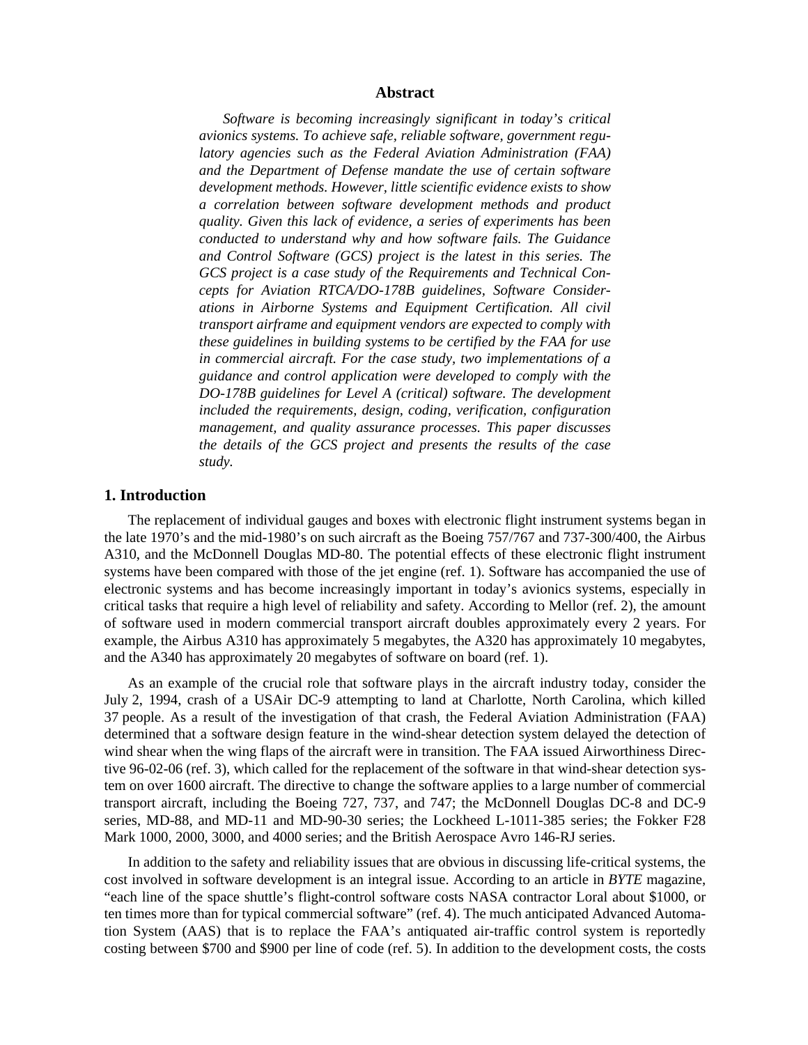## Abstract

*Software is becoming increasingly significant in today's critical avionics systems. To achieve safe, reliable software, government regulatory agencies such as the Federal Aviation Administration (FAA) and the Department of Defense mandate the use of certain software development methods. However, little scientific evidence exists to show a correlation between software development methods and product quality. Given this lack of evidence, a series of experiments has been conducted to understand why and how software fails. The Guidance and Control Software (GCS) project is the latest in this series. The GCS project is a case study of the Requirements and Technical Concepts for Aviation RTCA/DO-178B guidelines, Software Considerations in Airborne Systems and Equipment Certification. All civil transport airframe and equipment vendors are expected to comply with these guidelines in building systems to be certified by the FAA for use in commercial aircraft. For the case study, two implementations of a guidance and control application were developed to comply with the DO-178B guidelines for Level A (critical) software. The development included the requirements, design, coding, verification, configuration management, and quality assurance processes. This paper discusses the details of the GCS project and presents the results of the case study.*

## 1. Introduction

The replacement of individual gauges and boxes with electronic flight instrument systems began in the late 1970's and the mid-1980's on such aircraft as the Boeing 757/767 and 737-300/400, the Airbus A310, and the McDonnell Douglas MD-80. The potential effects of these electronic flight instrument systems have been compared with those of the jet engine (ref. 1). Software has accompanied the use of electronic systems and has become increasingly important in today's avionics systems, especially in critical tasks that require a high level of reliability and safety. According to Mellor (ref. 2), the amount of software used in modern commercial transport aircraft doubles approximately every 2 years. For example, the Airbus A310 has approximately 5 megabytes, the A320 has approximately 10 megabytes, and the A340 has approximately 20 megabytes of software on board (ref. 1).

As an example of the crucial role that software plays in the aircraft industry today, consider the July 2, 1994, crash of a USAir DC-9 attempting to land at Charlotte, North Carolina, which killed 37 people. As a result of the investigation of that crash, the Federal Aviation Administration (FAA) determined that a software design feature in the wind-shear detection system delayed the detection of wind shear when the wing flaps of the aircraft were in transition. The FAA issued Airworthiness Directive 96-02-06 (ref. 3), which called for the replacement of the software in that wind-shear detection system on over 1600 aircraft. The directive to change the software applies to a large number of commercial transport aircraft, including the Boeing 727, 737, and 747; the McDonnell Douglas DC-8 and DC-9 series, MD-88, and MD-11 and MD-90-30 series; the Lockheed L-1011-385 series; the Fokker F28 Mark 1000, 2000, 3000, and 4000 series; and the British Aerospace Avro 146-RJ series.

In addition to the safety and reliability issues that are obvious in discussing life-critical systems, the cost involved in software development is an integral issue. According to an article in *BYTE* magazine, "each line of the space shuttle's flight-control software costs NASA contractor Loral about $1000, or ten times more than for typical commercial software" (ref. 4). The much anticipated Advanced Automation System (AAS) that is to replace the FAA's antiquated air-traffic control system is reportedly costing between $700 and $900 per line of code (ref. 5). In addition to the development costs, the costs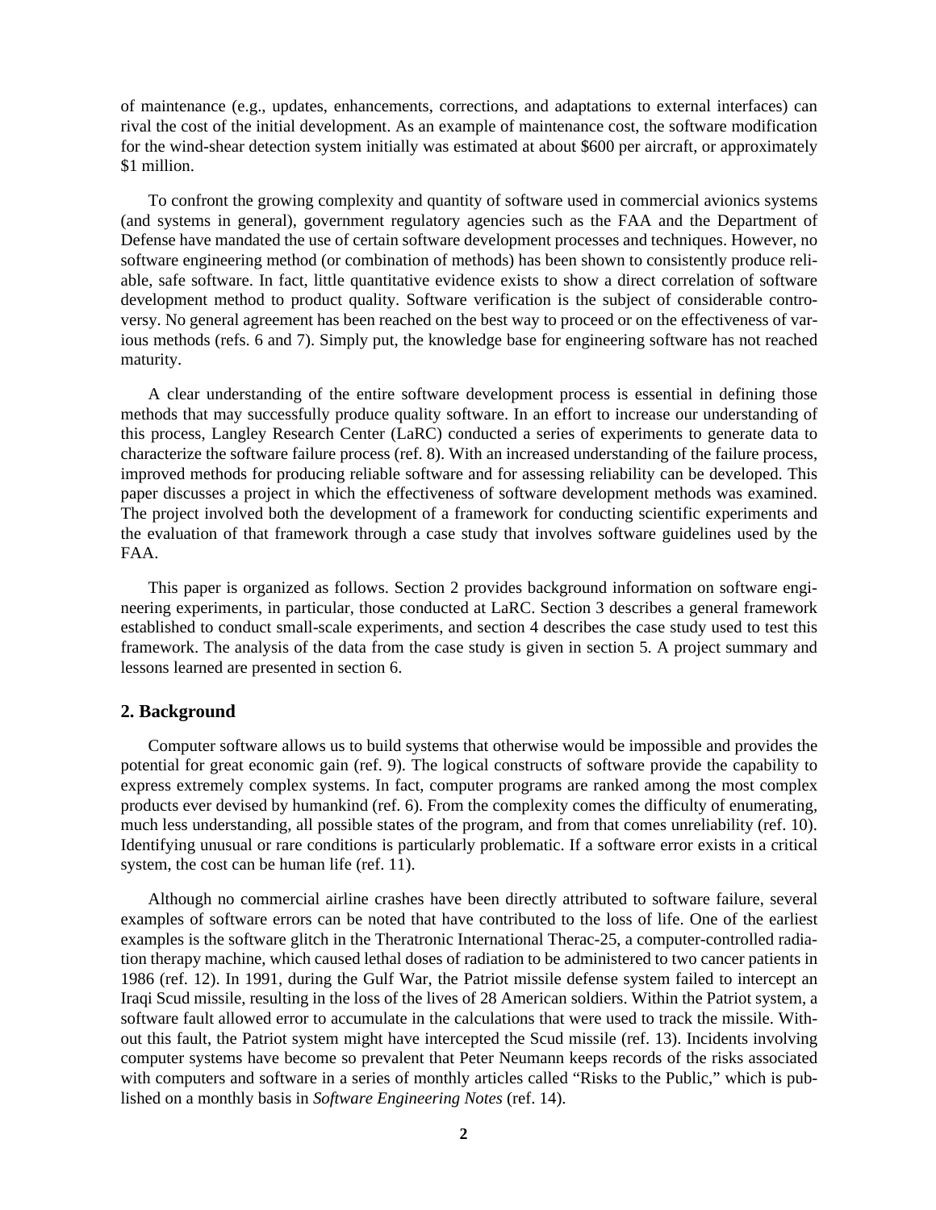of maintenance (e.g., updates, enhancements, corrections, and adaptations to external interfaces) can rival the cost of the initial development. As an example of maintenance cost, the software modification for the wind-shear detection system initially was estimated at about $600 per aircraft, or approximately $1 million.

To confront the growing complexity and quantity of software used in commercial avionics systems (and systems in general), government regulatory agencies such as the FAA and the Department of Defense have mandated the use of certain software development processes and techniques. However, no software engineering method (or combination of methods) has been shown to consistently produce reliable, safe software. In fact, little quantitative evidence exists to show a direct correlation of software development method to product quality. Software verification is the subject of considerable controversy. No general agreement has been reached on the best way to proceed or on the effectiveness of various methods (refs. 6 and 7). Simply put, the knowledge base for engineering software has not reached maturity.

A clear understanding of the entire software development process is essential in defining those methods that may successfully produce quality software. In an effort to increase our understanding of this process, Langley Research Center (LaRC) conducted a series of experiments to generate data to characterize the software failure process (ref. 8). With an increased understanding of the failure process, improved methods for producing reliable software and for assessing reliability can be developed. This paper discusses a project in which the effectiveness of software development methods was examined. The project involved both the development of a framework for conducting scientific experiments and the evaluation of that framework through a case study that involves software guidelines used by the FAA.

This paper is organized as follows. Section 2 provides background information on software engineering experiments, in particular, those conducted at LaRC. Section 3 describes a general framework established to conduct small-scale experiments, and section 4 describes the case study used to test this framework. The analysis of the data from the case study is given in section 5. A project summary and lessons learned are presented in section 6.

## 2. Background

Computer software allows us to build systems that otherwise would be impossible and provides the potential for great economic gain (ref. 9). The logical constructs of software provide the capability to express extremely complex systems. In fact, computer programs are ranked among the most complex products ever devised by humankind (ref. 6). From the complexity comes the difficulty of enumerating, much less understanding, all possible states of the program, and from that comes unreliability (ref. 10). Identifying unusual or rare conditions is particularly problematic. If a software error exists in a critical system, the cost can be human life (ref. 11).

Although no commercial airline crashes have been directly attributed to software failure, several examples of software errors can be noted that have contributed to the loss of life. One of the earliest examples is the software glitch in the Theratronic International Therac-25, a computer-controlled radiation therapy machine, which caused lethal doses of radiation to be administered to two cancer patients in 1986 (ref. 12). In 1991, during the Gulf War, the Patriot missile defense system failed to intercept an Iraqi Scud missile, resulting in the loss of the lives of 28 American soldiers. Within the Patriot system, a software fault allowed error to accumulate in the calculations that were used to track the missile. Without this fault, the Patriot system might have intercepted the Scud missile (ref. 13). Incidents involving computer systems have become so prevalent that Peter Neumann keeps records of the risks associated with computers and software in a series of monthly articles called "Risks to the Public," which is published on a monthly basis in *Software Engineering Notes* (ref. 14).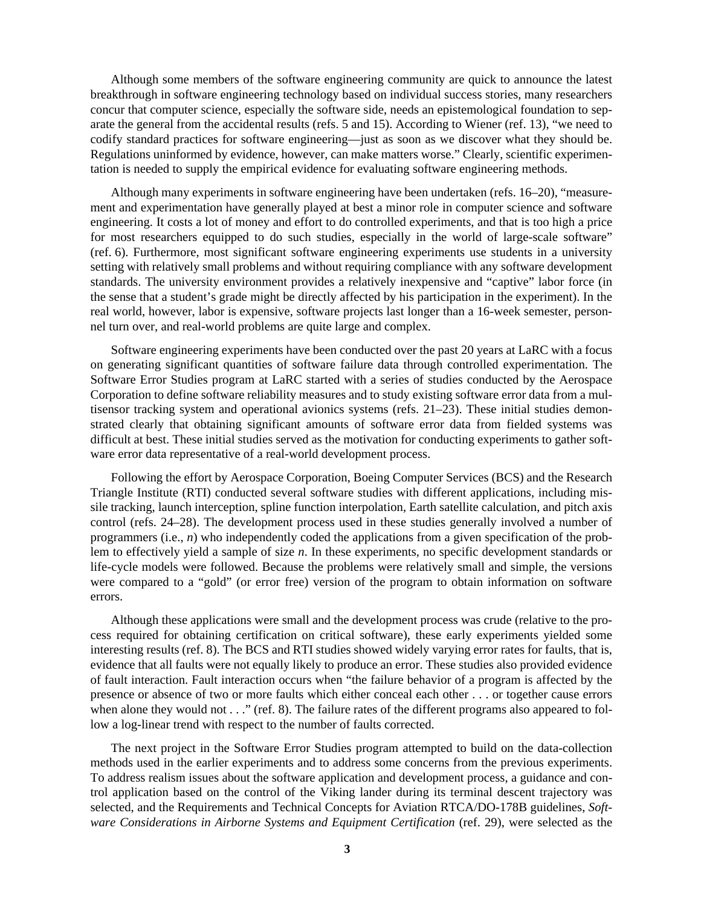Although some members of the software engineering community are quick to announce the latest breakthrough in software engineering technology based on individual success stories, many researchers concur that computer science, especially the software side, needs an epistemological foundation to separate the general from the accidental results (refs. 5 and 15). According to Wiener (ref. 13), "we need to codify standard practices for software engineering—just as soon as we discover what they should be. Regulations uninformed by evidence, however, can make matters worse." Clearly, scientific experimentation is needed to supply the empirical evidence for evaluating software engineering methods.

Although many experiments in software engineering have been undertaken (refs. 16–20), "measurement and experimentation have generally played at best a minor role in computer science and software engineering. It costs a lot of money and effort to do controlled experiments, and that is too high a price for most researchers equipped to do such studies, especially in the world of large-scale software" (ref. 6). Furthermore, most significant software engineering experiments use students in a university setting with relatively small problems and without requiring compliance with any software development standards. The university environment provides a relatively inexpensive and "captive" labor force (in the sense that a student's grade might be directly affected by his participation in the experiment). In the real world, however, labor is expensive, software projects last longer than a 16-week semester, personnel turn over, and real-world problems are quite large and complex.

Software engineering experiments have been conducted over the past 20 years at LaRC with a focus on generating significant quantities of software failure data through controlled experimentation. The Software Error Studies program at LaRC started with a series of studies conducted by the Aerospace Corporation to define software reliability measures and to study existing software error data from a multisensor tracking system and operational avionics systems (refs. 21–23). These initial studies demonstrated clearly that obtaining significant amounts of software error data from fielded systems was difficult at best. These initial studies served as the motivation for conducting experiments to gather software error data representative of a real-world development process.

Following the effort by Aerospace Corporation, Boeing Computer Services (BCS) and the Research Triangle Institute (RTI) conducted several software studies with different applications, including missile tracking, launch interception, spline function interpolation, Earth satellite calculation, and pitch axis control (refs. 24–28). The development process used in these studies generally involved a number of programmers (i.e., $n$) who independently coded the applications from a given specification of the problem to effectively yield a sample of size $n$. In these experiments, no specific development standards or life-cycle models were followed. Because the problems were relatively small and simple, the versions were compared to a "gold" (or error free) version of the program to obtain information on software errors.

Although these applications were small and the development process was crude (relative to the process required for obtaining certification on critical software), these early experiments yielded some interesting results (ref. 8). The BCS and RTI studies showed widely varying error rates for faults, that is, evidence that all faults were not equally likely to produce an error. These studies also provided evidence of fault interaction. Fault interaction occurs when "the failure behavior of a program is affected by the presence or absence of two or more faults which either conceal each other . . . or together cause errors when alone they would not . . ." (ref. 8). The failure rates of the different programs also appeared to follow a log-linear trend with respect to the number of faults corrected.

The next project in the Software Error Studies program attempted to build on the data-collection methods used in the earlier experiments and to address some concerns from the previous experiments. To address realism issues about the software application and development process, a guidance and control application based on the control of the Viking lander during its terminal descent trajectory was selected, and the Requirements and Technical Concepts for Aviation RTCA/DO-178B guidelines, *Software Considerations in Airborne Systems and Equipment Certification* (ref. 29), were selected as the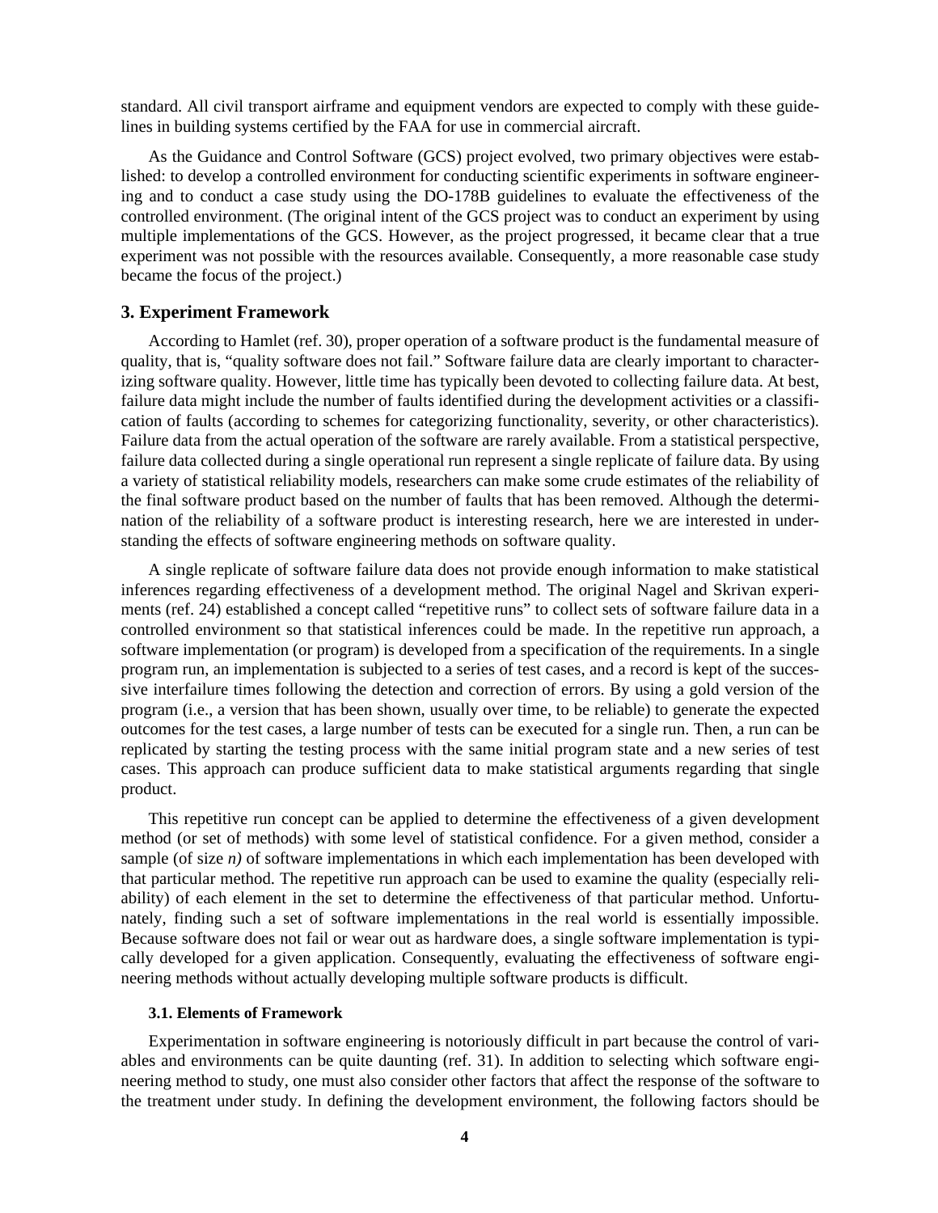standard. All civil transport airframe and equipment vendors are expected to comply with these guidelines in building systems certified by the FAA for use in commercial aircraft.

As the Guidance and Control Software (GCS) project evolved, two primary objectives were established: to develop a controlled environment for conducting scientific experiments in software engineering and to conduct a case study using the DO-178B guidelines to evaluate the effectiveness of the controlled environment. (The original intent of the GCS project was to conduct an experiment by using multiple implementations of the GCS. However, as the project progressed, it became clear that a true experiment was not possible with the resources available. Consequently, a more reasonable case study became the focus of the project.)

## 3. Experiment Framework

According to Hamlet (ref. 30), proper operation of a software product is the fundamental measure of quality, that is, "quality software does not fail." Software failure data are clearly important to characterizing software quality. However, little time has typically been devoted to collecting failure data. At best, failure data might include the number of faults identified during the development activities or a classification of faults (according to schemes for categorizing functionality, severity, or other characteristics). Failure data from the actual operation of the software are rarely available. From a statistical perspective, failure data collected during a single operational run represent a single replicate of failure data. By using a variety of statistical reliability models, researchers can make some crude estimates of the reliability of the final software product based on the number of faults that has been removed. Although the determination of the reliability of a software product is interesting research, here we are interested in understanding the effects of software engineering methods on software quality.

A single replicate of software failure data does not provide enough information to make statistical inferences regarding effectiveness of a development method. The original Nagel and Skrivan experiments (ref. 24) established a concept called "repetitive runs" to collect sets of software failure data in a controlled environment so that statistical inferences could be made. In the repetitive run approach, a software implementation (or program) is developed from a specification of the requirements. In a single program run, an implementation is subjected to a series of test cases, and a record is kept of the successive interfailure times following the detection and correction of errors. By using a gold version of the program (i.e., a version that has been shown, usually over time, to be reliable) to generate the expected outcomes for the test cases, a large number of tests can be executed for a single run. Then, a run can be replicated by starting the testing process with the same initial program state and a new series of test cases. This approach can produce sufficient data to make statistical arguments regarding that single product.

This repetitive run concept can be applied to determine the effectiveness of a given development method (or set of methods) with some level of statistical confidence. For a given method, consider a sample (of size *n)* of software implementations in which each implementation has been developed with that particular method. The repetitive run approach can be used to examine the quality (especially reliability) of each element in the set to determine the effectiveness of that particular method. Unfortunately, finding such a set of software implementations in the real world is essentially impossible. Because software does not fail or wear out as hardware does, a single software implementation is typically developed for a given application. Consequently, evaluating the effectiveness of software engineering methods without actually developing multiple software products is difficult.

### 3.1. Elements of Framework

Experimentation in software engineering is notoriously difficult in part because the control of variables and environments can be quite daunting (ref. 31). In addition to selecting which software engineering method to study, one must also consider other factors that affect the response of the software to the treatment under study. In defining the development environment, the following factors should be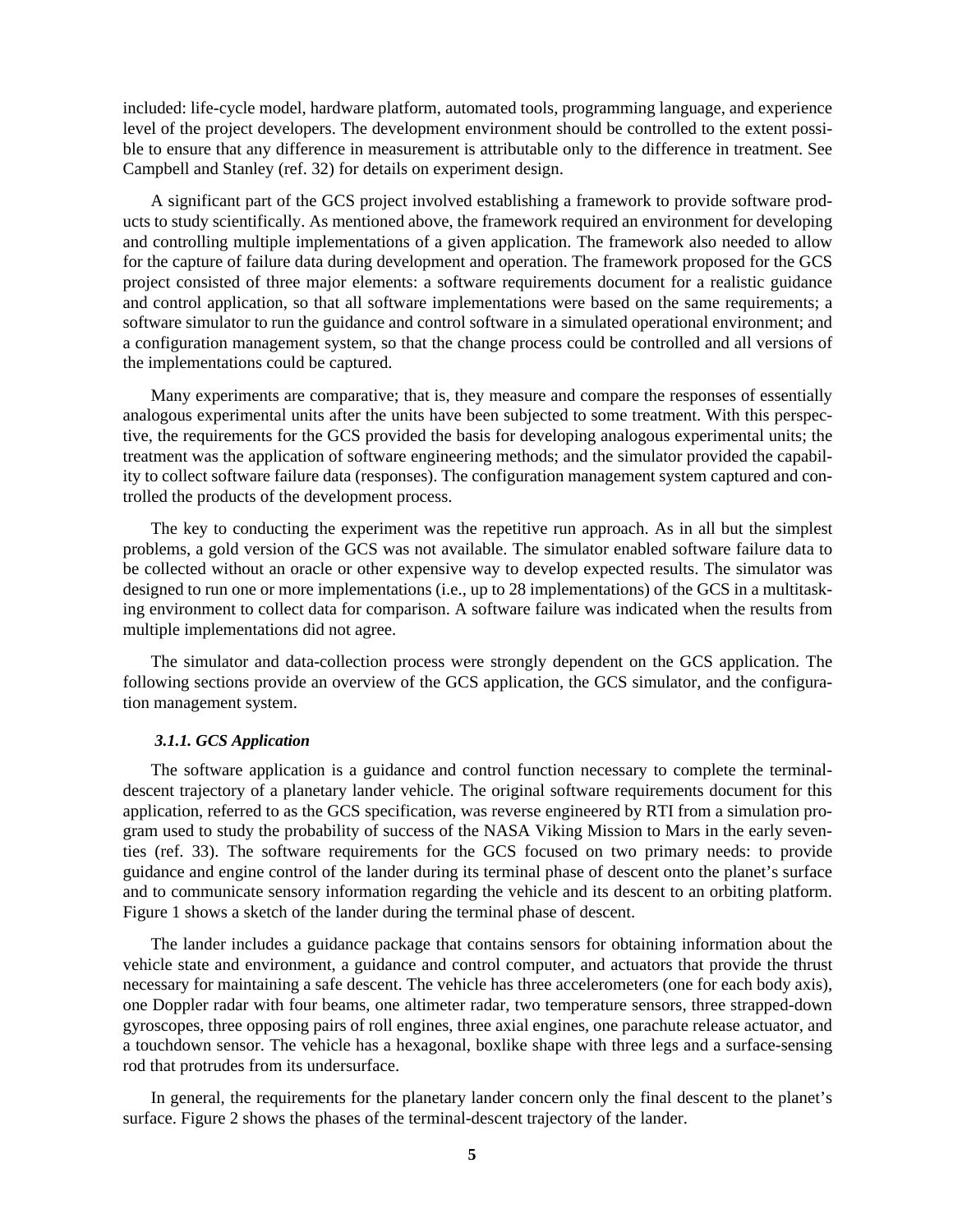included: life-cycle model, hardware platform, automated tools, programming language, and experience level of the project developers. The development environment should be controlled to the extent possible to ensure that any difference in measurement is attributable only to the difference in treatment. See Campbell and Stanley (ref. 32) for details on experiment design.

A significant part of the GCS project involved establishing a framework to provide software products to study scientifically. As mentioned above, the framework required an environment for developing and controlling multiple implementations of a given application. The framework also needed to allow for the capture of failure data during development and operation. The framework proposed for the GCS project consisted of three major elements: a software requirements document for a realistic guidance and control application, so that all software implementations were based on the same requirements; a software simulator to run the guidance and control software in a simulated operational environment; and a configuration management system, so that the change process could be controlled and all versions of the implementations could be captured.

Many experiments are comparative; that is, they measure and compare the responses of essentially analogous experimental units after the units have been subjected to some treatment. With this perspective, the requirements for the GCS provided the basis for developing analogous experimental units; the treatment was the application of software engineering methods; and the simulator provided the capability to collect software failure data (responses). The configuration management system captured and controlled the products of the development process.

The key to conducting the experiment was the repetitive run approach. As in all but the simplest problems, a gold version of the GCS was not available. The simulator enabled software failure data to be collected without an oracle or other expensive way to develop expected results. The simulator was designed to run one or more implementations (i.e., up to 28 implementations) of the GCS in a multitasking environment to collect data for comparison. A software failure was indicated when the results from multiple implementations did not agree.

The simulator and data-collection process were strongly dependent on the GCS application. The following sections provide an overview of the GCS application, the GCS simulator, and the configuration management system.

#### *3.1.1. GCS Application*

The software application is a guidance and control function necessary to complete the terminal-descent trajectory of a planetary lander vehicle. The original software requirements document for this application, referred to as the GCS specification, was reverse engineered by RTI from a simulation program used to study the probability of success of the NASA Viking Mission to Mars in the early seventies (ref. 33). The software requirements for the GCS focused on two primary needs: to provide guidance and engine control of the lander during its terminal phase of descent onto the planet's surface and to communicate sensory information regarding the vehicle and its descent to an orbiting platform. Figure 1 shows a sketch of the lander during the terminal phase of descent.

The lander includes a guidance package that contains sensors for obtaining information about the vehicle state and environment, a guidance and control computer, and actuators that provide the thrust necessary for maintaining a safe descent. The vehicle has three accelerometers (one for each body axis), one Doppler radar with four beams, one altimeter radar, two temperature sensors, three strapped-down gyroscopes, three opposing pairs of roll engines, three axial engines, one parachute release actuator, and a touchdown sensor. The vehicle has a hexagonal, boxlike shape with three legs and a surface-sensing rod that protrudes from its undersurface.

In general, the requirements for the planetary lander concern only the final descent to the planet's surface. Figure 2 shows the phases of the terminal-descent trajectory of the lander.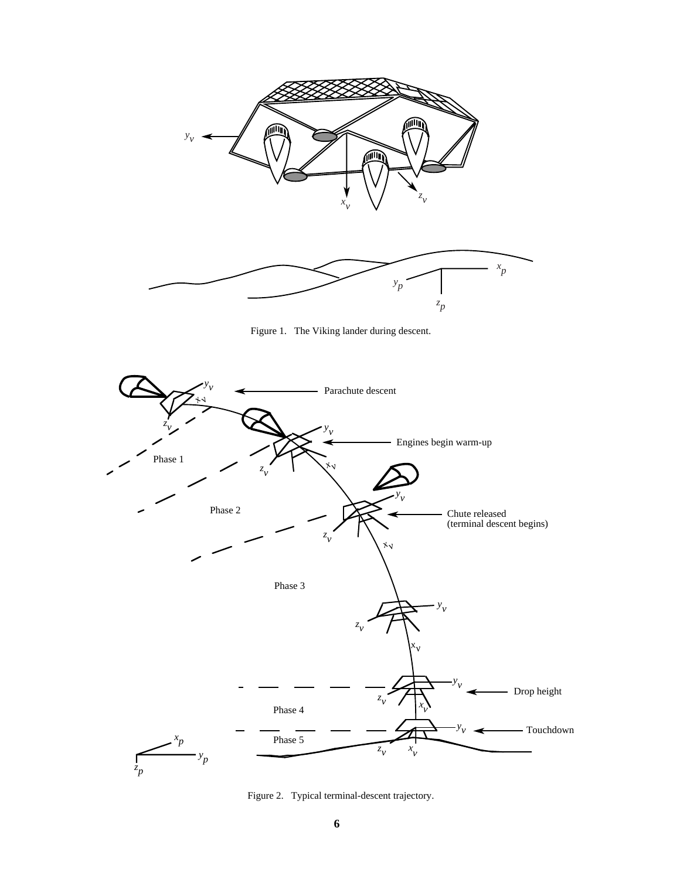Figure 1. The Viking lander during descent.

Figure 2. Typical terminal-descent trajectory.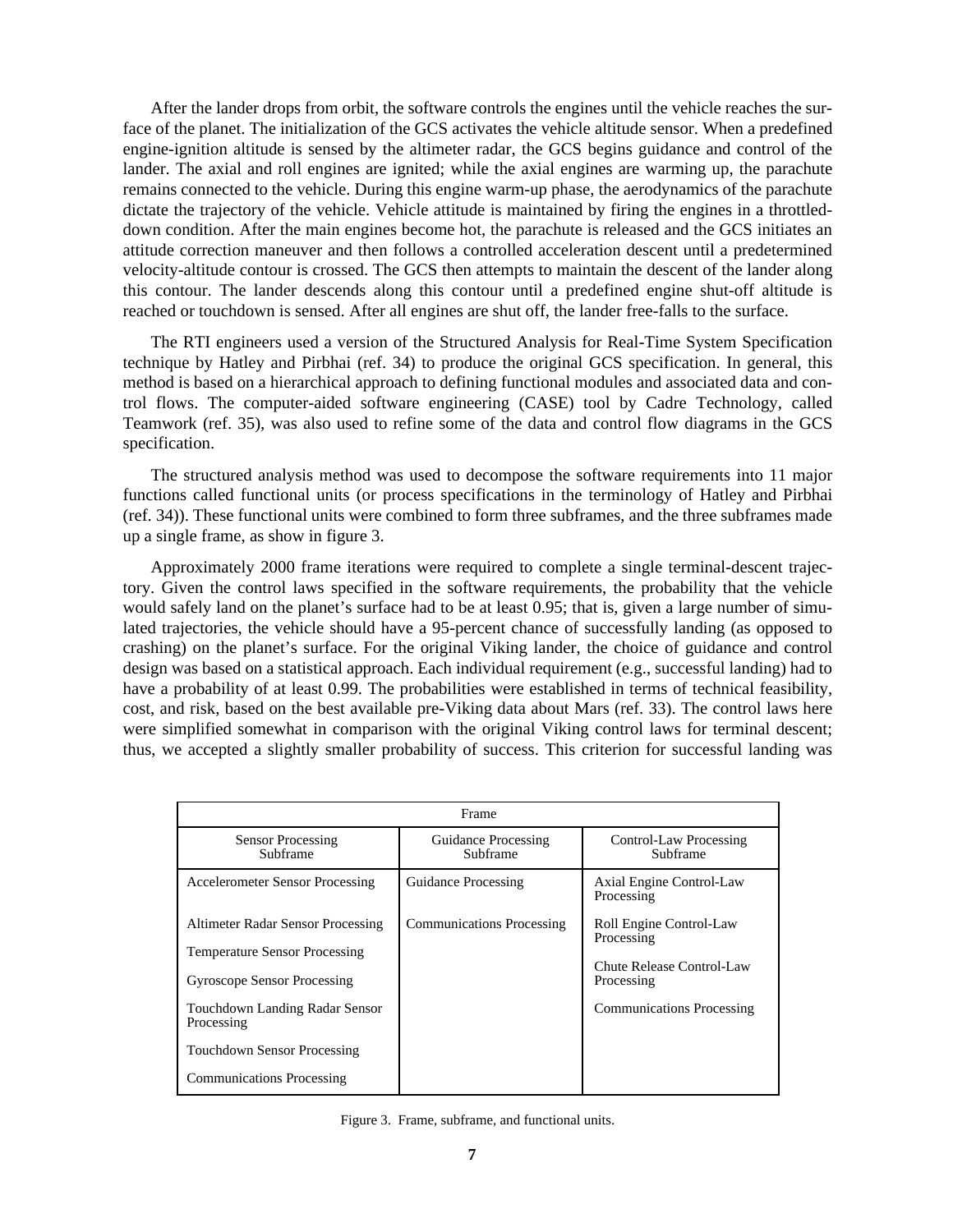After the lander drops from orbit, the software controls the engines until the vehicle reaches the surface of the planet. The initialization of the GCS activates the vehicle altitude sensor. When a predefined engine-ignition altitude is sensed by the altimeter radar, the GCS begins guidance and control of the lander. The axial and roll engines are ignited; while the axial engines are warming up, the parachute remains connected to the vehicle. During this engine warm-up phase, the aerodynamics of the parachute dictate the trajectory of the vehicle. Vehicle attitude is maintained by firing the engines in a throttled-down condition. After the main engines become hot, the parachute is released and the GCS initiates an attitude correction maneuver and then follows a controlled acceleration descent until a predetermined velocity-altitude contour is crossed. The GCS then attempts to maintain the descent of the lander along this contour. The lander descends along this contour until a predefined engine shut-off altitude is reached or touchdown is sensed. After all engines are shut off, the lander free-falls to the surface.

The RTI engineers used a version of the Structured Analysis for Real-Time System Specification technique by Hatley and Pirbhai (ref. 34) to produce the original GCS specification. In general, this method is based on a hierarchical approach to defining functional modules and associated data and control flows. The computer-aided software engineering (CASE) tool by Cadre Technology, called Teamwork (ref. 35), was also used to refine some of the data and control flow diagrams in the GCS specification.

The structured analysis method was used to decompose the software requirements into 11 major functions called functional units (or process specifications in the terminology of Hatley and Pirbhai (ref. 34)). These functional units were combined to form three subframes, and the three subframes made up a single frame, as show in figure 3.

Approximately 2000 frame iterations were required to complete a single terminal-descent trajectory. Given the control laws specified in the software requirements, the probability that the vehicle would safely land on the planet's surface had to be at least 0.95; that is, given a large number of simulated trajectories, the vehicle should have a 95-percent chance of successfully landing (as opposed to crashing) on the planet's surface. For the original Viking lander, the choice of guidance and control design was based on a statistical approach. Each individual requirement (e.g., successful landing) had to have a probability of at least 0.99. The probabilities were established in terms of technical feasibility, cost, and risk, based on the best available pre-Viking data about Mars (ref. 33). The control laws here were simplified somewhat in comparison with the original Viking control laws for terminal descent; thus, we accepted a slightly smaller probability of success. This criterion for successful landing was

| Frame | | |
|---|---|---|
| Sensor Processing Subframe | Guidance Processing Subframe | Control-Law Processing Subframe |
| Accelerometer Sensor Processing | Guidance Processing | Axial Engine Control-Law Processing |
| Altimeter Radar Sensor Processing | Communications Processing | Roll Engine Control-Law Processing |
| Temperature Sensor Processing | | Chute Release Control-Law Processing |
| Gyroscope Sensor Processing | | Communications Processing |
| Touchdown Landing Radar Sensor Processing | | |
| Touchdown Sensor Processing | | |
| Communications Processing | | |

Figure 3. Frame, subframe, and functional units.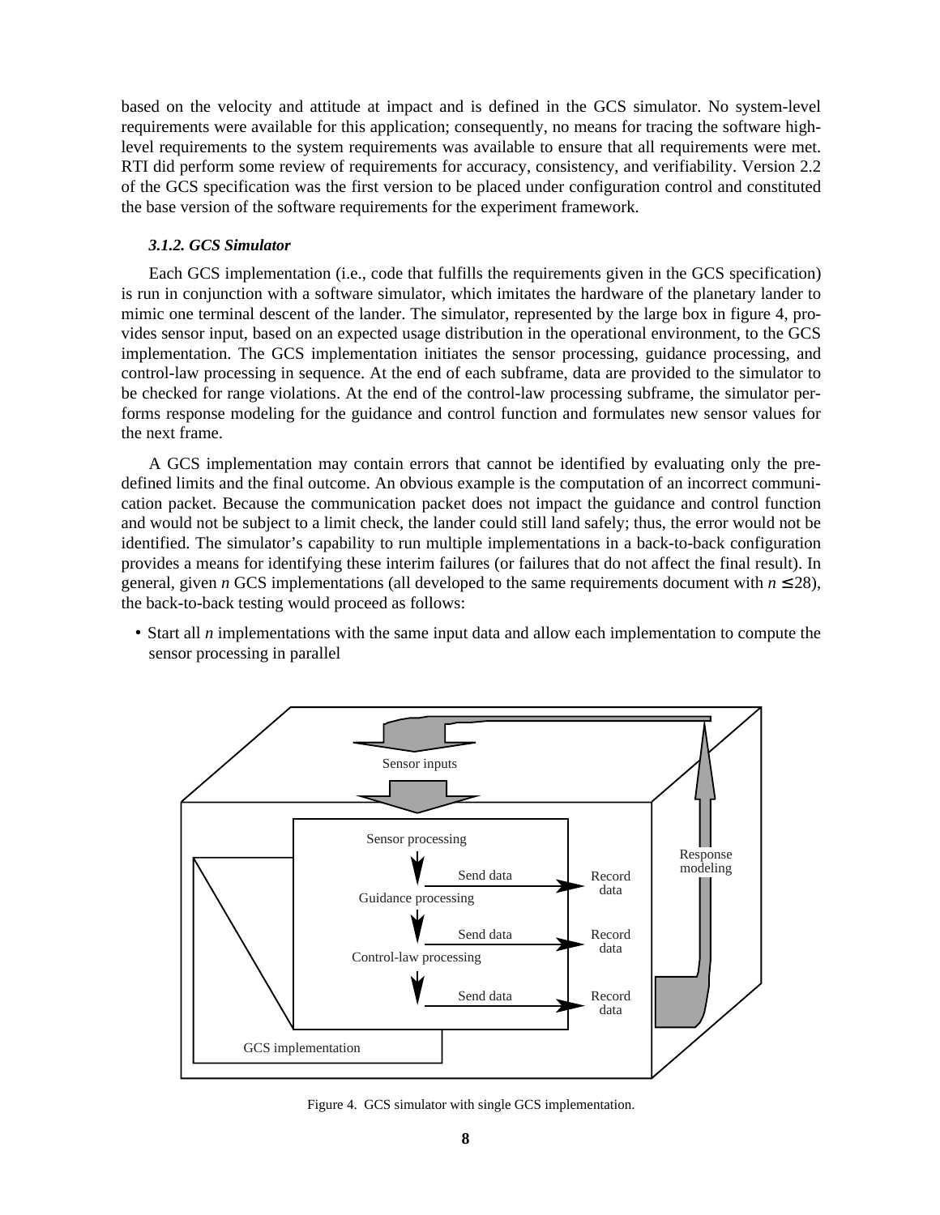based on the velocity and attitude at impact and is defined in the GCS simulator. No system-level requirements were available for this application; consequently, no means for tracing the software high-level requirements to the system requirements was available to ensure that all requirements were met. RTI did perform some review of requirements for accuracy, consistency, and verifiability. Version 2.2 of the GCS specification was the first version to be placed under configuration control and constituted the base version of the software requirements for the experiment framework.

#### *3.1.2. GCS Simulator*

Each GCS implementation (i.e., code that fulfills the requirements given in the GCS specification) is run in conjunction with a software simulator, which imitates the hardware of the planetary lander to mimic one terminal descent of the lander. The simulator, represented by the large box in figure 4, provides sensor input, based on an expected usage distribution in the operational environment, to the GCS implementation. The GCS implementation initiates the sensor processing, guidance processing, and control-law processing in sequence. At the end of each subframe, data are provided to the simulator to be checked for range violations. At the end of the control-law processing subframe, the simulator performs response modeling for the guidance and control function and formulates new sensor values for the next frame.

A GCS implementation may contain errors that cannot be identified by evaluating only the predefined limits and the final outcome. An obvious example is the computation of an incorrect communication packet. Because the communication packet does not impact the guidance and control function and would not be subject to a limit check, the lander could still land safely; thus, the error would not be identified. The simulator's capability to run multiple implementations in a back-to-back configuration provides a means for identifying these interim failures (or failures that do not affect the final result). In general, given *n* GCS implementations (all developed to the same requirements document with $n \leq 28$), the back-to-back testing would proceed as follows:

- Start all *n* implementations with the same input data and allow each implementation to compute the sensor processing in parallel

Figure 4. GCS simulator with single GCS implementation.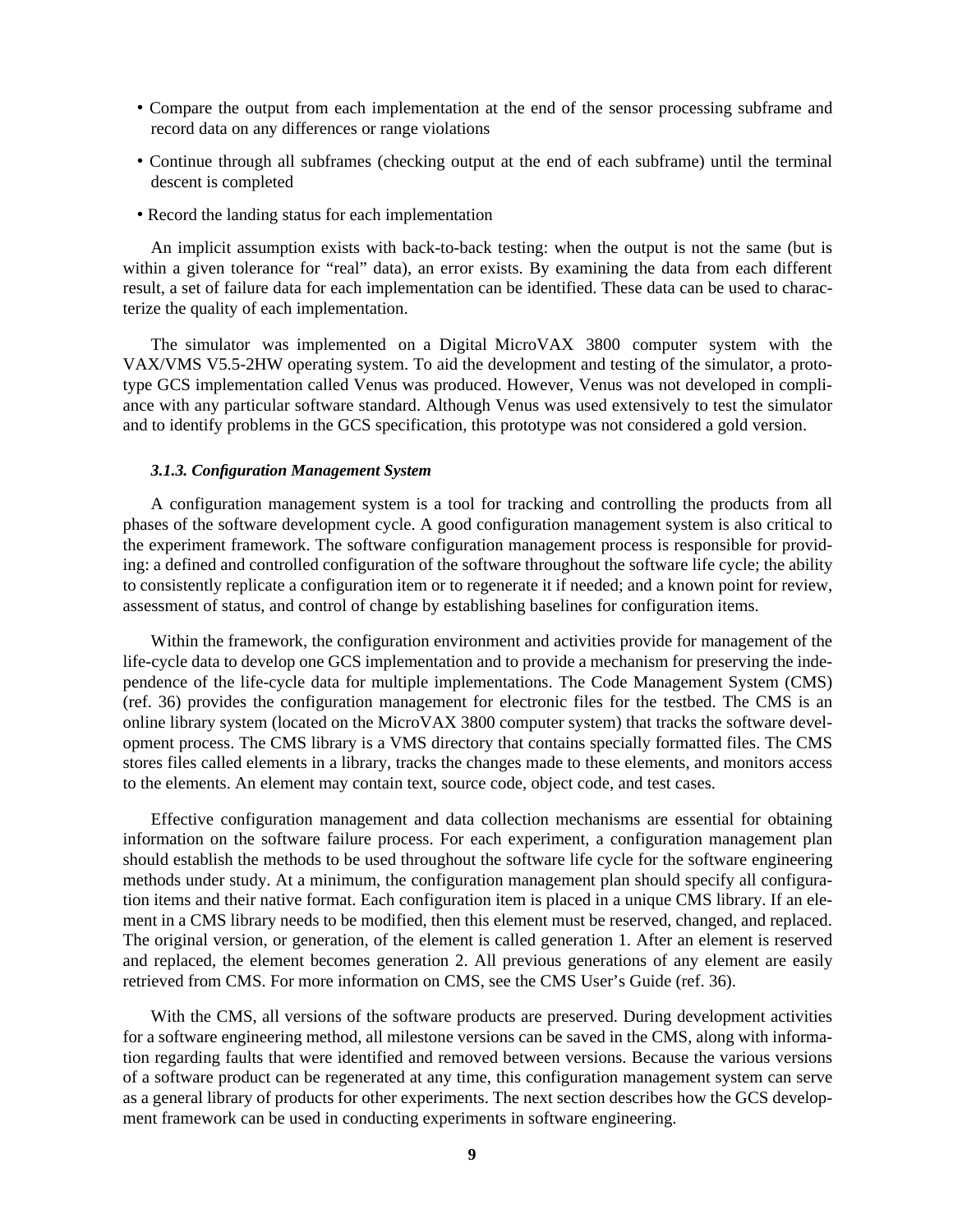- Compare the output from each implementation at the end of the sensor processing subframe and record data on any differences or range violations
- Continue through all subframes (checking output at the end of each subframe) until the terminal descent is completed
- Record the landing status for each implementation

An implicit assumption exists with back-to-back testing: when the output is not the same (but is within a given tolerance for "real" data), an error exists. By examining the data from each different result, a set of failure data for each implementation can be identified. These data can be used to characterize the quality of each implementation.

The simulator was implemented on a Digital MicroVAX 3800 computer system with the VAX/VMS V5.5-2HW operating system. To aid the development and testing of the simulator, a prototype GCS implementation called Venus was produced. However, Venus was not developed in compliance with any particular software standard. Although Venus was used extensively to test the simulator and to identify problems in the GCS specification, this prototype was not considered a gold version.

### *3.1.3. Configuration Management System*

A configuration management system is a tool for tracking and controlling the products from all phases of the software development cycle. A good configuration management system is also critical to the experiment framework. The software configuration management process is responsible for providing: a defined and controlled configuration of the software throughout the software life cycle; the ability to consistently replicate a configuration item or to regenerate it if needed; and a known point for review, assessment of status, and control of change by establishing baselines for configuration items.

Within the framework, the configuration environment and activities provide for management of the life-cycle data to develop one GCS implementation and to provide a mechanism for preserving the independence of the life-cycle data for multiple implementations. The Code Management System (CMS) (ref. 36) provides the configuration management for electronic files for the testbed. The CMS is an online library system (located on the MicroVAX 3800 computer system) that tracks the software development process. The CMS library is a VMS directory that contains specially formatted files. The CMS stores files called elements in a library, tracks the changes made to these elements, and monitors access to the elements. An element may contain text, source code, object code, and test cases.

Effective configuration management and data collection mechanisms are essential for obtaining information on the software failure process. For each experiment, a configuration management plan should establish the methods to be used throughout the software life cycle for the software engineering methods under study. At a minimum, the configuration management plan should specify all configuration items and their native format. Each configuration item is placed in a unique CMS library. If an element in a CMS library needs to be modified, then this element must be reserved, changed, and replaced. The original version, or generation, of the element is called generation 1. After an element is reserved and replaced, the element becomes generation 2. All previous generations of any element are easily retrieved from CMS. For more information on CMS, see the CMS User's Guide (ref. 36).

With the CMS, all versions of the software products are preserved. During development activities for a software engineering method, all milestone versions can be saved in the CMS, along with information regarding faults that were identified and removed between versions. Because the various versions of a software product can be regenerated at any time, this configuration management system can serve as a general library of products for other experiments. The next section describes how the GCS development framework can be used in conducting experiments in software engineering.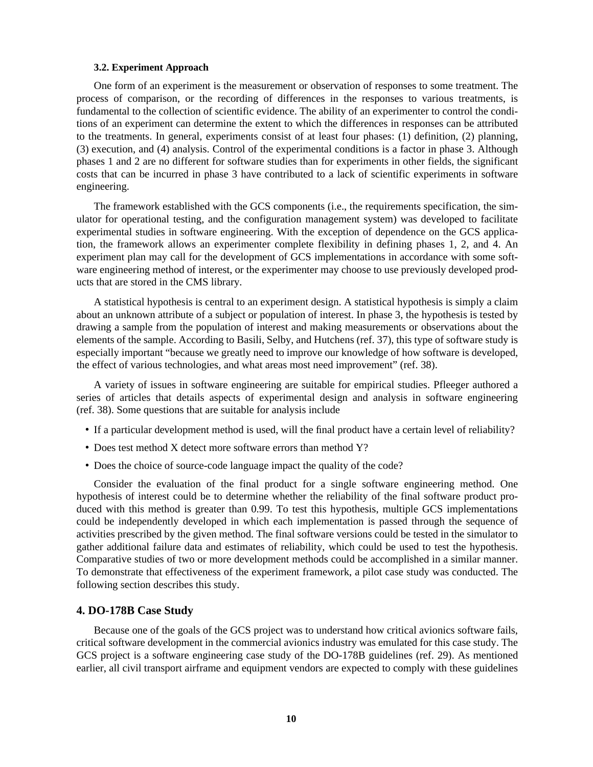### 3.2. Experiment Approach

One form of an experiment is the measurement or observation of responses to some treatment. The process of comparison, or the recording of differences in the responses to various treatments, is fundamental to the collection of scientific evidence. The ability of an experimenter to control the conditions of an experiment can determine the extent to which the differences in responses can be attributed to the treatments. In general, experiments consist of at least four phases: (1) definition, (2) planning, (3) execution, and (4) analysis. Control of the experimental conditions is a factor in phase 3. Although phases 1 and 2 are no different for software studies than for experiments in other fields, the significant costs that can be incurred in phase 3 have contributed to a lack of scientific experiments in software engineering.

The framework established with the GCS components (i.e., the requirements specification, the simulator for operational testing, and the configuration management system) was developed to facilitate experimental studies in software engineering. With the exception of dependence on the GCS application, the framework allows an experimenter complete flexibility in defining phases 1, 2, and 4. An experiment plan may call for the development of GCS implementations in accordance with some software engineering method of interest, or the experimenter may choose to use previously developed products that are stored in the CMS library.

A statistical hypothesis is central to an experiment design. A statistical hypothesis is simply a claim about an unknown attribute of a subject or population of interest. In phase 3, the hypothesis is tested by drawing a sample from the population of interest and making measurements or observations about the elements of the sample. According to Basili, Selby, and Hutchens (ref. 37), this type of software study is especially important "because we greatly need to improve our knowledge of how software is developed, the effect of various technologies, and what areas most need improvement" (ref. 38).

A variety of issues in software engineering are suitable for empirical studies. Pfleeger authored a series of articles that details aspects of experimental design and analysis in software engineering (ref. 38). Some questions that are suitable for analysis include

- If a particular development method is used, will the final product have a certain level of reliability?
- Does test method X detect more software errors than method Y?
- Does the choice of source-code language impact the quality of the code?

Consider the evaluation of the final product for a single software engineering method. One hypothesis of interest could be to determine whether the reliability of the final software product produced with this method is greater than 0.99. To test this hypothesis, multiple GCS implementations could be independently developed in which each implementation is passed through the sequence of activities prescribed by the given method. The final software versions could be tested in the simulator to gather additional failure data and estimates of reliability, which could be used to test the hypothesis. Comparative studies of two or more development methods could be accomplished in a similar manner. To demonstrate that effectiveness of the experiment framework, a pilot case study was conducted. The following section describes this study.

## 4. DO-178B Case Study

Because one of the goals of the GCS project was to understand how critical avionics software fails, critical software development in the commercial avionics industry was emulated for this case study. The GCS project is a software engineering case study of the DO-178B guidelines (ref. 29). As mentioned earlier, all civil transport airframe and equipment vendors are expected to comply with these guidelines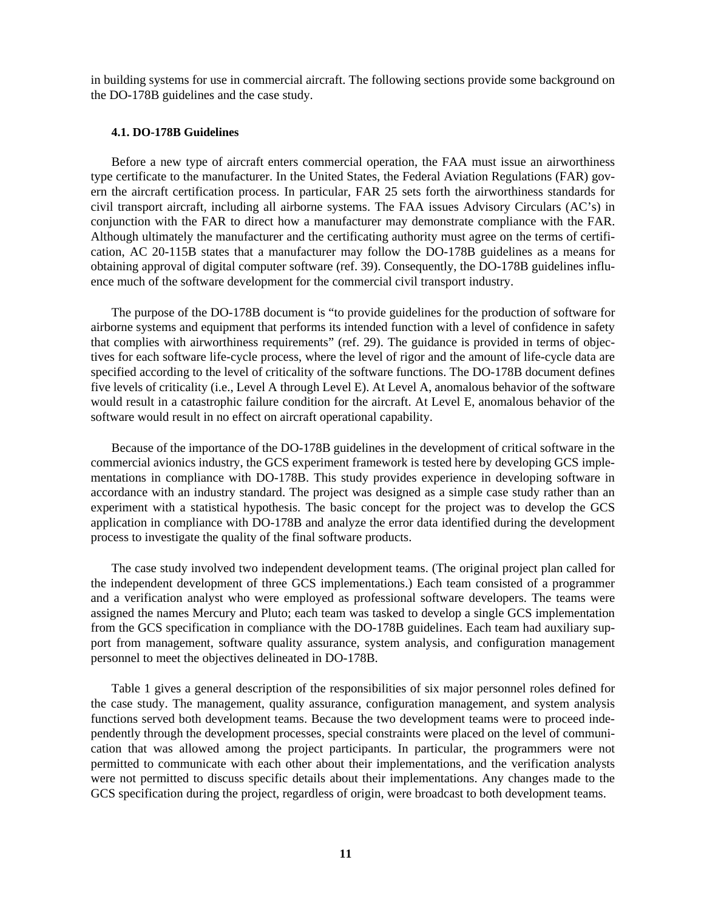in building systems for use in commercial aircraft. The following sections provide some background on the DO-178B guidelines and the case study.

#### 4.1. DO-178B Guidelines

Before a new type of aircraft enters commercial operation, the FAA must issue an airworthiness type certificate to the manufacturer. In the United States, the Federal Aviation Regulations (FAR) govern the aircraft certification process. In particular, FAR 25 sets forth the airworthiness standards for civil transport aircraft, including all airborne systems. The FAA issues Advisory Circulars (AC's) in conjunction with the FAR to direct how a manufacturer may demonstrate compliance with the FAR. Although ultimately the manufacturer and the certificating authority must agree on the terms of certification, AC 20-115B states that a manufacturer may follow the DO-178B guidelines as a means for obtaining approval of digital computer software (ref. 39). Consequently, the DO-178B guidelines influence much of the software development for the commercial civil transport industry.

The purpose of the DO-178B document is "to provide guidelines for the production of software for airborne systems and equipment that performs its intended function with a level of confidence in safety that complies with airworthiness requirements" (ref. 29). The guidance is provided in terms of objectives for each software life-cycle process, where the level of rigor and the amount of life-cycle data are specified according to the level of criticality of the software functions. The DO-178B document defines five levels of criticality (i.e., Level A through Level E). At Level A, anomalous behavior of the software would result in a catastrophic failure condition for the aircraft. At Level E, anomalous behavior of the software would result in no effect on aircraft operational capability.

Because of the importance of the DO-178B guidelines in the development of critical software in the commercial avionics industry, the GCS experiment framework is tested here by developing GCS implementations in compliance with DO-178B. This study provides experience in developing software in accordance with an industry standard. The project was designed as a simple case study rather than an experiment with a statistical hypothesis. The basic concept for the project was to develop the GCS application in compliance with DO-178B and analyze the error data identified during the development process to investigate the quality of the final software products.

The case study involved two independent development teams. (The original project plan called for the independent development of three GCS implementations.) Each team consisted of a programmer and a verification analyst who were employed as professional software developers. The teams were assigned the names Mercury and Pluto; each team was tasked to develop a single GCS implementation from the GCS specification in compliance with the DO-178B guidelines. Each team had auxiliary support from management, software quality assurance, system analysis, and configuration management personnel to meet the objectives delineated in DO-178B.

Table 1 gives a general description of the responsibilities of six major personnel roles defined for the case study. The management, quality assurance, configuration management, and system analysis functions served both development teams. Because the two development teams were to proceed independently through the development processes, special constraints were placed on the level of communication that was allowed among the project participants. In particular, the programmers were not permitted to communicate with each other about their implementations, and the verification analysts were not permitted to discuss specific details about their implementations. Any changes made to the GCS specification during the project, regardless of origin, were broadcast to both development teams.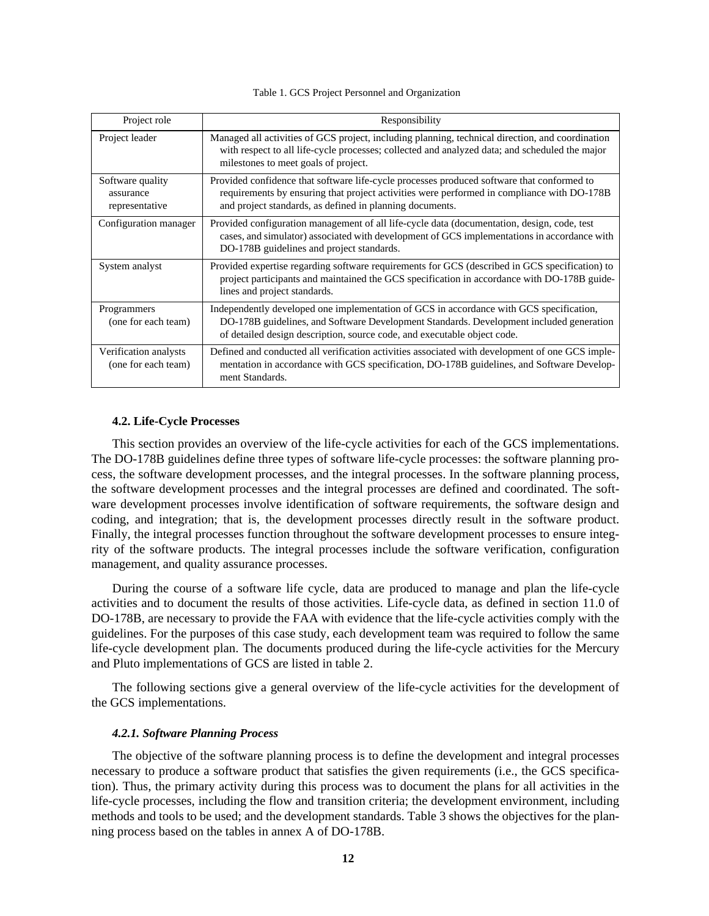Table 1. GCS Project Personnel and Organization

| Project role | Responsibility |
|---|---|
| Project leader | Managed all activities of GCS project, including planning, technical direction, and coordination with respect to all life-cycle processes; collected and analyzed data; and scheduled the major milestones to meet goals of project. |
| Software quality assurance representative | Provided confidence that software life-cycle processes produced software that conformed to requirements by ensuring that project activities were performed in compliance with DO-178B and project standards, as defined in planning documents. |
| Configuration manager | Provided configuration management of all life-cycle data (documentation, design, code, test cases, and simulator) associated with development of GCS implementations in accordance with DO-178B guidelines and project standards. |
| System analyst | Provided expertise regarding software requirements for GCS (described in GCS specification) to project participants and maintained the GCS specification in accordance with DO-178B guidelines and project standards. |
| Programmers (one for each team) | Independently developed one implementation of GCS in accordance with GCS specification, DO-178B guidelines, and Software Development Standards. Development included generation of detailed design description, source code, and executable object code. |
| Verification analysts (one for each team) | Defined and conducted all verification activities associated with development of one GCS implementation in accordance with GCS specification, DO-178B guidelines, and Software Development Standards. |

### 4.2. Life-Cycle Processes

This section provides an overview of the life-cycle activities for each of the GCS implementations. The DO-178B guidelines define three types of software life-cycle processes: the software planning process, the software development processes, and the integral processes. In the software planning process, the software development processes and the integral processes are defined and coordinated. The software development processes involve identification of software requirements, the software design and coding, and integration; that is, the development processes directly result in the software product. Finally, the integral processes function throughout the software development processes to ensure integrity of the software products. The integral processes include the software verification, configuration management, and quality assurance processes.

During the course of a software life cycle, data are produced to manage and plan the life-cycle activities and to document the results of those activities. Life-cycle data, as defined in section 11.0 of DO-178B, are necessary to provide the FAA with evidence that the life-cycle activities comply with the guidelines. For the purposes of this case study, each development team was required to follow the same life-cycle development plan. The documents produced during the life-cycle activities for the Mercury and Pluto implementations of GCS are listed in table 2.

The following sections give a general overview of the life-cycle activities for the development of the GCS implementations.

#### *4.2.1. Software Planning Process*

The objective of the software planning process is to define the development and integral processes necessary to produce a software product that satisfies the given requirements (i.e., the GCS specification). Thus, the primary activity during this process was to document the plans for all activities in the life-cycle processes, including the flow and transition criteria; the development environment, including methods and tools to be used; and the development standards. Table 3 shows the objectives for the planning process based on the tables in annex A of DO-178B.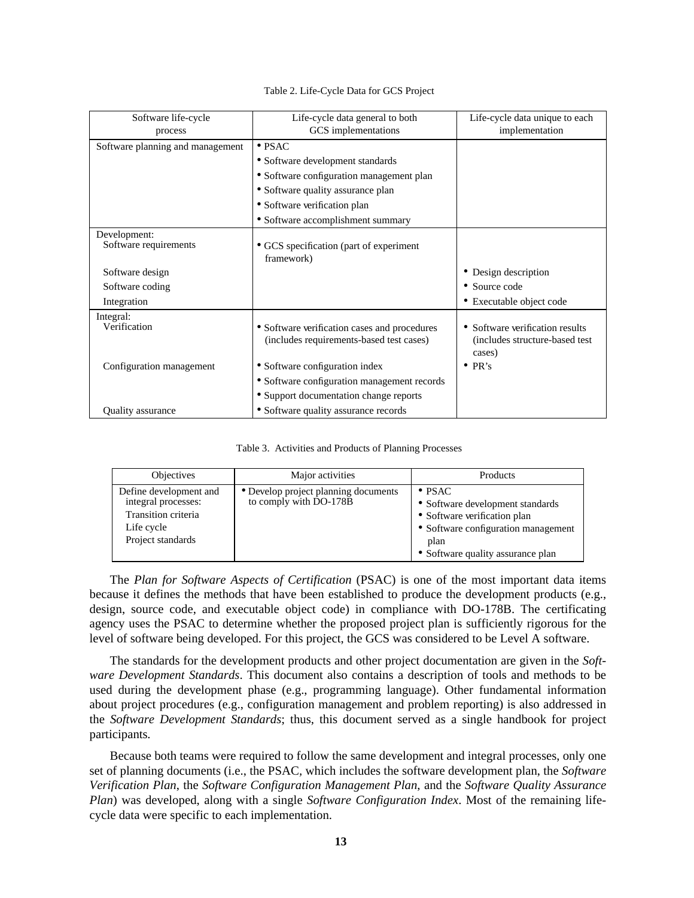Table 2. Life-Cycle Data for GCS Project

| Software life-cycle process | Life-cycle data general to both GCS implementations | Life-cycle data unique to each implementation |
|---|---|---|
| Software planning and management | • PSAC<br>• Software development standards<br>• Software configuration management plan<br>• Software quality assurance plan<br>• Software verification plan<br>• Software accomplishment summary | |
| Development:<br>Software requirements | • GCS specification (part of experiment framework) | |
| Software design | | • Design description |
| Software coding | | • Source code |
| Integration | | • Executable object code |
| Integral:<br>Verification | • Software verification cases and procedures (includes requirements-based test cases) | • Software verification results (includes structure-based test cases) |
| Configuration management | • Software configuration index<br>• Software configuration management records<br>• Support documentation change reports | • PR's |
| Quality assurance | • Software quality assurance records | |

Table 3. Activities and Products of Planning Processes

| Objectives | Major activities | Products |
|---|---|---|
| Define development and integral processes:<br>Transition criteria<br>Life cycle<br>Project standards | • Develop project planning documents to comply with DO-178B | • PSAC<br>• Software development standards<br>• Software verification plan<br>• Software configuration management plan<br>• Software quality assurance plan |

The *Plan for Software Aspects of Certification* (PSAC) is one of the most important data items because it defines the methods that have been established to produce the development products (e.g., design, source code, and executable object code) in compliance with DO-178B. The certificating agency uses the PSAC to determine whether the proposed project plan is sufficiently rigorous for the level of software being developed. For this project, the GCS was considered to be Level A software.

The standards for the development products and other project documentation are given in the *Software Development Standards*. This document also contains a description of tools and methods to be used during the development phase (e.g., programming language). Other fundamental information about project procedures (e.g., configuration management and problem reporting) is also addressed in the *Software Development Standards*; thus, this document served as a single handbook for project participants.

Because both teams were required to follow the same development and integral processes, only one set of planning documents (i.e., the PSAC, which includes the software development plan, the *Software Verification Plan*, the *Software Configuration Management Plan*, and the *Software Quality Assurance Plan*) was developed, along with a single *Software Configuration Index*. Most of the remaining life-cycle data were specific to each implementation.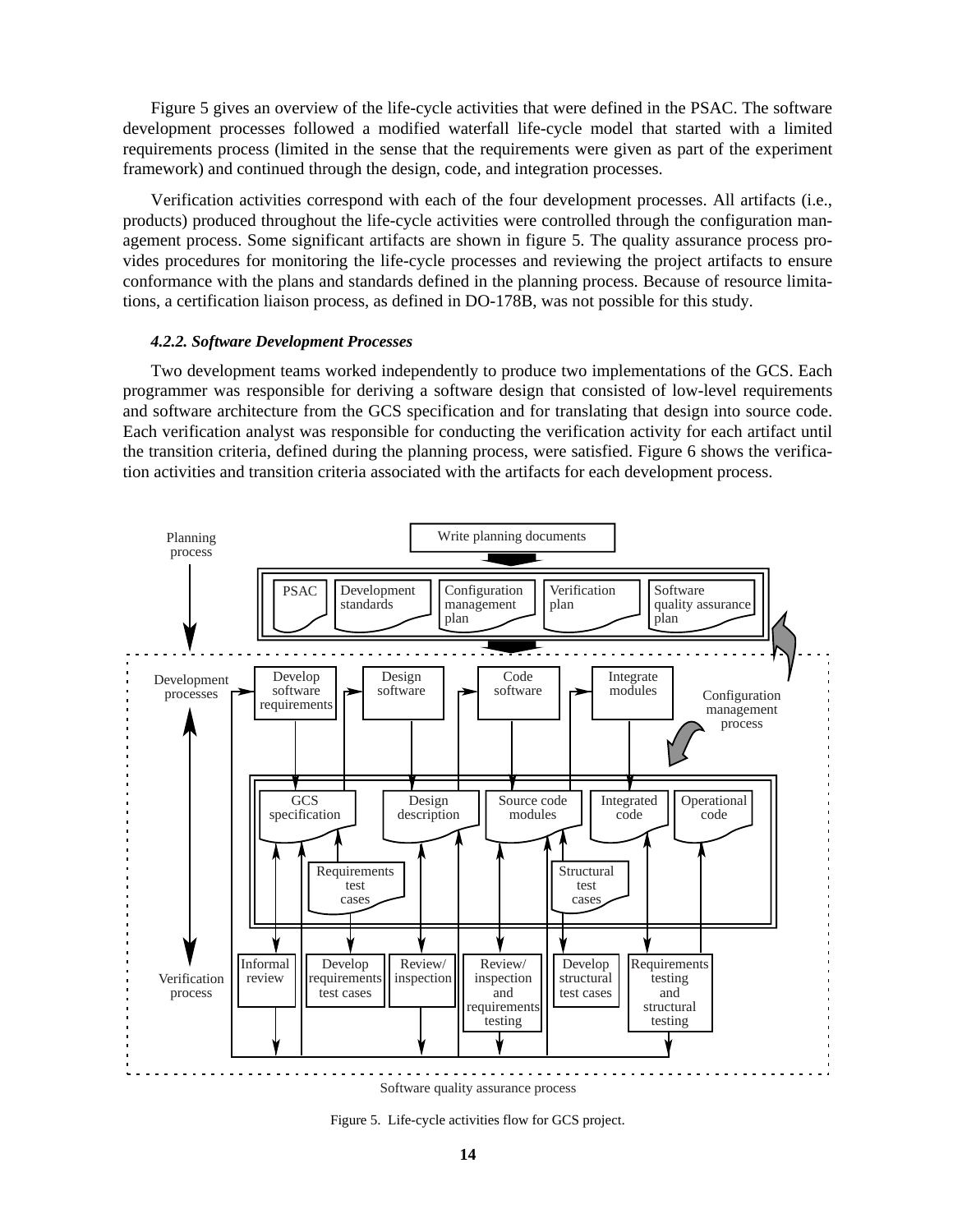Figure 5 gives an overview of the life-cycle activities that were defined in the PSAC. The software development processes followed a modified waterfall life-cycle model that started with a limited requirements process (limited in the sense that the requirements were given as part of the experiment framework) and continued through the design, code, and integration processes.

Verification activities correspond with each of the four development processes. All artifacts (i.e., products) produced throughout the life-cycle activities were controlled through the configuration management process. Some significant artifacts are shown in figure 5. The quality assurance process provides procedures for monitoring the life-cycle processes and reviewing the project artifacts to ensure conformance with the plans and standards defined in the planning process. Because of resource limitations, a certification liaison process, as defined in DO-178B, was not possible for this study.

#### *4.2.2. Software Development Processes*

Two development teams worked independently to produce two implementations of the GCS. Each programmer was responsible for deriving a software design that consisted of low-level requirements and software architecture from the GCS specification and for translating that design into source code. Each verification analyst was responsible for conducting the verification activity for each artifact until the transition criteria, defined during the planning process, were satisfied. Figure 6 shows the verification activities and transition criteria associated with the artifacts for each development process.

Figure 5. Life-cycle activities flow for GCS project.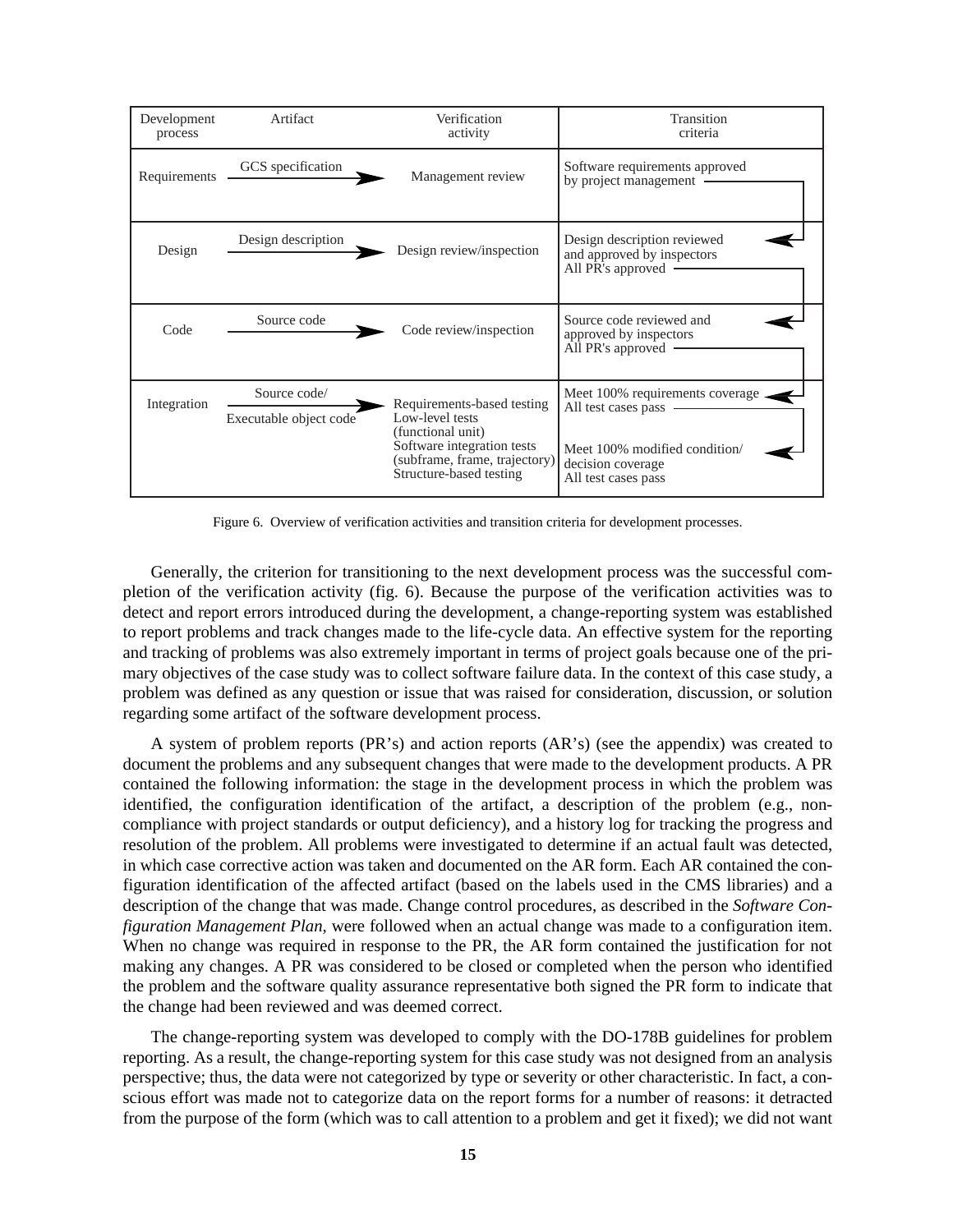| Development process | Artifact | Verification activity | Transition criteria |
| --- | --- | --- | --- |
| Requirements | GCS specification | Management review | Software requirements approved by project management |
| Design | Design description | Design review/inspection | Design description reviewed and approved by inspectors<br>All PR's approved |
| Code | Source code | Code review/inspection | Source code reviewed and approved by inspectors<br>All PR's approved |
| Integration | Source code/<br>Executable object code | Requirements-based testing<br>Low-level tests (functional unit)<br>Software integration tests (subframe, frame, trajectory)<br>Structure-based testing | Meet 100% requirements coverage<br>All test cases pass<br><br>Meet 100% modified condition/decision coverage<br>All test cases pass |

Figure 6. Overview of verification activities and transition criteria for development processes.

Generally, the criterion for transitioning to the next development process was the successful completion of the verification activity (fig. 6). Because the purpose of the verification activities was to detect and report errors introduced during the development, a change-reporting system was established to report problems and track changes made to the life-cycle data. An effective system for the reporting and tracking of problems was also extremely important in terms of project goals because one of the primary objectives of the case study was to collect software failure data. In the context of this case study, a problem was defined as any question or issue that was raised for consideration, discussion, or solution regarding some artifact of the software development process.

A system of problem reports (PR's) and action reports (AR's) (see the appendix) was created to document the problems and any subsequent changes that were made to the development products. A PR contained the following information: the stage in the development process in which the problem was identified, the configuration identification of the artifact, a description of the problem (e.g., noncompliance with project standards or output deficiency), and a history log for tracking the progress and resolution of the problem. All problems were investigated to determine if an actual fault was detected, in which case corrective action was taken and documented on the AR form. Each AR contained the configuration identification of the affected artifact (based on the labels used in the CMS libraries) and a description of the change that was made. Change control procedures, as described in the *Software Configuration Management Plan*, were followed when an actual change was made to a configuration item. When no change was required in response to the PR, the AR form contained the justification for not making any changes. A PR was considered to be closed or completed when the person who identified the problem and the software quality assurance representative both signed the PR form to indicate that the change had been reviewed and was deemed correct.

The change-reporting system was developed to comply with the DO-178B guidelines for problem reporting. As a result, the change-reporting system for this case study was not designed from an analysis perspective; thus, the data were not categorized by type or severity or other characteristic. In fact, a conscious effort was made not to categorize data on the report forms for a number of reasons: it detracted from the purpose of the form (which was to call attention to a problem and get it fixed); we did not want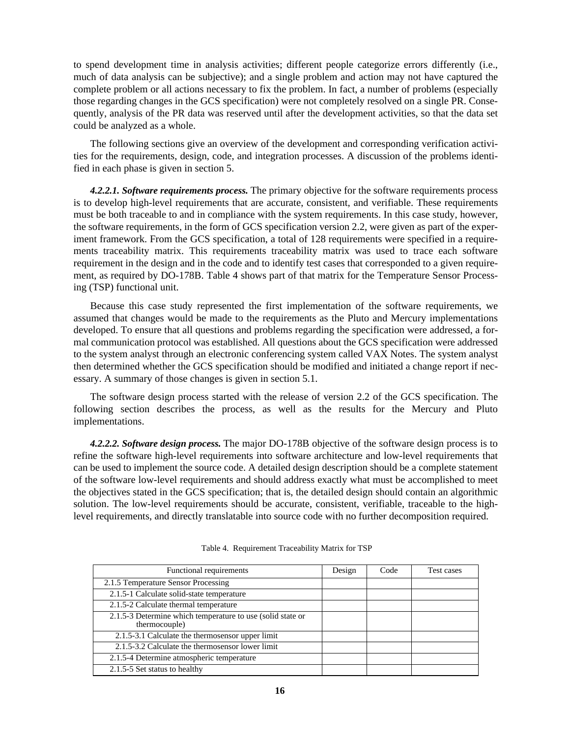to spend development time in analysis activities; different people categorize errors differently (i.e., much of data analysis can be subjective); and a single problem and action may not have captured the complete problem or all actions necessary to fix the problem. In fact, a number of problems (especially those regarding changes in the GCS specification) were not completely resolved on a single PR. Consequently, analysis of the PR data was reserved until after the development activities, so that the data set could be analyzed as a whole.

The following sections give an overview of the development and corresponding verification activities for the requirements, design, code, and integration processes. A discussion of the problems identified in each phase is given in section 5.

***4.2.2.1. Software requirements process.*** The primary objective for the software requirements process is to develop high-level requirements that are accurate, consistent, and verifiable. These requirements must be both traceable to and in compliance with the system requirements. In this case study, however, the software requirements, in the form of GCS specification version 2.2, were given as part of the experiment framework. From the GCS specification, a total of 128 requirements were specified in a requirements traceability matrix. This requirements traceability matrix was used to trace each software requirement in the design and in the code and to identify test cases that corresponded to a given requirement, as required by DO-178B. Table 4 shows part of that matrix for the Temperature Sensor Processing (TSP) functional unit.

Because this case study represented the first implementation of the software requirements, we assumed that changes would be made to the requirements as the Pluto and Mercury implementations developed. To ensure that all questions and problems regarding the specification were addressed, a formal communication protocol was established. All questions about the GCS specification were addressed to the system analyst through an electronic conferencing system called VAX Notes. The system analyst then determined whether the GCS specification should be modified and initiated a change report if necessary. A summary of those changes is given in section 5.1.

The software design process started with the release of version 2.2 of the GCS specification. The following section describes the process, as well as the results for the Mercury and Pluto implementations.

***4.2.2.2. Software design process.*** The major DO-178B objective of the software design process is to refine the software high-level requirements into software architecture and low-level requirements that can be used to implement the source code. A detailed design description should be a complete statement of the software low-level requirements and should address exactly what must be accomplished to meet the objectives stated in the GCS specification; that is, the detailed design should contain an algorithmic solution. The low-level requirements should be accurate, consistent, verifiable, traceable to the high-level requirements, and directly translatable into source code with no further decomposition required.

Table 4. Requirement Traceability Matrix for TSP

| Functional requirements | Design | Code | Test cases |
|---|---|---|---|
| 2.1.5 Temperature Sensor Processing | | | |
| 2.1.5-1 Calculate solid-state temperature | | | |
| 2.1.5-2 Calculate thermal temperature | | | |
| 2.1.5-3 Determine which temperature to use (solid state or thermocouple) | | | |
| 2.1.5-3.1 Calculate the thermosensor upper limit | | | |
| 2.1.5-3.2 Calculate the thermosensor lower limit | | | |
| 2.1.5-4 Determine atmospheric temperature | | | |
| 2.1.5-5 Set status to healthy | | | |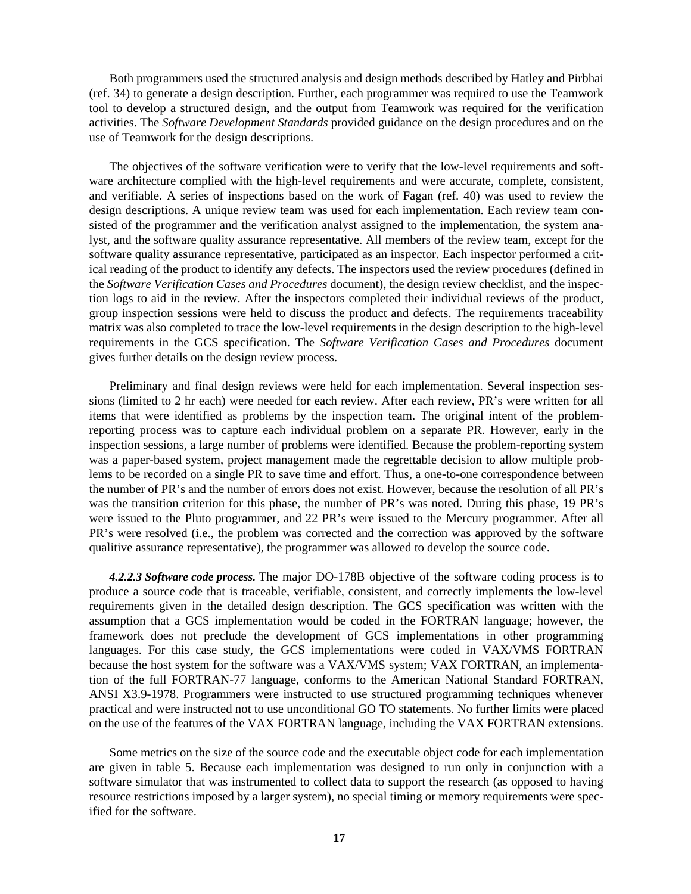Both programmers used the structured analysis and design methods described by Hatley and Pirbhai (ref. 34) to generate a design description. Further, each programmer was required to use the Teamwork tool to develop a structured design, and the output from Teamwork was required for the verification activities. The *Software Development Standards* provided guidance on the design procedures and on the use of Teamwork for the design descriptions.

The objectives of the software verification were to verify that the low-level requirements and software architecture complied with the high-level requirements and were accurate, complete, consistent, and verifiable. A series of inspections based on the work of Fagan (ref. 40) was used to review the design descriptions. A unique review team was used for each implementation. Each review team consisted of the programmer and the verification analyst assigned to the implementation, the system analyst, and the software quality assurance representative. All members of the review team, except for the software quality assurance representative, participated as an inspector. Each inspector performed a critical reading of the product to identify any defects. The inspectors used the review procedures (defined in the *Software Verification Cases and Procedures* document), the design review checklist, and the inspection logs to aid in the review. After the inspectors completed their individual reviews of the product, group inspection sessions were held to discuss the product and defects. The requirements traceability matrix was also completed to trace the low-level requirements in the design description to the high-level requirements in the GCS specification. The *Software Verification Cases and Procedures* document gives further details on the design review process.

Preliminary and final design reviews were held for each implementation. Several inspection sessions (limited to 2 hr each) were needed for each review. After each review, PR's were written for all items that were identified as problems by the inspection team. The original intent of the problem-reporting process was to capture each individual problem on a separate PR. However, early in the inspection sessions, a large number of problems were identified. Because the problem-reporting system was a paper-based system, project management made the regrettable decision to allow multiple problems to be recorded on a single PR to save time and effort. Thus, a one-to-one correspondence between the number of PR's and the number of errors does not exist. However, because the resolution of all PR's was the transition criterion for this phase, the number of PR's was noted. During this phase, 19 PR's were issued to the Pluto programmer, and 22 PR's were issued to the Mercury programmer. After all PR's were resolved (i.e., the problem was corrected and the correction was approved by the software qualitive assurance representative), the programmer was allowed to develop the source code.

***4.2.2.3 Software code process.*** The major DO-178B objective of the software coding process is to produce a source code that is traceable, verifiable, consistent, and correctly implements the low-level requirements given in the detailed design description. The GCS specification was written with the assumption that a GCS implementation would be coded in the FORTRAN language; however, the framework does not preclude the development of GCS implementations in other programming languages. For this case study, the GCS implementations were coded in VAX/VMS FORTRAN because the host system for the software was a VAX/VMS system; VAX FORTRAN, an implementation of the full FORTRAN-77 language, conforms to the American National Standard FORTRAN, ANSI X3.9-1978. Programmers were instructed to use structured programming techniques whenever practical and were instructed not to use unconditional GO TO statements. No further limits were placed on the use of the features of the VAX FORTRAN language, including the VAX FORTRAN extensions.

Some metrics on the size of the source code and the executable object code for each implementation are given in table 5. Because each implementation was designed to run only in conjunction with a software simulator that was instrumented to collect data to support the research (as opposed to having resource restrictions imposed by a larger system), no special timing or memory requirements were specified for the software.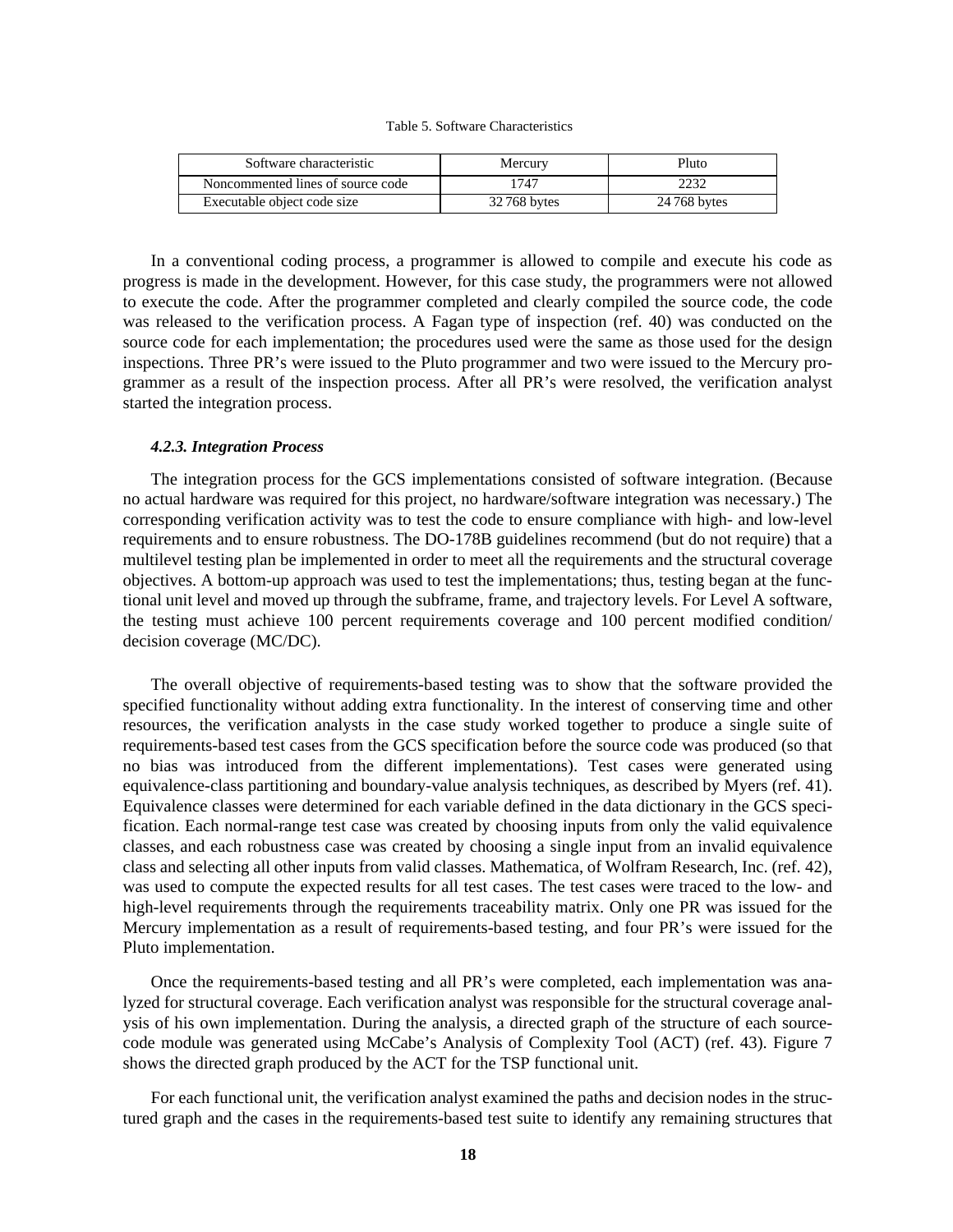Table 5. Software Characteristics

| Software characteristic | Mercury | Pluto |
|---|---|---|
| Noncommented lines of source code | 1747 | 2232 |
| Executable object code size | 32 768 bytes | 24 768 bytes |

In a conventional coding process, a programmer is allowed to compile and execute his code as progress is made in the development. However, for this case study, the programmers were not allowed to execute the code. After the programmer completed and clearly compiled the source code, the code was released to the verification process. A Fagan type of inspection (ref. 40) was conducted on the source code for each implementation; the procedures used were the same as those used for the design inspections. Three PR's were issued to the Pluto programmer and two were issued to the Mercury programmer as a result of the inspection process. After all PR's were resolved, the verification analyst started the integration process.

#### *4.2.3. Integration Process*

The integration process for the GCS implementations consisted of software integration. (Because no actual hardware was required for this project, no hardware/software integration was necessary.) The corresponding verification activity was to test the code to ensure compliance with high- and low-level requirements and to ensure robustness. The DO-178B guidelines recommend (but do not require) that a multilevel testing plan be implemented in order to meet all the requirements and the structural coverage objectives. A bottom-up approach was used to test the implementations; thus, testing began at the functional unit level and moved up through the subframe, frame, and trajectory levels. For Level A software, the testing must achieve 100 percent requirements coverage and 100 percent modified condition/decision coverage (MC/DC).

The overall objective of requirements-based testing was to show that the software provided the specified functionality without adding extra functionality. In the interest of conserving time and other resources, the verification analysts in the case study worked together to produce a single suite of requirements-based test cases from the GCS specification before the source code was produced (so that no bias was introduced from the different implementations). Test cases were generated using equivalence-class partitioning and boundary-value analysis techniques, as described by Myers (ref. 41). Equivalence classes were determined for each variable defined in the data dictionary in the GCS specification. Each normal-range test case was created by choosing inputs from only the valid equivalence classes, and each robustness case was created by choosing a single input from an invalid equivalence class and selecting all other inputs from valid classes. Mathematica, of Wolfram Research, Inc. (ref. 42), was used to compute the expected results for all test cases. The test cases were traced to the low- and high-level requirements through the requirements traceability matrix. Only one PR was issued for the Mercury implementation as a result of requirements-based testing, and four PR's were issued for the Pluto implementation.

Once the requirements-based testing and all PR's were completed, each implementation was analyzed for structural coverage. Each verification analyst was responsible for the structural coverage analysis of his own implementation. During the analysis, a directed graph of the structure of each source-code module was generated using McCabe's Analysis of Complexity Tool (ACT) (ref. 43). Figure 7 shows the directed graph produced by the ACT for the TSP functional unit.

For each functional unit, the verification analyst examined the paths and decision nodes in the structured graph and the cases in the requirements-based test suite to identify any remaining structures that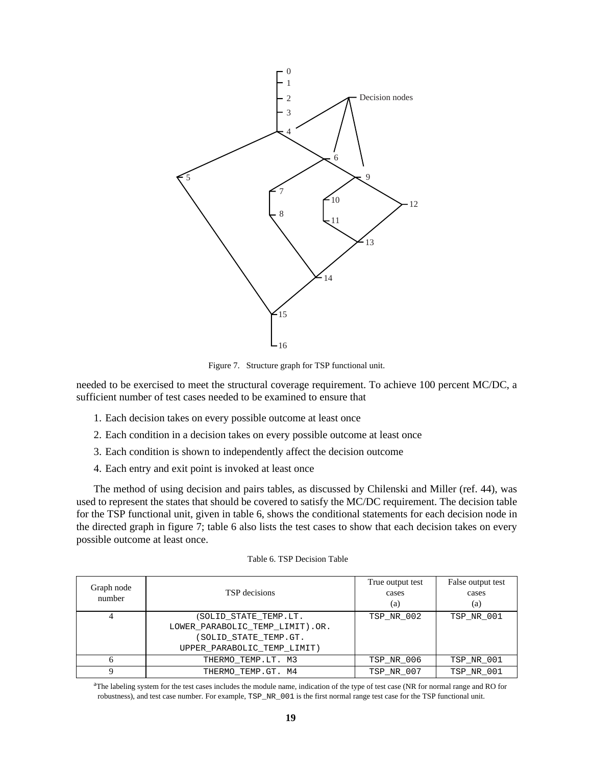Figure 7. Structure graph for TSP functional unit.

needed to be exercised to meet the structural coverage requirement. To achieve 100 percent MC/DC, a sufficient number of test cases needed to be examined to ensure that

1. Each decision takes on every possible outcome at least once
2. Each condition in a decision takes on every possible outcome at least once
3. Each condition is shown to independently affect the decision outcome
4. Each entry and exit point is invoked at least once

The method of using decision and pairs tables, as discussed by Chilenski and Miller (ref. 44), was used to represent the states that should be covered to satisfy the MC/DC requirement. The decision table for the TSP functional unit, given in table 6, shows the conditional statements for each decision node in the directed graph in figure 7; table 6 also lists the test cases to show that each decision takes on every possible outcome at least once.

Table 6. TSP Decision Table

| Graph node number | TSP decisions | True output test cases (a) | False output test cases (a) |
|---|---|---|---|
| 4 | (SOLID_STATE_TEMP.LT. LOWER_PARABOLIC_TEMP_LIMIT).OR. (SOLID_STATE_TEMP.GT. UPPER_PARABOLIC_TEMP_LIMIT) | TSP_NR_002 | TSP_NR_001 |
| 6 | THERMO_TEMP.LT. M3 | TSP_NR_006 | TSP_NR_001 |
| 9 | THERMO_TEMP.GT. M4 | TSP_NR_007 | TSP_NR_001 |

[a]The labeling system for the test cases includes the module name, indication of the type of test case (NR for normal range and RO for robustness), and test case number. For example, TSP_NR_001 is the first normal range test case for the TSP functional unit.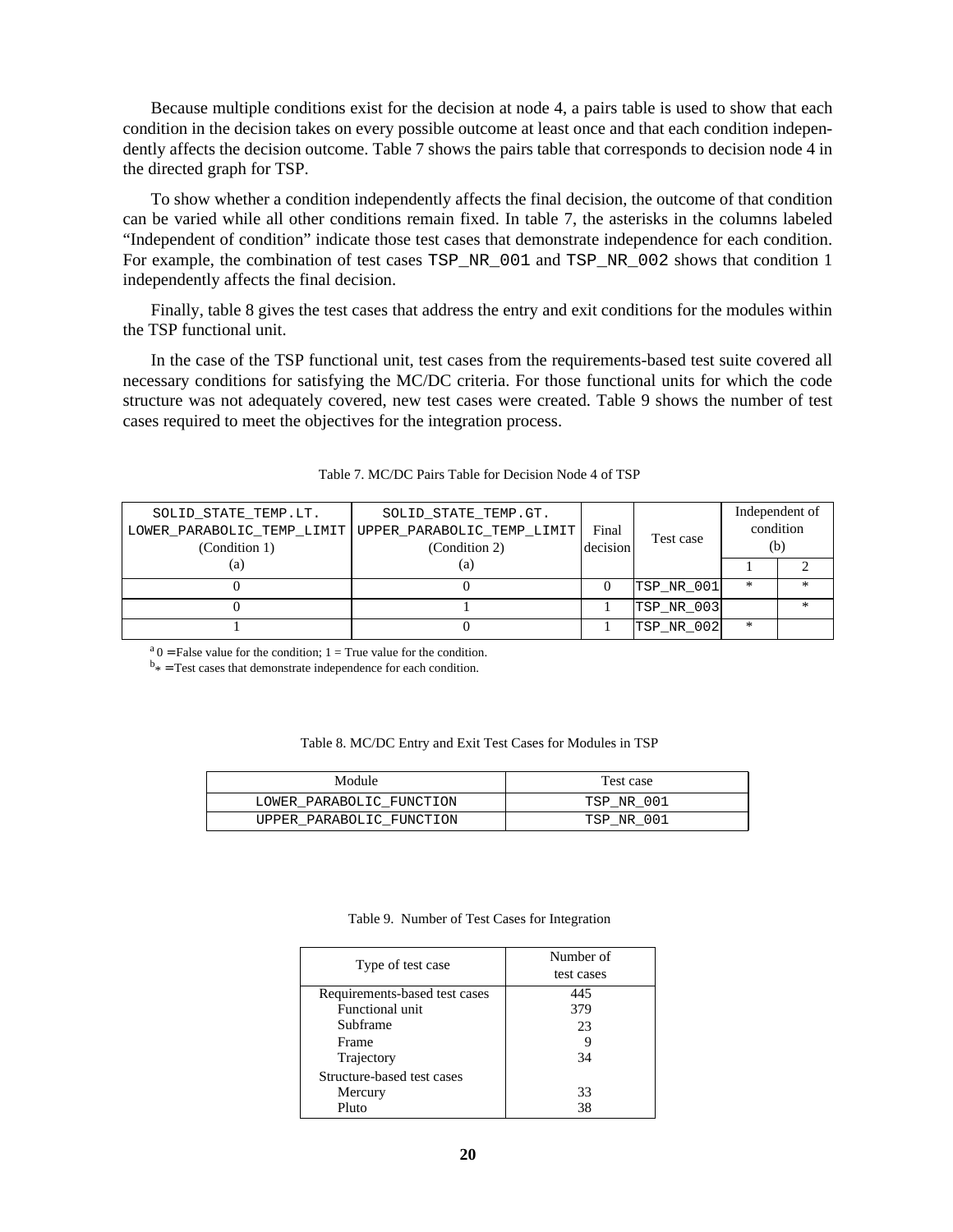Because multiple conditions exist for the decision at node 4, a pairs table is used to show that each condition in the decision takes on every possible outcome at least once and that each condition independently affects the decision outcome. Table 7 shows the pairs table that corresponds to decision node 4 in the directed graph for TSP.

To show whether a condition independently affects the final decision, the outcome of that condition can be varied while all other conditions remain fixed. In table 7, the asterisks in the columns labeled "Independent of condition" indicate those test cases that demonstrate independence for each condition. For example, the combination of test cases TSP_NR_001 and TSP_NR_002 shows that condition 1 independently affects the final decision.

Finally, table 8 gives the test cases that address the entry and exit conditions for the modules within the TSP functional unit.

In the case of the TSP functional unit, test cases from the requirements-based test suite covered all necessary conditions for satisfying the MC/DC criteria. For those functional units for which the code structure was not adequately covered, new test cases were created. Table 9 shows the number of test cases required to meet the objectives for the integration process.

Table 7. MC/DC Pairs Table for Decision Node 4 of TSP

| SOLID_STATE_TEMP.LT. LOWER_PARABOLIC_TEMP_LIMIT (Condition 1) (a) | SOLID_STATE_TEMP.GT. UPPER_PARABOLIC_TEMP_LIMIT (Condition 2) (a) | Final decision | Test case | Independent of condition (b) | |
|---|---|---|---|---|---|
| | | | | 1 | 2 |
| 0 | 0 | 0 | TSP_NR_001 | * | * |
| 0 | 1 | 1 | TSP_NR_003 | | * |
| 1 | 0 | 1 | TSP_NR_002 | * | |

[a] 0 = False value for the condition; 1 = True value for the condition.
[b] * = Test cases that demonstrate independence for each condition.

Table 8. MC/DC Entry and Exit Test Cases for Modules in TSP

| Module | Test case |
|---|---|
| LOWER_PARABOLIC_FUNCTION | TSP_NR_001 |
| UPPER_PARABOLIC_FUNCTION | TSP_NR_001 |

Table 9. Number of Test Cases for Integration

| Type of test case | Number of test cases |
|---|---|
| Requirements-based test cases | 445 |
| Functional unit | 379 |
| Subframe | 23 |
| Frame | 9 |
| Trajectory | 34 |
| Structure-based test cases | |
| Mercury | 33 |
| Pluto | 38 |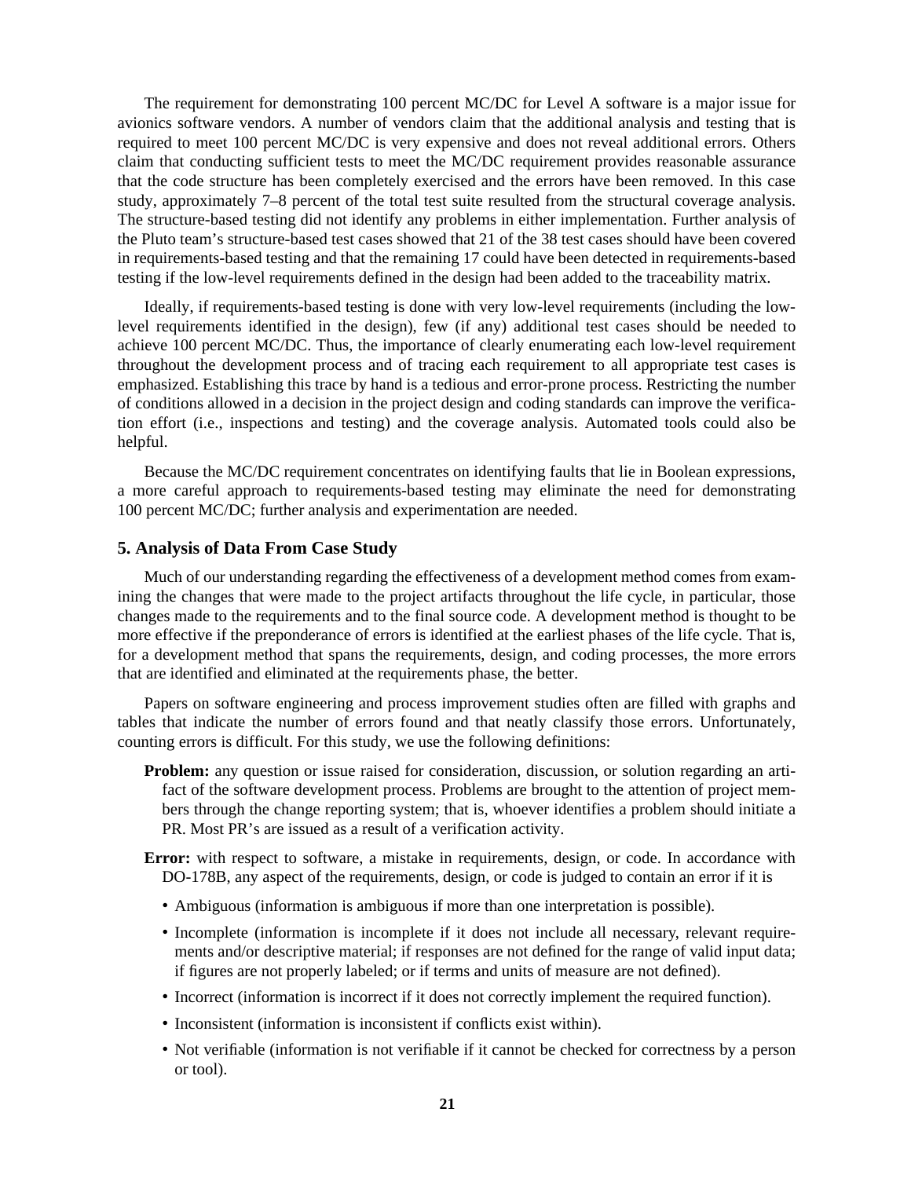The requirement for demonstrating 100 percent MC/DC for Level A software is a major issue for avionics software vendors. A number of vendors claim that the additional analysis and testing that is required to meet 100 percent MC/DC is very expensive and does not reveal additional errors. Others claim that conducting sufficient tests to meet the MC/DC requirement provides reasonable assurance that the code structure has been completely exercised and the errors have been removed. In this case study, approximately 7–8 percent of the total test suite resulted from the structural coverage analysis. The structure-based testing did not identify any problems in either implementation. Further analysis of the Pluto team's structure-based test cases showed that 21 of the 38 test cases should have been covered in requirements-based testing and that the remaining 17 could have been detected in requirements-based testing if the low-level requirements defined in the design had been added to the traceability matrix.

Ideally, if requirements-based testing is done with very low-level requirements (including the low-level requirements identified in the design), few (if any) additional test cases should be needed to achieve 100 percent MC/DC. Thus, the importance of clearly enumerating each low-level requirement throughout the development process and of tracing each requirement to all appropriate test cases is emphasized. Establishing this trace by hand is a tedious and error-prone process. Restricting the number of conditions allowed in a decision in the project design and coding standards can improve the verification effort (i.e., inspections and testing) and the coverage analysis. Automated tools could also be helpful.

Because the MC/DC requirement concentrates on identifying faults that lie in Boolean expressions, a more careful approach to requirements-based testing may eliminate the need for demonstrating 100 percent MC/DC; further analysis and experimentation are needed.

## 5. Analysis of Data From Case Study

Much of our understanding regarding the effectiveness of a development method comes from examining the changes that were made to the project artifacts throughout the life cycle, in particular, those changes made to the requirements and to the final source code. A development method is thought to be more effective if the preponderance of errors is identified at the earliest phases of the life cycle. That is, for a development method that spans the requirements, design, and coding processes, the more errors that are identified and eliminated at the requirements phase, the better.

Papers on software engineering and process improvement studies often are filled with graphs and tables that indicate the number of errors found and that neatly classify those errors. Unfortunately, counting errors is difficult. For this study, we use the following definitions:

**Problem:** any question or issue raised for consideration, discussion, or solution regarding an artifact of the software development process. Problems are brought to the attention of project members through the change reporting system; that is, whoever identifies a problem should initiate a PR. Most PR's are issued as a result of a verification activity.

**Error:** with respect to software, a mistake in requirements, design, or code. In accordance with DO-178B, any aspect of the requirements, design, or code is judged to contain an error if it is

- Ambiguous (information is ambiguous if more than one interpretation is possible).
- Incomplete (information is incomplete if it does not include all necessary, relevant requirements and/or descriptive material; if responses are not defined for the range of valid input data; if figures are not properly labeled; or if terms and units of measure are not defined).
- Incorrect (information is incorrect if it does not correctly implement the required function).
- Inconsistent (information is inconsistent if conflicts exist within).
- Not verifiable (information is not verifiable if it cannot be checked for correctness by a person or tool).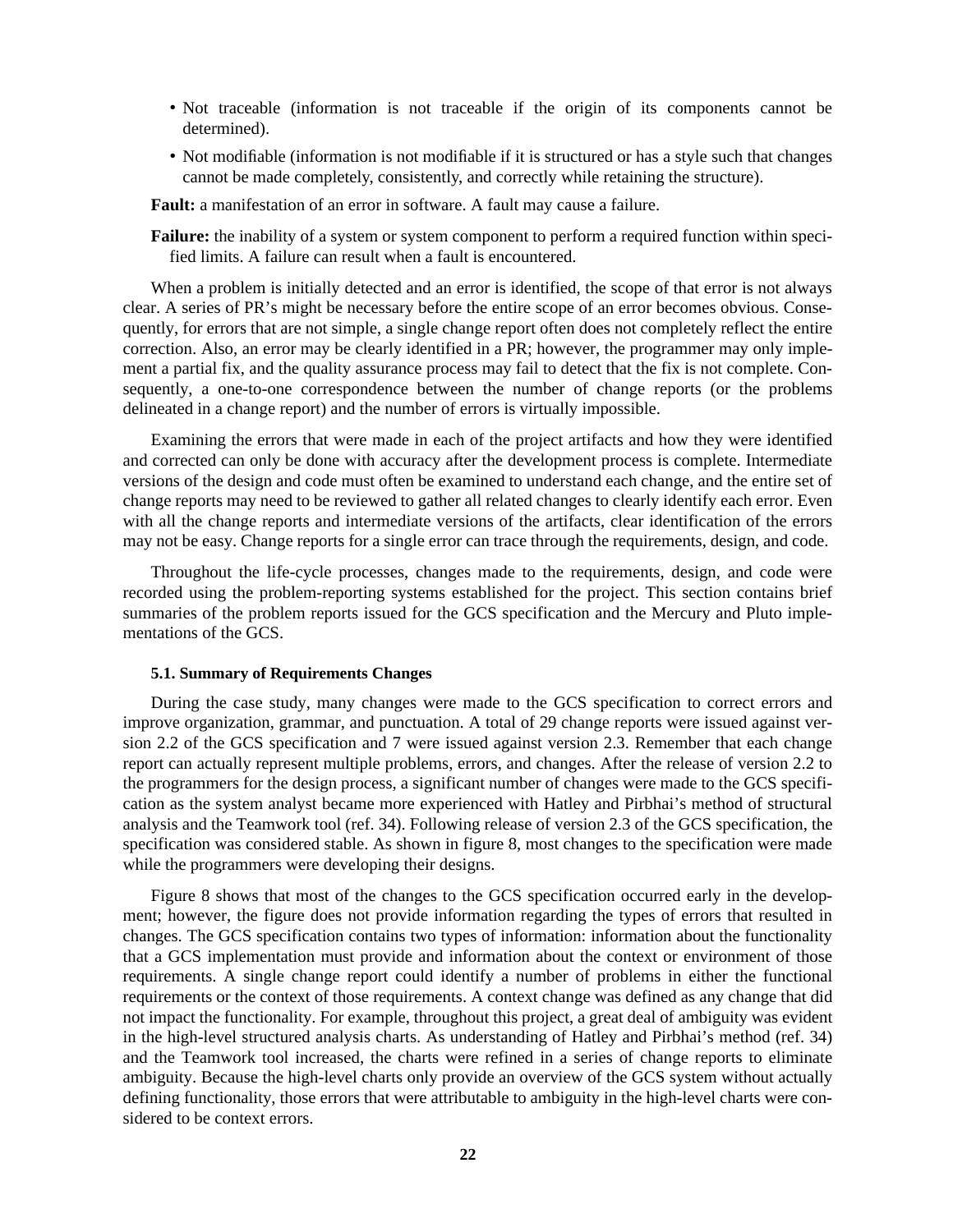- Not traceable (information is not traceable if the origin of its components cannot be determined).
- Not modifiable (information is not modifiable if it is structured or has a style such that changes cannot be made completely, consistently, and correctly while retaining the structure).

**Fault:** a manifestation of an error in software. A fault may cause a failure.

**Failure:** the inability of a system or system component to perform a required function within specified limits. A failure can result when a fault is encountered.

When a problem is initially detected and an error is identified, the scope of that error is not always clear. A series of PR's might be necessary before the entire scope of an error becomes obvious. Consequently, for errors that are not simple, a single change report often does not completely reflect the entire correction. Also, an error may be clearly identified in a PR; however, the programmer may only implement a partial fix, and the quality assurance process may fail to detect that the fix is not complete. Consequently, a one-to-one correspondence between the number of change reports (or the problems delineated in a change report) and the number of errors is virtually impossible.

Examining the errors that were made in each of the project artifacts and how they were identified and corrected can only be done with accuracy after the development process is complete. Intermediate versions of the design and code must often be examined to understand each change, and the entire set of change reports may need to be reviewed to gather all related changes to clearly identify each error. Even with all the change reports and intermediate versions of the artifacts, clear identification of the errors may not be easy. Change reports for a single error can trace through the requirements, design, and code.

Throughout the life-cycle processes, changes made to the requirements, design, and code were recorded using the problem-reporting systems established for the project. This section contains brief summaries of the problem reports issued for the GCS specification and the Mercury and Pluto implementations of the GCS.

### 5.1. Summary of Requirements Changes

During the case study, many changes were made to the GCS specification to correct errors and improve organization, grammar, and punctuation. A total of 29 change reports were issued against version 2.2 of the GCS specification and 7 were issued against version 2.3. Remember that each change report can actually represent multiple problems, errors, and changes. After the release of version 2.2 to the programmers for the design process, a significant number of changes were made to the GCS specification as the system analyst became more experienced with Hatley and Pirbhai's method of structural analysis and the Teamwork tool (ref. 34). Following release of version 2.3 of the GCS specification, the specification was considered stable. As shown in figure 8, most changes to the specification were made while the programmers were developing their designs.

Figure 8 shows that most of the changes to the GCS specification occurred early in the development; however, the figure does not provide information regarding the types of errors that resulted in changes. The GCS specification contains two types of information: information about the functionality that a GCS implementation must provide and information about the context or environment of those requirements. A single change report could identify a number of problems in either the functional requirements or the context of those requirements. A context change was defined as any change that did not impact the functionality. For example, throughout this project, a great deal of ambiguity was evident in the high-level structured analysis charts. As understanding of Hatley and Pirbhai's method (ref. 34) and the Teamwork tool increased, the charts were refined in a series of change reports to eliminate ambiguity. Because the high-level charts only provide an overview of the GCS system without actually defining functionality, those errors that were attributable to ambiguity in the high-level charts were considered to be context errors.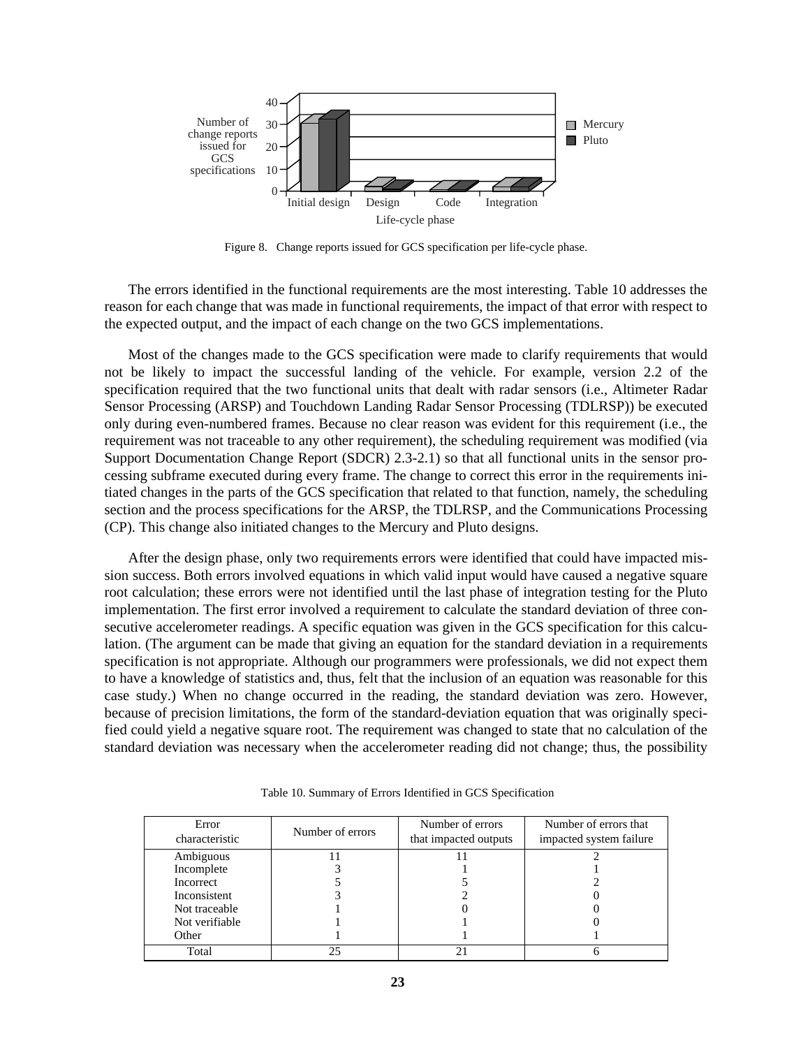Figure 8. Change reports issued for GCS specification per life-cycle phase.

The errors identified in the functional requirements are the most interesting. Table 10 addresses the reason for each change that was made in functional requirements, the impact of that error with respect to the expected output, and the impact of each change on the two GCS implementations.

Most of the changes made to the GCS specification were made to clarify requirements that would not be likely to impact the successful landing of the vehicle. For example, version 2.2 of the specification required that the two functional units that dealt with radar sensors (i.e., Altimeter Radar Sensor Processing (ARSP) and Touchdown Landing Radar Sensor Processing (TDLRSP)) be executed only during even-numbered frames. Because no clear reason was evident for this requirement (i.e., the requirement was not traceable to any other requirement), the scheduling requirement was modified (via Support Documentation Change Report (SDCR) 2.3-2.1) so that all functional units in the sensor processing subframe executed during every frame. The change to correct this error in the requirements initiated changes in the parts of the GCS specification that related to that function, namely, the scheduling section and the process specifications for the ARSP, the TDLRSP, and the Communications Processing (CP). This change also initiated changes to the Mercury and Pluto designs.

After the design phase, only two requirements errors were identified that could have impacted mission success. Both errors involved equations in which valid input would have caused a negative square root calculation; these errors were not identified until the last phase of integration testing for the Pluto implementation. The first error involved a requirement to calculate the standard deviation of three consecutive accelerometer readings. A specific equation was given in the GCS specification for this calculation. (The argument can be made that giving an equation for the standard deviation in a requirements specification is not appropriate. Although our programmers were professionals, we did not expect them to have a knowledge of statistics and, thus, felt that the inclusion of an equation was reasonable for this case study.) When no change occurred in the reading, the standard deviation was zero. However, because of precision limitations, the form of the standard-deviation equation that was originally specified could yield a negative square root. The requirement was changed to state that no calculation of the standard deviation was necessary when the accelerometer reading did not change; thus, the possibility

Table 10. Summary of Errors Identified in GCS Specification

| Error characteristic | Number of errors | Number of errors that impacted outputs | Number of errors that impacted system failure |
|---|---|---|---|
| Ambiguous | 11 | 11 | 2 |
| Incomplete | 3 | 1 | 1 |
| Incorrect | 5 | 5 | 2 |
| Inconsistent | 3 | 2 | 0 |
| Not traceable | 1 | 0 | 0 |
| Not verifiable | 1 | 1 | 0 |
| Other | 1 | 1 | 1 |
| Total | 25 | 21 | 6 |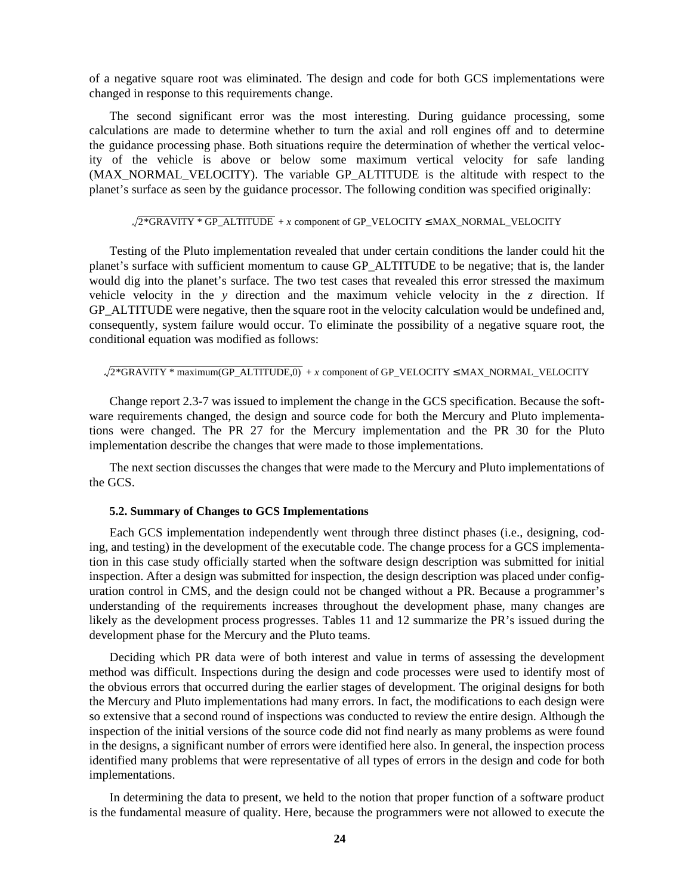of a negative square root was eliminated. The design and code for both GCS implementations were changed in response to this requirements change.

The second significant error was the most interesting. During guidance processing, some calculations are made to determine whether to turn the axial and roll engines off and to determine the guidance processing phase. Both situations require the determination of whether the vertical velocity of the vehicle is above or below some maximum vertical velocity for safe landing (MAX_NORMAL_VELOCITY). The variable GP_ALTITUDE is the altitude with respect to the planet's surface as seen by the guidance processor. The following condition was specified originally:

$$\sqrt{2 * \text{GRAVITY} * \text{GP\_ALTITUDE}} + x \text{ component of GP\_VELOCITY} \leq \text{MAX\_NORMAL\_VELOCITY}$$

Testing of the Pluto implementation revealed that under certain conditions the lander could hit the planet's surface with sufficient momentum to cause GP_ALTITUDE to be negative; that is, the lander would dig into the planet's surface. The two test cases that revealed this error stressed the maximum vehicle velocity in the $y$ direction and the maximum vehicle velocity in the $z$ direction. If GP_ALTITUDE were negative, then the square root in the velocity calculation would be undefined and, consequently, system failure would occur. To eliminate the possibility of a negative square root, the conditional equation was modified as follows:

$$\sqrt{2 * \text{GRAVITY} * \text{maximum(GP\_ALTITUDE,0)}} + x \text{ component of GP\_VELOCITY} \leq \text{MAX\_NORMAL\_VELOCITY}$$

Change report 2.3-7 was issued to implement the change in the GCS specification. Because the software requirements changed, the design and source code for both the Mercury and Pluto implementations were changed. The PR 27 for the Mercury implementation and the PR 30 for the Pluto implementation describe the changes that were made to those implementations.

The next section discusses the changes that were made to the Mercury and Pluto implementations of the GCS.

#### 5.2. Summary of Changes to GCS Implementations

Each GCS implementation independently went through three distinct phases (i.e., designing, coding, and testing) in the development of the executable code. The change process for a GCS implementation in this case study officially started when the software design description was submitted for initial inspection. After a design was submitted for inspection, the design description was placed under configuration control in CMS, and the design could not be changed without a PR. Because a programmer's understanding of the requirements increases throughout the development phase, many changes are likely as the development process progresses. Tables 11 and 12 summarize the PR's issued during the development phase for the Mercury and the Pluto teams.

Deciding which PR data were of both interest and value in terms of assessing the development method was difficult. Inspections during the design and code processes were used to identify most of the obvious errors that occurred during the earlier stages of development. The original designs for both the Mercury and Pluto implementations had many errors. In fact, the modifications to each design were so extensive that a second round of inspections was conducted to review the entire design. Although the inspection of the initial versions of the source code did not find nearly as many problems as were found in the designs, a significant number of errors were identified here also. In general, the inspection process identified many problems that were representative of all types of errors in the design and code for both implementations.

In determining the data to present, we held to the notion that proper function of a software product is the fundamental measure of quality. Here, because the programmers were not allowed to execute the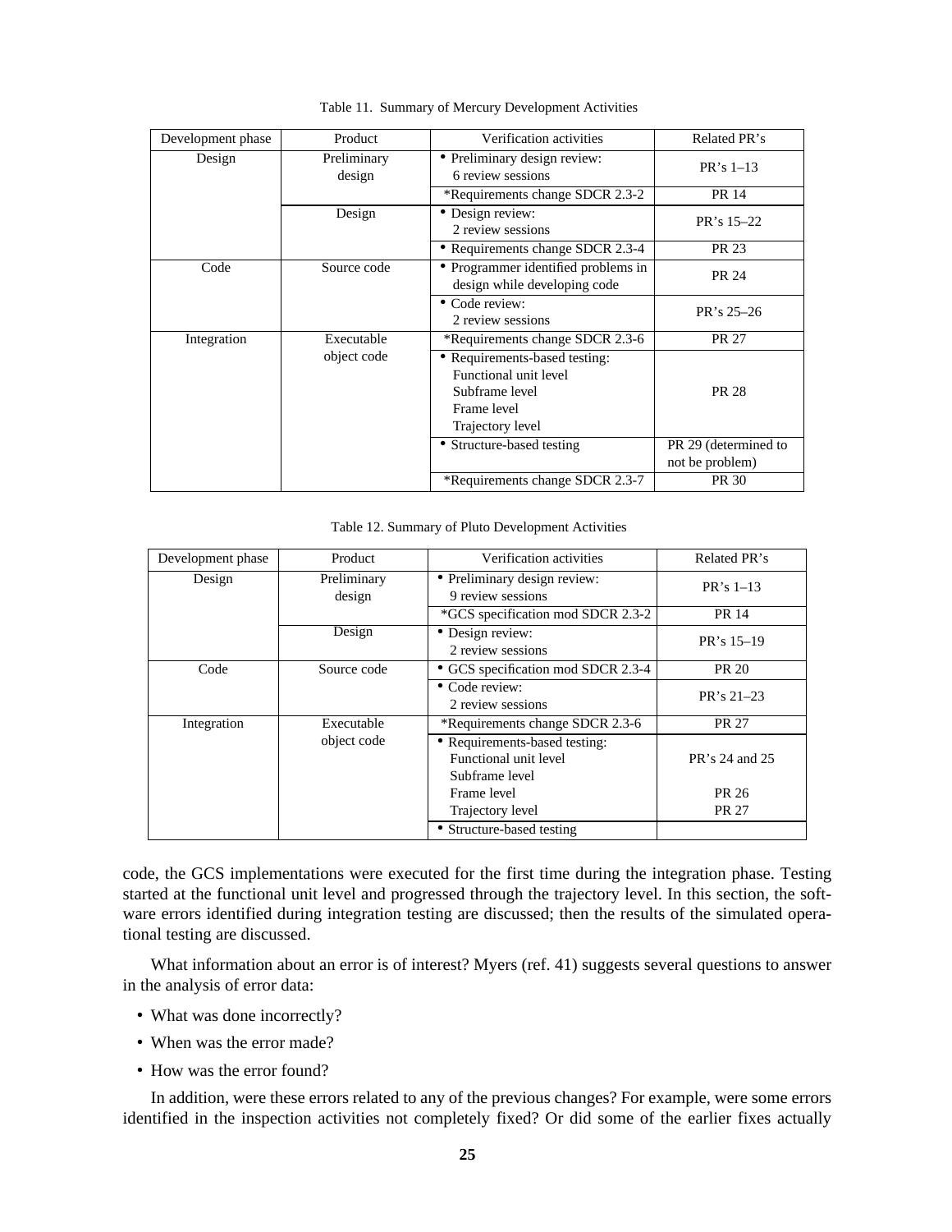Table 11. Summary of Mercury Development Activities

| Development phase | Product | Verification activities | Related PR's |
|---|---|---|---|
| Design | Preliminary design | • Preliminary design review: 6 review sessions | PR's 1–13 |
| | | *Requirements change SDCR 2.3-2 | PR 14 |
| | Design | • Design review: 2 review sessions | PR's 15–22 |
| | | • Requirements change SDCR 2.3-4 | PR 23 |
| Code | Source code | • Programmer identified problems in design while developing code | PR 24 |
| | | • Code review: 2 review sessions | PR's 25–26 |
| Integration | Executable object code | *Requirements change SDCR 2.3-6 | PR 27 |
| | | • Requirements-based testing: Functional unit level, Subframe level, Frame level, Trajectory level | PR 28 |
| | | • Structure-based testing | PR 29 (determined to not be problem) |
| | | *Requirements change SDCR 2.3-7 | PR 30 |

Table 12. Summary of Pluto Development Activities

| Development phase | Product | Verification activities | Related PR's |
|---|---|---|---|
| Design | Preliminary design | • Preliminary design review: 9 review sessions | PR's 1–13 |
| | | *GCS specification mod SDCR 2.3-2 | PR 14 |
| | Design | • Design review: 2 review sessions | PR's 15–19 |
| Code | Source code | • GCS specification mod SDCR 2.3-4 | PR 20 |
| | | • Code review: 2 review sessions | PR's 21–23 |
| Integration | Executable object code | *Requirements change SDCR 2.3-6 | PR 27 |
| | | • Requirements-based testing: | |
| | | Functional unit level | PR's 24 and 25 |
| | | Subframe level | |
| | | Frame level | PR 26 |
| | | Trajectory level | PR 27 |
| | | • Structure-based testing | |

code, the GCS implementations were executed for the first time during the integration phase. Testing started at the functional unit level and progressed through the trajectory level. In this section, the software errors identified during integration testing are discussed; then the results of the simulated operational testing are discussed.

What information about an error is of interest? Myers (ref. 41) suggests several questions to answer in the analysis of error data:

- What was done incorrectly?
- When was the error made?
- How was the error found?

In addition, were these errors related to any of the previous changes? For example, were some errors identified in the inspection activities not completely fixed? Or did some of the earlier fixes actually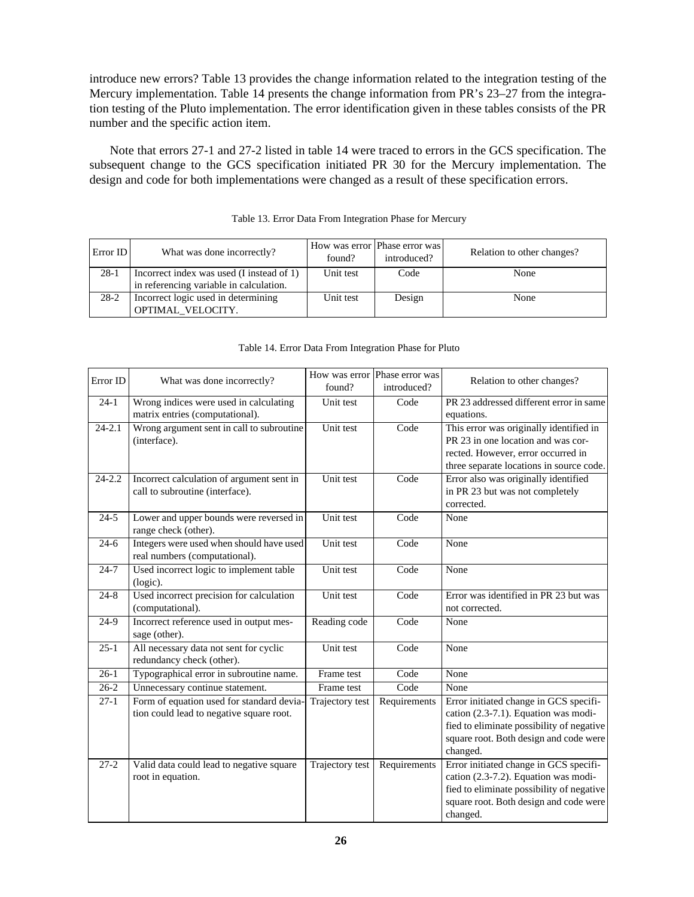introduce new errors? Table 13 provides the change information related to the integration testing of the Mercury implementation. Table 14 presents the change information from PR's 23–27 from the integration testing of the Pluto implementation. The error identification given in these tables consists of the PR number and the specific action item.

Note that errors 27-1 and 27-2 listed in table 14 were traced to errors in the GCS specification. The subsequent change to the GCS specification initiated PR 30 for the Mercury implementation. The design and code for both implementations were changed as a result of these specification errors.

Table 13. Error Data From Integration Phase for Mercury

| Error ID | What was done incorrectly? | How was error found? | Phase error was introduced? | Relation to other changes? |
|---|---|---|---|---|
| 28-1 | Incorrect index was used (I instead of 1) in referencing variable in calculation. | Unit test | Code | None |
| 28-2 | Incorrect logic used in determining OPTIMAL_VELOCITY. | Unit test | Design | None |

Table 14. Error Data From Integration Phase for Pluto

| Error ID | What was done incorrectly? | How was error found? | Phase error was introduced? | Relation to other changes? |
|---|---|---|---|---|
| 24-1 | Wrong indices were used in calculating matrix entries (computational). | Unit test | Code | PR 23 addressed different error in same equations. |
| 24-2.1 | Wrong argument sent in call to subroutine (interface). | Unit test | Code | This error was originally identified in PR 23 in one location and was corrected. However, error occurred in three separate locations in source code. |
| 24-2.2 | Incorrect calculation of argument sent in call to subroutine (interface). | Unit test | Code | Error also was originally identified in PR 23 but was not completely corrected. |
| 24-5 | Lower and upper bounds were reversed in range check (other). | Unit test | Code | None |
| 24-6 | Integers were used when should have used real numbers (computational). | Unit test | Code | None |
| 24-7 | Used incorrect logic to implement table (logic). | Unit test | Code | None |
| 24-8 | Used incorrect precision for calculation (computational). | Unit test | Code | Error was identified in PR 23 but was not corrected. |
| 24-9 | Incorrect reference used in output message (other). | Reading code | Code | None |
| 25-1 | All necessary data not sent for cyclic redundancy check (other). | Unit test | Code | None |
| 26-1 | Typographical error in subroutine name. | Frame test | Code | None |
| 26-2 | Unnecessary continue statement. | Frame test | Code | None |
| 27-1 | Form of equation used for standard deviation could lead to negative square root. | Trajectory test | Requirements | Error initiated change in GCS specification (2.3-7.1). Equation was modified to eliminate possibility of negative square root. Both design and code were changed. |
| 27-2 | Valid data could lead to negative square root in equation. | Trajectory test | Requirements | Error initiated change in GCS specification (2.3-7.2). Equation was modified to eliminate possibility of negative square root. Both design and code were changed. |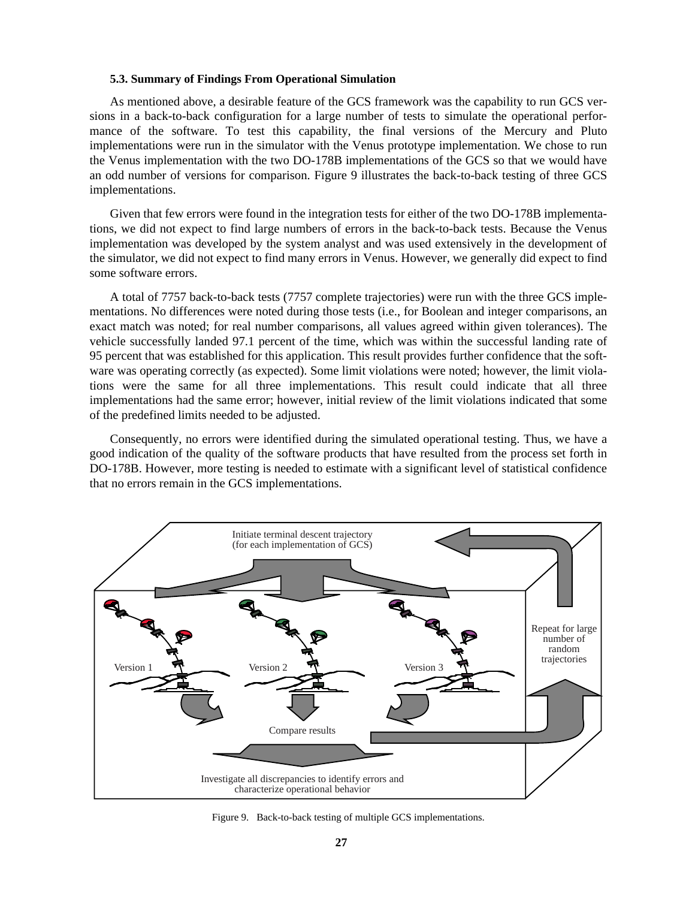#### 5.3. Summary of Findings From Operational Simulation

As mentioned above, a desirable feature of the GCS framework was the capability to run GCS versions in a back-to-back configuration for a large number of tests to simulate the operational performance of the software. To test this capability, the final versions of the Mercury and Pluto implementations were run in the simulator with the Venus prototype implementation. We chose to run the Venus implementation with the two DO-178B implementations of the GCS so that we would have an odd number of versions for comparison. Figure 9 illustrates the back-to-back testing of three GCS implementations.

Given that few errors were found in the integration tests for either of the two DO-178B implementations, we did not expect to find large numbers of errors in the back-to-back tests. Because the Venus implementation was developed by the system analyst and was used extensively in the development of the simulator, we did not expect to find many errors in Venus. However, we generally did expect to find some software errors.

A total of 7757 back-to-back tests (7757 complete trajectories) were run with the three GCS implementations. No differences were noted during those tests (i.e., for Boolean and integer comparisons, an exact match was noted; for real number comparisons, all values agreed within given tolerances). The vehicle successfully landed 97.1 percent of the time, which was within the successful landing rate of 95 percent that was established for this application. This result provides further confidence that the software was operating correctly (as expected). Some limit violations were noted; however, the limit violations were the same for all three implementations. This result could indicate that all three implementations had the same error; however, initial review of the limit violations indicated that some of the predefined limits needed to be adjusted.

Consequently, no errors were identified during the simulated operational testing. Thus, we have a good indication of the quality of the software products that have resulted from the process set forth in DO-178B. However, more testing is needed to estimate with a significant level of statistical confidence that no errors remain in the GCS implementations.

Initiate terminal descent trajectory (for each implementation of GCS)

Version 1 | Version 2 | Version 3

Repeat for large number of random trajectories

Compare results

Investigate all discrepancies to identify errors and characterize operational behavior

Figure 9. Back-to-back testing of multiple GCS implementations.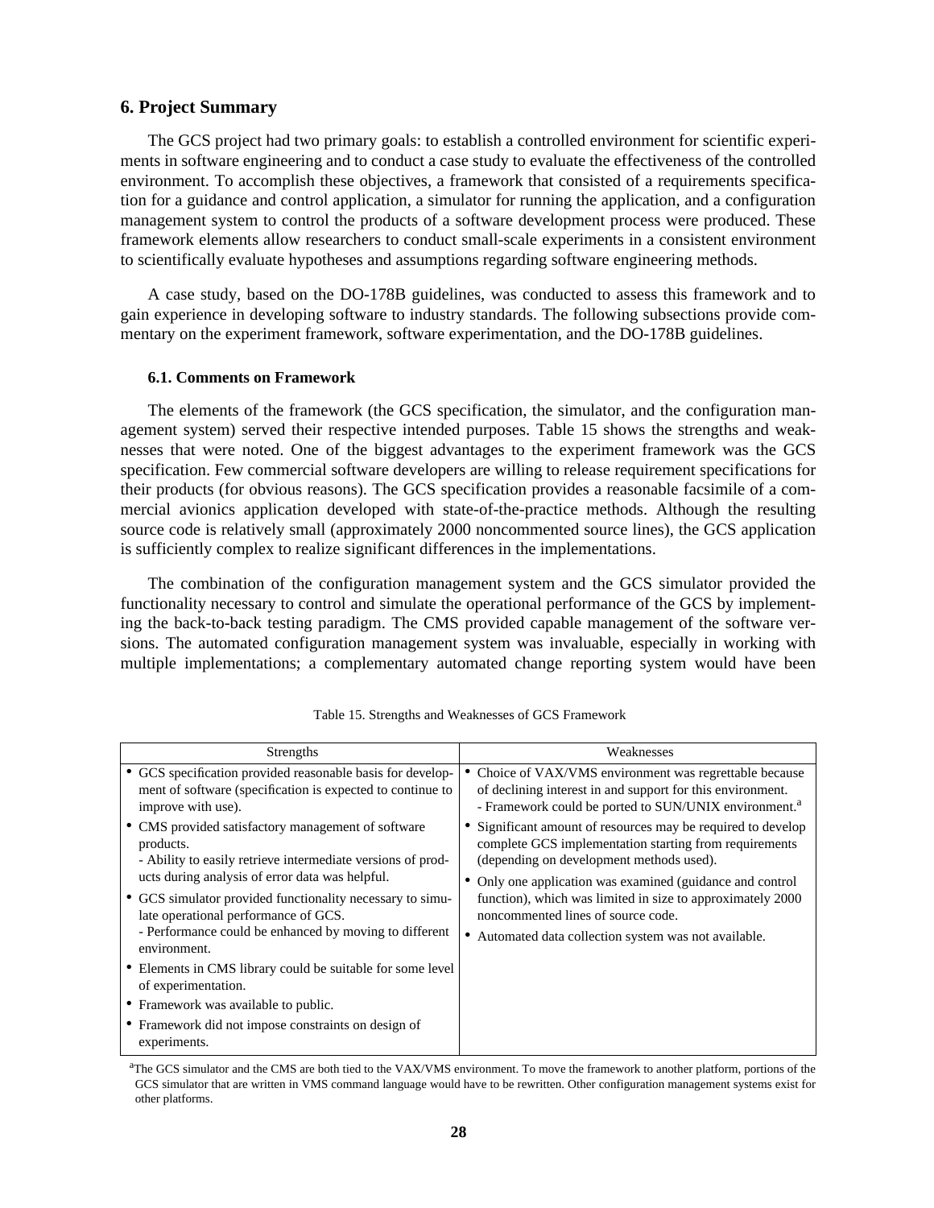## 6. Project Summary

The GCS project had two primary goals: to establish a controlled environment for scientific experiments in software engineering and to conduct a case study to evaluate the effectiveness of the controlled environment. To accomplish these objectives, a framework that consisted of a requirements specification for a guidance and control application, a simulator for running the application, and a configuration management system to control the products of a software development process were produced. These framework elements allow researchers to conduct small-scale experiments in a consistent environment to scientifically evaluate hypotheses and assumptions regarding software engineering methods.

A case study, based on the DO-178B guidelines, was conducted to assess this framework and to gain experience in developing software to industry standards. The following subsections provide commentary on the experiment framework, software experimentation, and the DO-178B guidelines.

### 6.1. Comments on Framework

The elements of the framework (the GCS specification, the simulator, and the configuration management system) served their respective intended purposes. Table 15 shows the strengths and weaknesses that were noted. One of the biggest advantages to the experiment framework was the GCS specification. Few commercial software developers are willing to release requirement specifications for their products (for obvious reasons). The GCS specification provides a reasonable facsimile of a commercial avionics application developed with state-of-the-practice methods. Although the resulting source code is relatively small (approximately 2000 noncommented source lines), the GCS application is sufficiently complex to realize significant differences in the implementations.

The combination of the configuration management system and the GCS simulator provided the functionality necessary to control and simulate the operational performance of the GCS by implementing the back-to-back testing paradigm. The CMS provided capable management of the software versions. The automated configuration management system was invaluable, especially in working with multiple implementations; a complementary automated change reporting system would have been

Table 15. Strengths and Weaknesses of GCS Framework

| Strengths | Weaknesses |
|---|---|
| • GCS specification provided reasonable basis for development of software (specification is expected to continue to improve with use).<br>• CMS provided satisfactory management of software products.<br>- Ability to easily retrieve intermediate versions of products during analysis of error data was helpful.<br>• GCS simulator provided functionality necessary to simulate operational performance of GCS.<br>- Performance could be enhanced by moving to different environment.<br>• Elements in CMS library could be suitable for some level of experimentation.<br>• Framework was available to public.<br>• Framework did not impose constraints on design of experiments. | • Choice of VAX/VMS environment was regrettable because of declining interest in and support for this environment.<br>- Framework could be ported to SUN/UNIX environment.[a]<br>• Significant amount of resources may be required to develop complete GCS implementation starting from requirements (depending on development methods used).<br>• Only one application was examined (guidance and control function), which was limited in size to approximately 2000 noncommented lines of source code.<br>• Automated data collection system was not available. |

[a]The GCS simulator and the CMS are both tied to the VAX/VMS environment. To move the framework to another platform, portions of the GCS simulator that are written in VMS command language would have to be rewritten. Other configuration management systems exist for other platforms.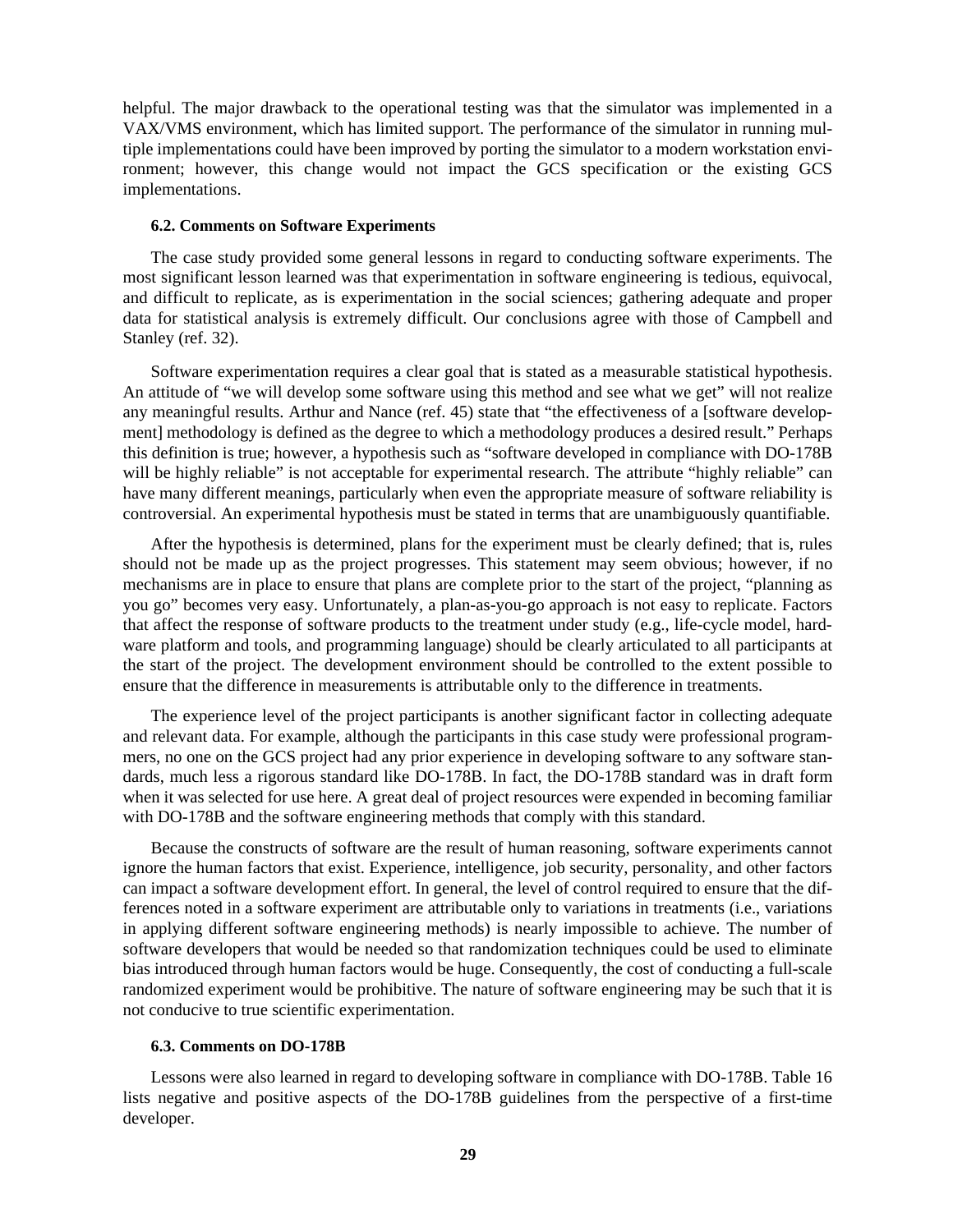helpful. The major drawback to the operational testing was that the simulator was implemented in a VAX/VMS environment, which has limited support. The performance of the simulator in running multiple implementations could have been improved by porting the simulator to a modern workstation environment; however, this change would not impact the GCS specification or the existing GCS implementations.

### 6.2. Comments on Software Experiments

The case study provided some general lessons in regard to conducting software experiments. The most significant lesson learned was that experimentation in software engineering is tedious, equivocal, and difficult to replicate, as is experimentation in the social sciences; gathering adequate and proper data for statistical analysis is extremely difficult. Our conclusions agree with those of Campbell and Stanley (ref. 32).

Software experimentation requires a clear goal that is stated as a measurable statistical hypothesis. An attitude of "we will develop some software using this method and see what we get" will not realize any meaningful results. Arthur and Nance (ref. 45) state that "the effectiveness of a [software development] methodology is defined as the degree to which a methodology produces a desired result." Perhaps this definition is true; however, a hypothesis such as "software developed in compliance with DO-178B will be highly reliable" is not acceptable for experimental research. The attribute "highly reliable" can have many different meanings, particularly when even the appropriate measure of software reliability is controversial. An experimental hypothesis must be stated in terms that are unambiguously quantifiable.

After the hypothesis is determined, plans for the experiment must be clearly defined; that is, rules should not be made up as the project progresses. This statement may seem obvious; however, if no mechanisms are in place to ensure that plans are complete prior to the start of the project, "planning as you go" becomes very easy. Unfortunately, a plan-as-you-go approach is not easy to replicate. Factors that affect the response of software products to the treatment under study (e.g., life-cycle model, hardware platform and tools, and programming language) should be clearly articulated to all participants at the start of the project. The development environment should be controlled to the extent possible to ensure that the difference in measurements is attributable only to the difference in treatments.

The experience level of the project participants is another significant factor in collecting adequate and relevant data. For example, although the participants in this case study were professional programmers, no one on the GCS project had any prior experience in developing software to any software standards, much less a rigorous standard like DO-178B. In fact, the DO-178B standard was in draft form when it was selected for use here. A great deal of project resources were expended in becoming familiar with DO-178B and the software engineering methods that comply with this standard.

Because the constructs of software are the result of human reasoning, software experiments cannot ignore the human factors that exist. Experience, intelligence, job security, personality, and other factors can impact a software development effort. In general, the level of control required to ensure that the differences noted in a software experiment are attributable only to variations in treatments (i.e., variations in applying different software engineering methods) is nearly impossible to achieve. The number of software developers that would be needed so that randomization techniques could be used to eliminate bias introduced through human factors would be huge. Consequently, the cost of conducting a full-scale randomized experiment would be prohibitive. The nature of software engineering may be such that it is not conducive to true scientific experimentation.

### 6.3. Comments on DO-178B

Lessons were also learned in regard to developing software in compliance with DO-178B. Table 16 lists negative and positive aspects of the DO-178B guidelines from the perspective of a first-time developer.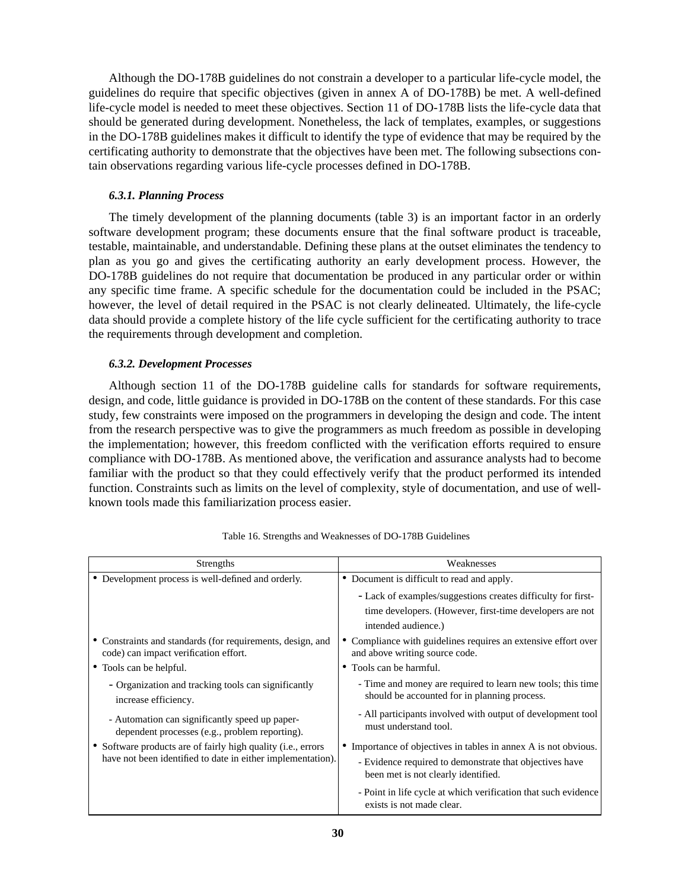Although the DO-178B guidelines do not constrain a developer to a particular life-cycle model, the guidelines do require that specific objectives (given in annex A of DO-178B) be met. A well-defined life-cycle model is needed to meet these objectives. Section 11 of DO-178B lists the life-cycle data that should be generated during development. Nonetheless, the lack of templates, examples, or suggestions in the DO-178B guidelines makes it difficult to identify the type of evidence that may be required by the certificating authority to demonstrate that the objectives have been met. The following subsections contain observations regarding various life-cycle processes defined in DO-178B.

#### *6.3.1. Planning Process*

The timely development of the planning documents (table 3) is an important factor in an orderly software development program; these documents ensure that the final software product is traceable, testable, maintainable, and understandable. Defining these plans at the outset eliminates the tendency to plan as you go and gives the certificating authority an early development process. However, the DO-178B guidelines do not require that documentation be produced in any particular order or within any specific time frame. A specific schedule for the documentation could be included in the PSAC; however, the level of detail required in the PSAC is not clearly delineated. Ultimately, the life-cycle data should provide a complete history of the life cycle sufficient for the certificating authority to trace the requirements through development and completion.

#### *6.3.2. Development Processes*

Although section 11 of the DO-178B guideline calls for standards for software requirements, design, and code, little guidance is provided in DO-178B on the content of these standards. For this case study, few constraints were imposed on the programmers in developing the design and code. The intent from the research perspective was to give the programmers as much freedom as possible in developing the implementation; however, this freedom conflicted with the verification efforts required to ensure compliance with DO-178B. As mentioned above, the verification and assurance analysts had to become familiar with the product so that they could effectively verify that the product performed its intended function. Constraints such as limits on the level of complexity, style of documentation, and use of well-known tools made this familiarization process easier.

Table 16. Strengths and Weaknesses of DO-178B Guidelines

| Strengths | Weaknesses |
| --- | --- |
| • Development process is well-defined and orderly. | • Document is difficult to read and apply.<br>- Lack of examples/suggestions creates difficulty for first-time developers. (However, first-time developers are not intended audience.) |
| • Constraints and standards (for requirements, design, and code) can impact verification effort. | • Compliance with guidelines requires an extensive effort over and above writing source code. |
| • Tools can be helpful.<br>- Organization and tracking tools can significantly increase efficiency.<br>- Automation can significantly speed up paper-dependent processes (e.g., problem reporting). | • Tools can be harmful.<br>- Time and money are required to learn new tools; this time should be accounted for in planning process.<br>- All participants involved with output of development tool must understand tool. |
| • Software products are of fairly high quality (i.e., errors have not been identified to date in either implementation). | • Importance of objectives in tables in annex A is not obvious.<br>- Evidence required to demonstrate that objectives have been met is not clearly identified.<br>- Point in life cycle at which verification that such evidence exists is not made clear. |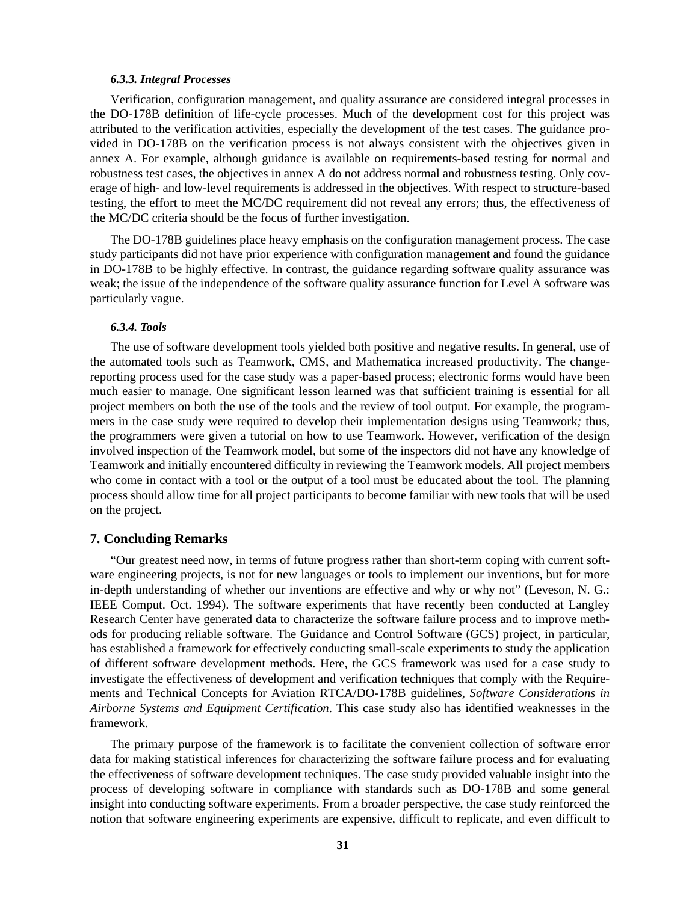#### *6.3.3. Integral Processes*

Verification, configuration management, and quality assurance are considered integral processes in the DO-178B definition of life-cycle processes. Much of the development cost for this project was attributed to the verification activities, especially the development of the test cases. The guidance provided in DO-178B on the verification process is not always consistent with the objectives given in annex A. For example, although guidance is available on requirements-based testing for normal and robustness test cases, the objectives in annex A do not address normal and robustness testing. Only coverage of high- and low-level requirements is addressed in the objectives. With respect to structure-based testing, the effort to meet the MC/DC requirement did not reveal any errors; thus, the effectiveness of the MC/DC criteria should be the focus of further investigation.

The DO-178B guidelines place heavy emphasis on the configuration management process. The case study participants did not have prior experience with configuration management and found the guidance in DO-178B to be highly effective. In contrast, the guidance regarding software quality assurance was weak; the issue of the independence of the software quality assurance function for Level A software was particularly vague.

#### *6.3.4. Tools*

The use of software development tools yielded both positive and negative results. In general, use of the automated tools such as Teamwork, CMS, and Mathematica increased productivity. The change-reporting process used for the case study was a paper-based process; electronic forms would have been much easier to manage. One significant lesson learned was that sufficient training is essential for all project members on both the use of the tools and the review of tool output. For example, the programmers in the case study were required to develop their implementation designs using Teamwork*;* thus, the programmers were given a tutorial on how to use Teamwork. However, verification of the design involved inspection of the Teamwork model, but some of the inspectors did not have any knowledge of Teamwork and initially encountered difficulty in reviewing the Teamwork models. All project members who come in contact with a tool or the output of a tool must be educated about the tool. The planning process should allow time for all project participants to become familiar with new tools that will be used on the project.

## 7. Concluding Remarks

"Our greatest need now, in terms of future progress rather than short-term coping with current software engineering projects, is not for new languages or tools to implement our inventions, but for more in-depth understanding of whether our inventions are effective and why or why not" (Leveson, N. G.: IEEE Comput. Oct. 1994). The software experiments that have recently been conducted at Langley Research Center have generated data to characterize the software failure process and to improve methods for producing reliable software. The Guidance and Control Software (GCS) project, in particular, has established a framework for effectively conducting small-scale experiments to study the application of different software development methods. Here, the GCS framework was used for a case study to investigate the effectiveness of development and verification techniques that comply with the Requirements and Technical Concepts for Aviation RTCA/DO-178B guidelines, *Software Considerations in Airborne Systems and Equipment Certification*. This case study also has identified weaknesses in the framework.

The primary purpose of the framework is to facilitate the convenient collection of software error data for making statistical inferences for characterizing the software failure process and for evaluating the effectiveness of software development techniques. The case study provided valuable insight into the process of developing software in compliance with standards such as DO-178B and some general insight into conducting software experiments. From a broader perspective, the case study reinforced the notion that software engineering experiments are expensive, difficult to replicate, and even difficult to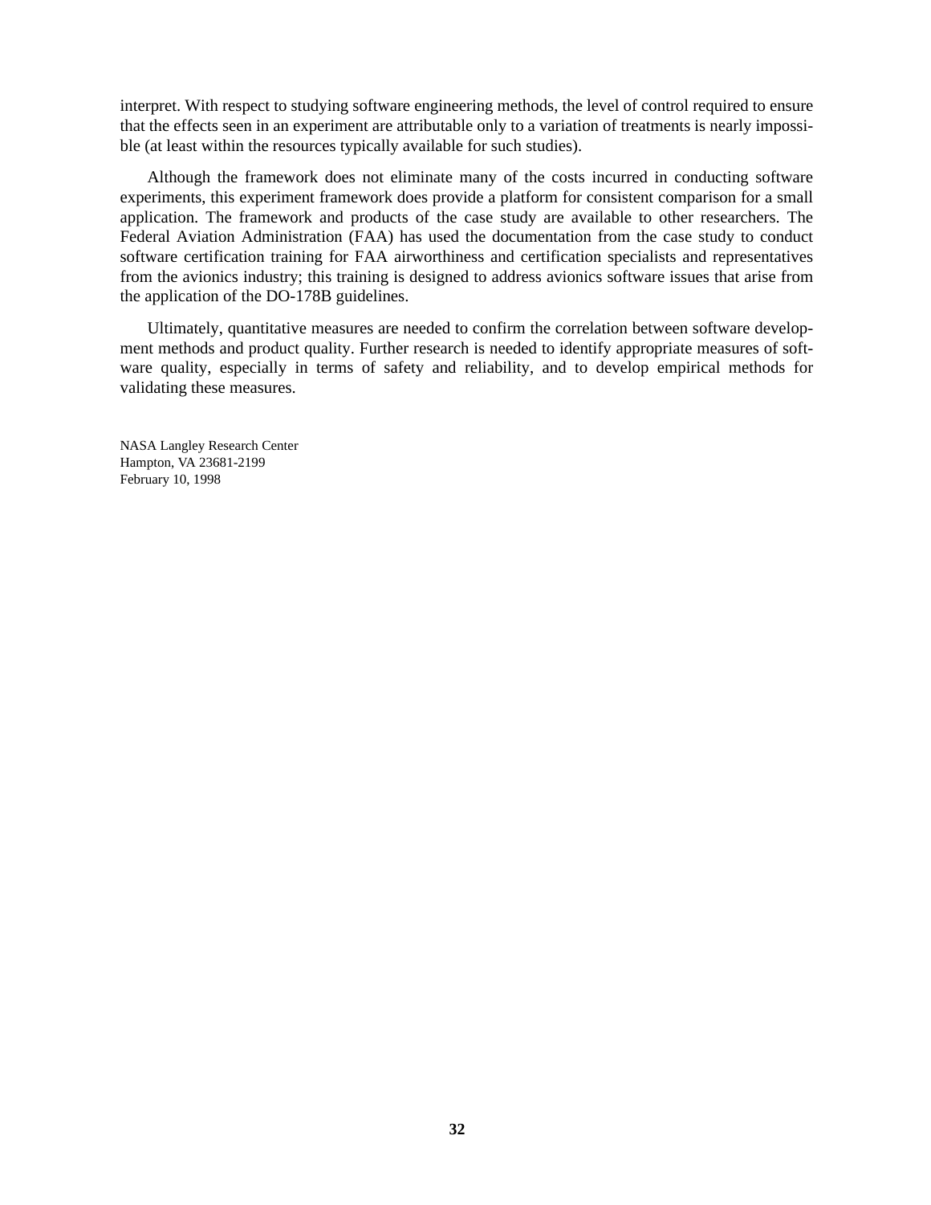interpret. With respect to studying software engineering methods, the level of control required to ensure that the effects seen in an experiment are attributable only to a variation of treatments is nearly impossible (at least within the resources typically available for such studies).

Although the framework does not eliminate many of the costs incurred in conducting software experiments, this experiment framework does provide a platform for consistent comparison for a small application. The framework and products of the case study are available to other researchers. The Federal Aviation Administration (FAA) has used the documentation from the case study to conduct software certification training for FAA airworthiness and certification specialists and representatives from the avionics industry; this training is designed to address avionics software issues that arise from the application of the DO-178B guidelines.

Ultimately, quantitative measures are needed to confirm the correlation between software development methods and product quality. Further research is needed to identify appropriate measures of software quality, especially in terms of safety and reliability, and to develop empirical methods for validating these measures.

NASA Langley Research Center
Hampton, VA 23681-2199
February 10, 1998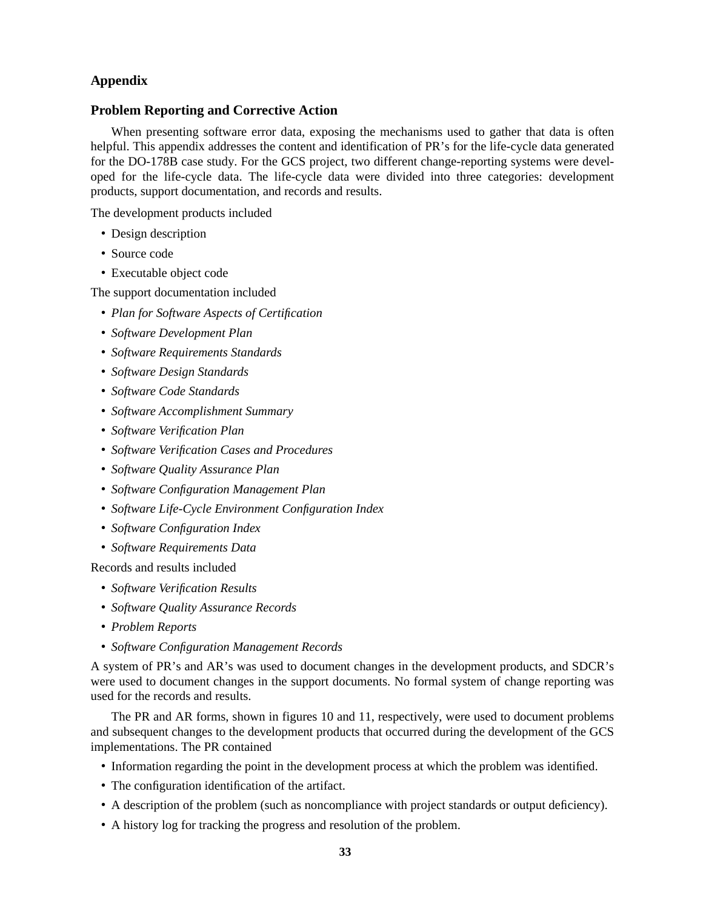## Appendix

### Problem Reporting and Corrective Action

When presenting software error data, exposing the mechanisms used to gather that data is often helpful. This appendix addresses the content and identification of PR's for the life-cycle data generated for the DO-178B case study. For the GCS project, two different change-reporting systems were developed for the life-cycle data. The life-cycle data were divided into three categories: development products, support documentation, and records and results.

The development products included

- Design description
- Source code
- Executable object code

The support documentation included

- *Plan for Software Aspects of Certification*
- *Software Development Plan*
- *Software Requirements Standards*
- *Software Design Standards*
- *Software Code Standards*
- *Software Accomplishment Summary*
- *Software Verification Plan*
- *Software Verification Cases and Procedures*
- *Software Quality Assurance Plan*
- *Software Configuration Management Plan*
- *Software Life-Cycle Environment Configuration Index*
- *Software Configuration Index*
- *Software Requirements Data*

Records and results included

- *Software Verification Results*
- *Software Quality Assurance Records*
- *Problem Reports*
- *Software Configuration Management Records*

A system of PR's and AR's was used to document changes in the development products, and SDCR's were used to document changes in the support documents. No formal system of change reporting was used for the records and results.

The PR and AR forms, shown in figures 10 and 11, respectively, were used to document problems and subsequent changes to the development products that occurred during the development of the GCS implementations. The PR contained

- Information regarding the point in the development process at which the problem was identified.
- The configuration identification of the artifact.
- A description of the problem (such as noncompliance with project standards or output deficiency).
- A history log for tracking the progress and resolution of the problem.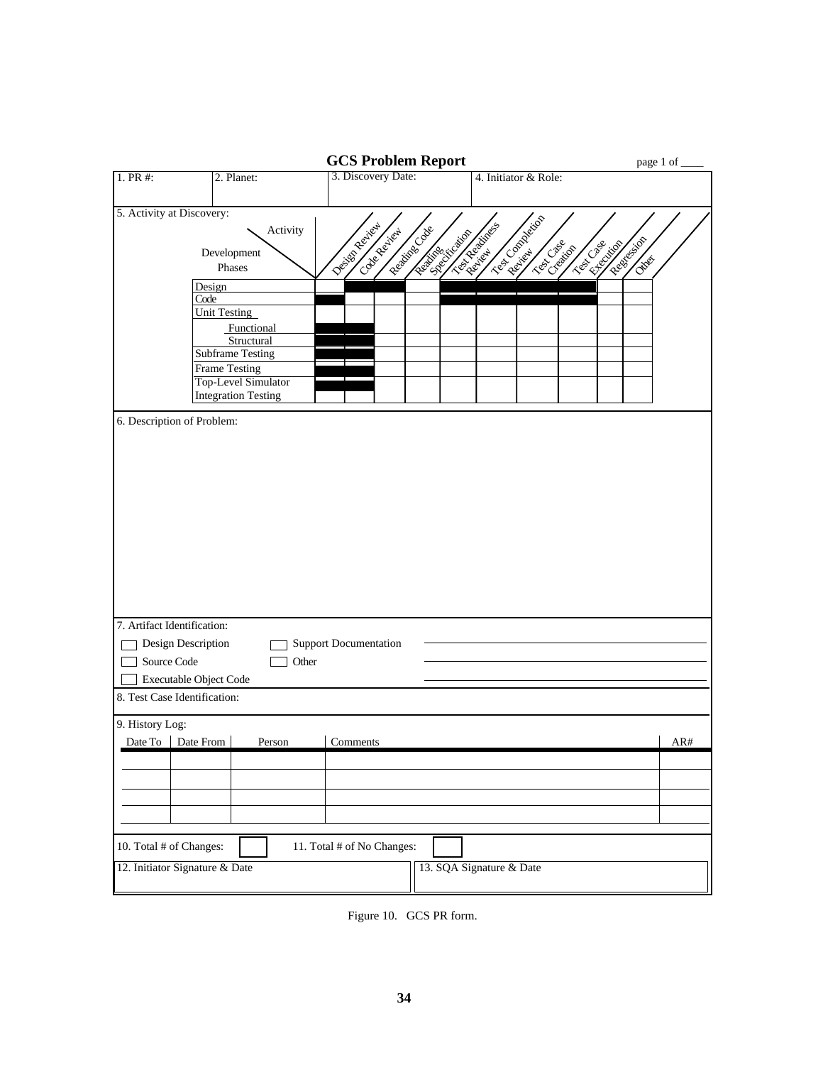## GCS Problem Report

page 1 of ____

| 1. PR #: | 2. Planet: | 3. Discovery Date: | 4. Initiator & Role: |
|---|---|---|---|

**5. Activity at Discovery:**

| Development Phases \ Activity | Design Review | Code Review | Reading Code | Reading Specification | Test Readiness Review | Test Completion Review | Test Case Creation | Test Case Execution | Regression | Other |
|---|---|---|---|---|---|---|---|---|---|---|
| Design | | ■ | ■ | | ■ | ■ | ■ | ■ | | |
| Code | ■ | | | | ■ | ■ | ■ | ■ | | |
| Unit Testing | | | | | | | | | | |
| Functional | ■ | ■ | | | | | | | | |
| Structural | ■ | ■ | | | | | | | | |
| Subframe Testing | ■ | ■ | | | | | | | | |
| Frame Testing | ■ | ■ | | | | | | | | |
| Top-Level Simulator Integration Testing | ■ | ■ | | | | | | | | |

**6. Description of Problem:**

**7. Artifact Identification:**

- ☐ Design Description
- ☐ Support Documentation
- ☐ Source Code
- ☐ Other
- ☐ Executable Object Code

**8. Test Case Identification:**

**9. History Log:**

| Date To | Date From | Person | Comments | AR# |
|---|---|---|---|---|
| | | | | |
| | | | | |
| | | | | |
| | | | | |

10. Total # of Changes: ☐ 11. Total # of No Changes: ☐

| 12. Initiator Signature & Date | 13. SQA Signature & Date |
|---|---|

Figure 10. GCS PR form.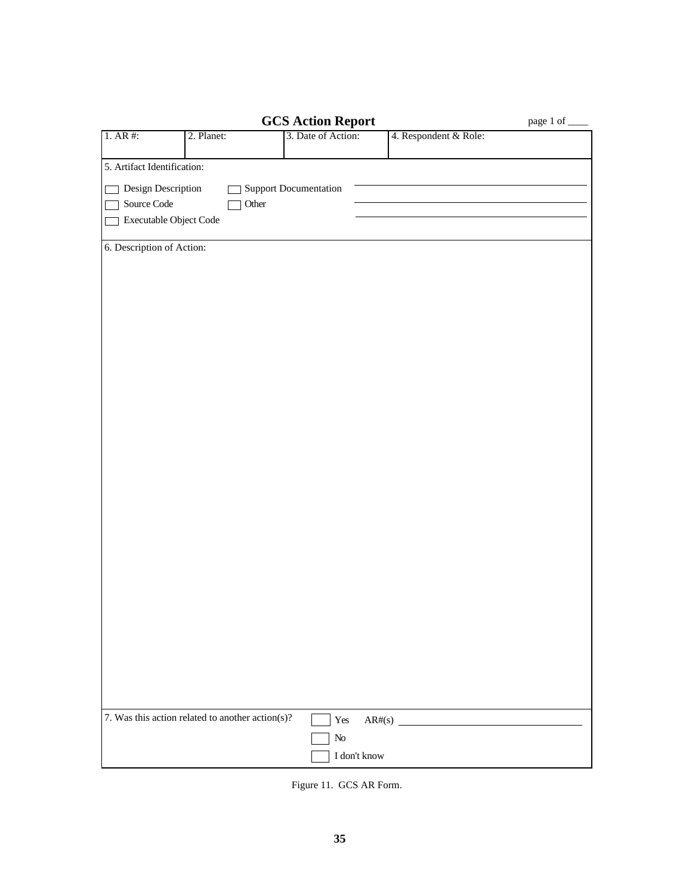## GCS Action Report

page 1 of ____

| 1. AR #: | 2. Planet: | 3. Date of Action: | 4. Respondent & Role: |
|---|---|---|---|
| | | | |

5. Artifact Identification:

- ☐ Design Description
- ☐ Support Documentation
- ☐ Source Code
- ☐ Other
- ☐ Executable Object Code

______________________________

______________________________

______________________________

6. Description of Action:

7. Was this action related to another action(s)?

- ☐ Yes AR#(s) ______________________________
- ☐ No
- ☐ I don't know

Figure 11. GCS AR Form.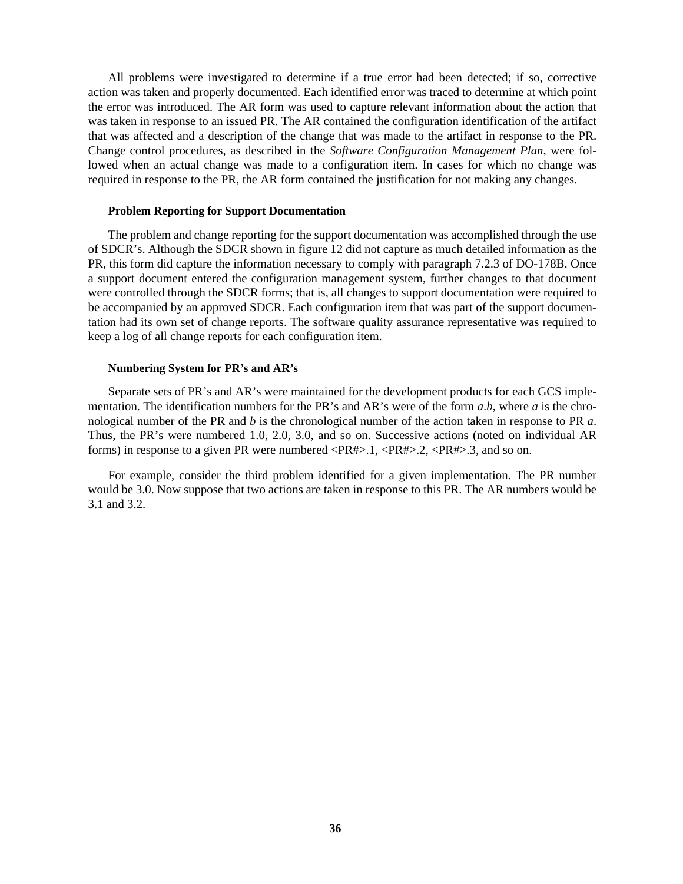All problems were investigated to determine if a true error had been detected; if so, corrective action was taken and properly documented. Each identified error was traced to determine at which point the error was introduced. The AR form was used to capture relevant information about the action that was taken in response to an issued PR. The AR contained the configuration identification of the artifact that was affected and a description of the change that was made to the artifact in response to the PR. Change control procedures, as described in the *Software Configuration Management Plan*, were followed when an actual change was made to a configuration item. In cases for which no change was required in response to the PR, the AR form contained the justification for not making any changes.

#### Problem Reporting for Support Documentation

The problem and change reporting for the support documentation was accomplished through the use of SDCR's. Although the SDCR shown in figure 12 did not capture as much detailed information as the PR, this form did capture the information necessary to comply with paragraph 7.2.3 of DO-178B. Once a support document entered the configuration management system, further changes to that document were controlled through the SDCR forms; that is, all changes to support documentation were required to be accompanied by an approved SDCR. Each configuration item that was part of the support documentation had its own set of change reports. The software quality assurance representative was required to keep a log of all change reports for each configuration item.

#### Numbering System for PR's and AR's

Separate sets of PR's and AR's were maintained for the development products for each GCS implementation. The identification numbers for the PR's and AR's were of the form *a*.*b*, where *a* is the chronological number of the PR and *b* is the chronological number of the action taken in response to PR *a*. Thus, the PR's were numbered 1.0, 2.0, 3.0, and so on. Successive actions (noted on individual AR forms) in response to a given PR were numbered <PR#>.1, <PR#>.2, <PR#>.3, and so on.

For example, consider the third problem identified for a given implementation. The PR number would be 3.0. Now suppose that two actions are taken in response to this PR. The AR numbers would be 3.1 and 3.2.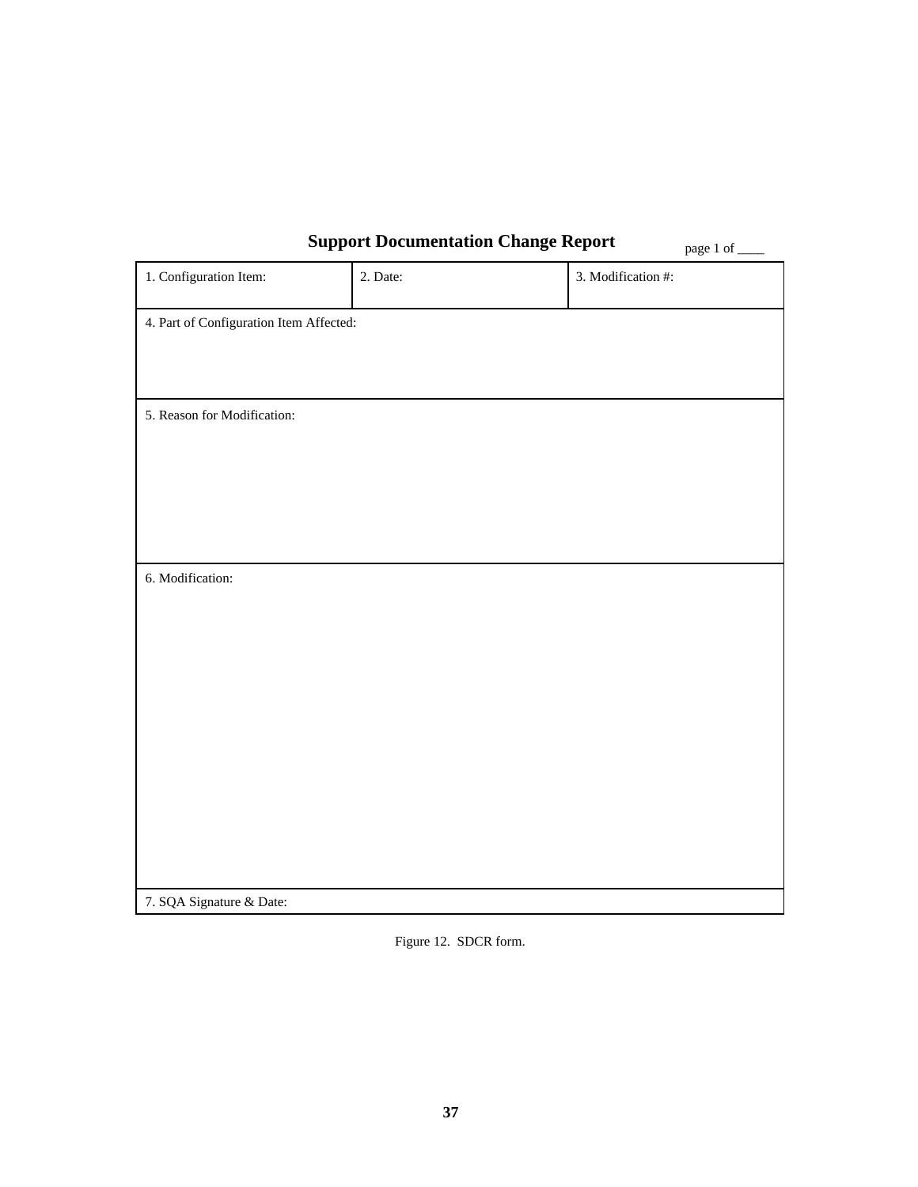## Support Documentation Change Report

page 1 of ____

| 1. Configuration Item: | 2. Date: | 3. Modification #: |
|---|---|---|
| 4. Part of Configuration Item Affected: | | |
| 5. Reason for Modification: | | |
| 6. Modification: | | |
| 7. SQA Signature & Date: | | |

Figure 12. SDCR form.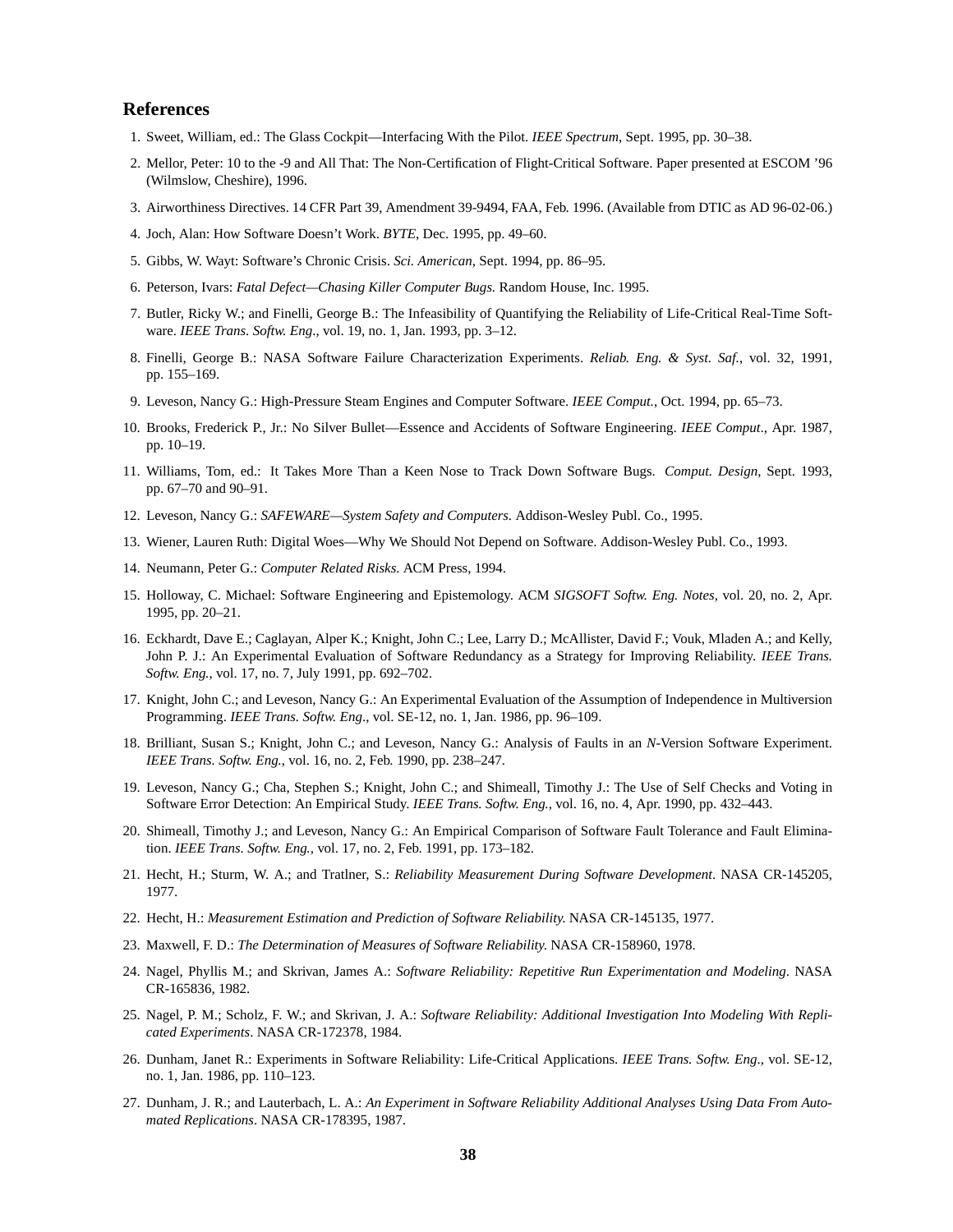## References

1. Sweet, William, ed.: The Glass Cockpit—Interfacing With the Pilot. *IEEE Spectrum*, Sept. 1995, pp. 30–38.
2. Mellor, Peter: 10 to the -9 and All That: The Non-Certification of Flight-Critical Software. Paper presented at ESCOM '96 (Wilmslow, Cheshire), 1996.
3. Airworthiness Directives. 14 CFR Part 39, Amendment 39-9494, FAA, Feb. 1996. (Available from DTIC as AD 96-02-06.)
4. Joch, Alan: How Software Doesn't Work. *BYTE*, Dec. 1995, pp. 49–60.
5. Gibbs, W. Wayt: Software's Chronic Crisis. *Sci. American*, Sept. 1994, pp. 86–95.
6. Peterson, Ivars: *Fatal Defect—Chasing Killer Computer Bugs.* Random House, Inc. 1995.
7. Butler, Ricky W.; and Finelli, George B.: The Infeasibility of Quantifying the Reliability of Life-Critical Real-Time Software. *IEEE Trans. Softw. Eng*., vol. 19, no. 1, Jan. 1993, pp. 3–12.
8. Finelli, George B.: NASA Software Failure Characterization Experiments. *Reliab. Eng. & Syst. Saf.*, vol. 32, 1991, pp. 155–169.
9. Leveson, Nancy G.: High-Pressure Steam Engines and Computer Software. *IEEE Comput.*, Oct. 1994, pp. 65–73.
10. Brooks, Frederick P., Jr.: No Silver Bullet—Essence and Accidents of Software Engineering. *IEEE Comput*., Apr. 1987, pp. 10–19.
11. Williams, Tom, ed.: It Takes More Than a Keen Nose to Track Down Software Bugs. *Comput. Design*, Sept. 1993, pp. 67–70 and 90–91.
12. Leveson, Nancy G.: *SAFEWARE—System Safety and Computers*. Addison-Wesley Publ. Co., 1995.
13. Wiener, Lauren Ruth: Digital Woes—Why We Should Not Depend on Software. Addison-Wesley Publ. Co., 1993.
14. Neumann, Peter G.: *Computer Related Risks*. ACM Press, 1994.
15. Holloway, C. Michael: Software Engineering and Epistemology. ACM *SIGSOFT Softw. Eng. Notes*, vol. 20, no. 2, Apr. 1995, pp. 20–21.
16. Eckhardt, Dave E.; Caglayan, Alper K.; Knight, John C.; Lee, Larry D.; McAllister, David F.; Vouk, Mladen A.; and Kelly, John P. J.: An Experimental Evaluation of Software Redundancy as a Strategy for Improving Reliability. *IEEE Trans. Softw. Eng.*, vol. 17, no. 7, July 1991, pp. 692–702.
17. Knight, John C.; and Leveson, Nancy G.: An Experimental Evaluation of the Assumption of Independence in Multiversion Programming. *IEEE Trans. Softw. Eng*., vol. SE-12, no. 1, Jan. 1986, pp. 96–109.
18. Brilliant, Susan S.; Knight, John C.; and Leveson, Nancy G.: Analysis of Faults in an *N*-Version Software Experiment. *IEEE Trans. Softw. Eng.*, vol. 16, no. 2, Feb. 1990, pp. 238–247.
19. Leveson, Nancy G.; Cha, Stephen S.; Knight, John C.; and Shimeall, Timothy J.: The Use of Self Checks and Voting in Software Error Detection: An Empirical Study. *IEEE Trans. Softw. Eng.*, vol. 16, no. 4, Apr. 1990, pp. 432–443.
20. Shimeall, Timothy J.; and Leveson, Nancy G.: An Empirical Comparison of Software Fault Tolerance and Fault Elimination. *IEEE Trans. Softw. Eng.*, vol. 17, no. 2, Feb. 1991, pp. 173–182.
21. Hecht, H.; Sturm, W. A.; and Tratlner, S.: *Reliability Measurement During Software Development*. NASA CR-145205, 1977.
22. Hecht, H.: *Measurement Estimation and Prediction of Software Reliability.* NASA CR-145135, 1977.
23. Maxwell, F. D.: *The Determination of Measures of Software Reliability.* NASA CR-158960, 1978.
24. Nagel, Phyllis M.; and Skrivan, James A.: *Software Reliability: Repetitive Run Experimentation and Modeling*. NASA CR-165836, 1982.
25. Nagel, P. M.; Scholz, F. W.; and Skrivan, J. A.: *Software Reliability: Additional Investigation Into Modeling With Replicated Experiments*. NASA CR-172378, 1984.
26. Dunham, Janet R.: Experiments in Software Reliability: Life-Critical Applications. *IEEE Trans. Softw. Eng*., vol. SE-12, no. 1, Jan. 1986, pp. 110–123.
27. Dunham, J. R.; and Lauterbach, L. A.: *An Experiment in Software Reliability Additional Analyses Using Data From Automated Replications*. NASA CR-178395, 1987.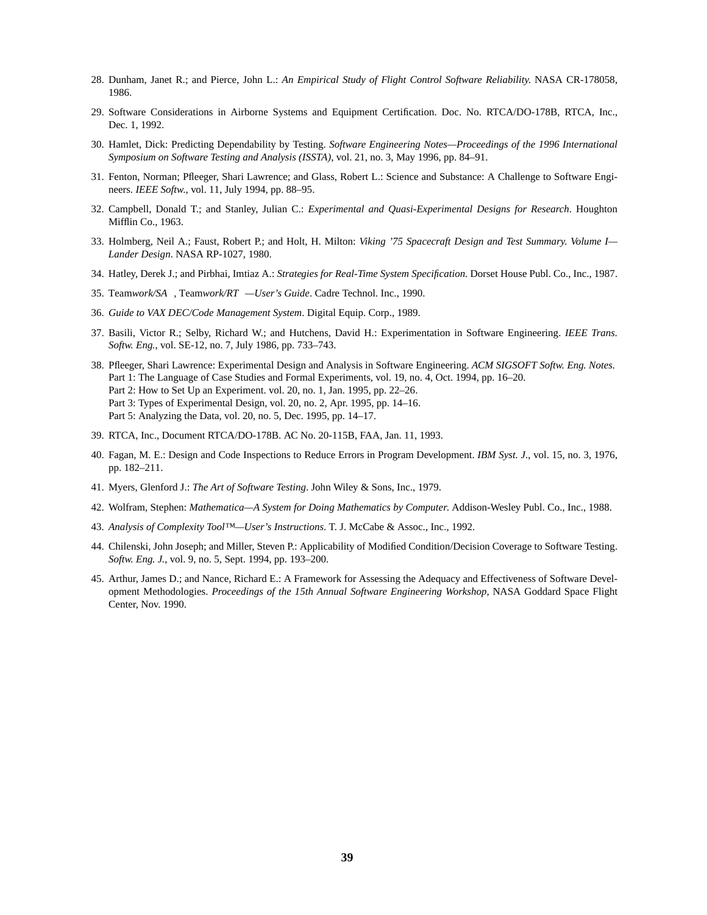28. Dunham, Janet R.; and Pierce, John L.: *An Empirical Study of Flight Control Software Reliability.* NASA CR-178058, 1986.

29. Software Considerations in Airborne Systems and Equipment Certification. Doc. No. RTCA/DO-178B, RTCA, Inc., Dec. 1, 1992.

30. Hamlet, Dick: Predicting Dependability by Testing. *Software Engineering Notes—Proceedings of the 1996 International Symposium on Software Testing and Analysis (ISSTA)*, vol. 21, no. 3, May 1996, pp. 84–91.

31. Fenton, Norman; Pfleeger, Shari Lawrence; and Glass, Robert L.: Science and Substance: A Challenge to Software Engineers. *IEEE Softw.*, vol. 11, July 1994, pp. 88–95.

32. Campbell, Donald T.; and Stanley, Julian C.: *Experimental and Quasi-Experimental Designs for Research*. Houghton Mifflin Co., 1963.

33. Holmberg, Neil A.; Faust, Robert P.; and Holt, H. Milton: *Viking '75 Spacecraft Design and Test Summary. Volume I—Lander Design*. NASA RP-1027, 1980.

34. Hatley, Derek J.; and Pirbhai, Imtiaz A.: *Strategies for Real-Time System Specification.* Dorset House Publ. Co., Inc., 1987.

35. Team*work/SA* , Team*work/RT* —*User's Guide*. Cadre Technol. Inc., 1990.

36. *Guide to VAX DEC/Code Management System*. Digital Equip. Corp., 1989.

37. Basili, Victor R.; Selby, Richard W.; and Hutchens, David H.: Experimentation in Software Engineering. *IEEE Trans. Softw. Eng.*, vol. SE-12, no. 7, July 1986, pp. 733–743.

38. Pfleeger, Shari Lawrence: Experimental Design and Analysis in Software Engineering. *ACM SIGSOFT Softw. Eng. Notes.*
    Part 1: The Language of Case Studies and Formal Experiments, vol. 19, no. 4, Oct. 1994, pp. 16–20.
    Part 2: How to Set Up an Experiment. vol. 20, no. 1, Jan. 1995, pp. 22–26.
    Part 3: Types of Experimental Design, vol. 20, no. 2, Apr. 1995, pp. 14–16.
    Part 5: Analyzing the Data, vol. 20, no. 5, Dec. 1995, pp. 14–17.

39. RTCA, Inc., Document RTCA/DO-178B. AC No. 20-115B, FAA, Jan. 11, 1993.

40. Fagan, M. E.: Design and Code Inspections to Reduce Errors in Program Development. *IBM Syst. J.*, vol. 15, no. 3, 1976, pp. 182–211.

41. Myers, Glenford J.: *The Art of Software Testing*. John Wiley & Sons, Inc., 1979.

42. Wolfram, Stephen: *Mathematica—A System for Doing Mathematics by Computer.* Addison-Wesley Publ. Co., Inc., 1988.

43. *Analysis of Complexity Tool™—User's Instructions*. T. J. McCabe & Assoc., Inc., 1992.

44. Chilenski, John Joseph; and Miller, Steven P.: Applicability of Modified Condition/Decision Coverage to Software Testing. *Softw. Eng. J.*, vol. 9, no. 5, Sept. 1994, pp. 193–200.

45. Arthur, James D.; and Nance, Richard E.: A Framework for Assessing the Adequacy and Effectiveness of Software Development Methodologies. *Proceedings of the 15th Annual Software Engineering Workshop*, NASA Goddard Space Flight Center, Nov. 1990.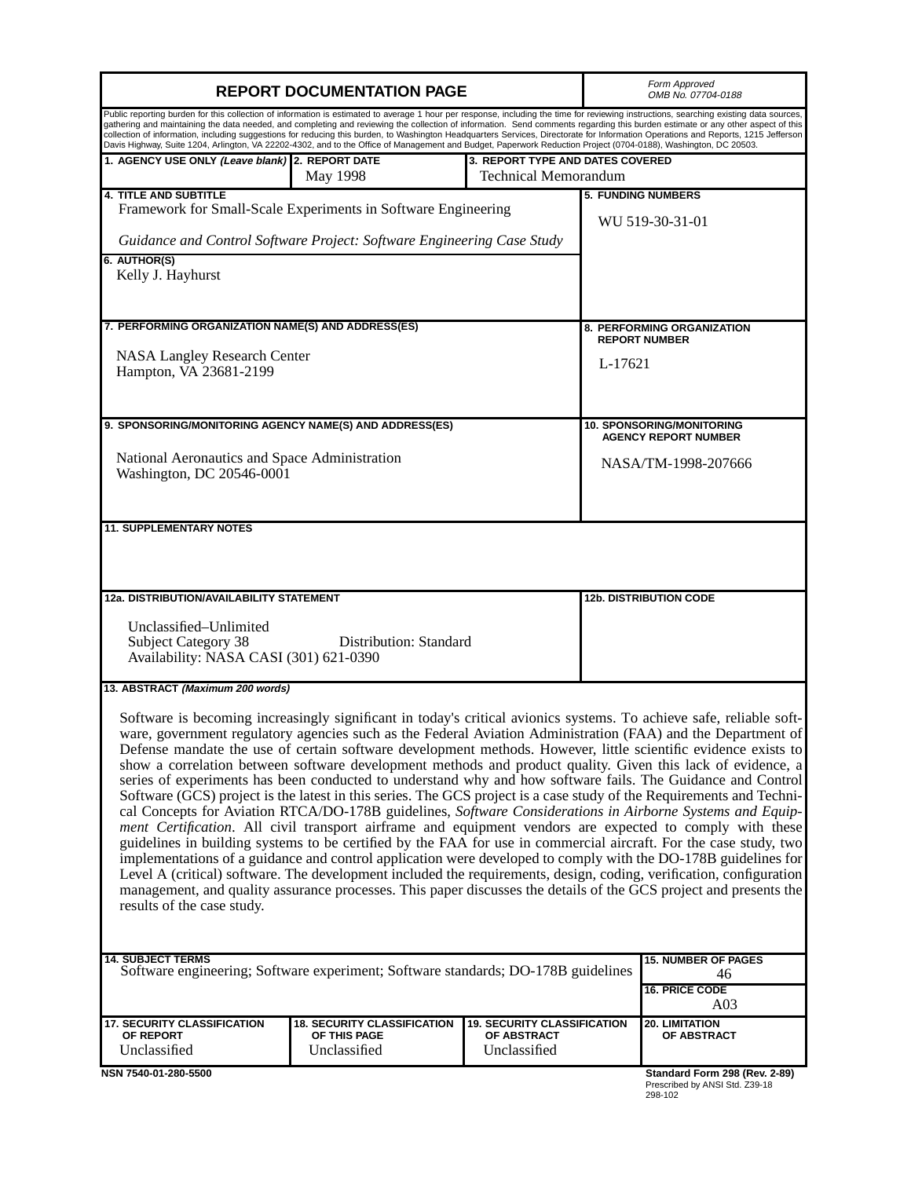# REPORT DOCUMENTATION PAGE

*Form Approved*
*OMB No. 07704-0188*

Public reporting burden for this collection of information is estimated to average 1 hour per response, including the time for reviewing instructions, searching existing data sources, gathering and maintaining the data needed, and completing and reviewing the collection of information. Send comments regarding this burden estimate or any other aspect of this collection of information, including suggestions for reducing this burden, to Washington Headquarters Services, Directorate for Information Operations and Reports, 1215 Jefferson Davis Highway, Suite 1204, Arlington, VA 22202-4302, and to the Office of Management and Budget, Paperwork Reduction Project (0704-0188), Washington, DC 20503.

| 1. AGENCY USE ONLY *(Leave blank)* | 2. REPORT DATE | 3. REPORT TYPE AND DATES COVERED |
|---|---|---|
| | May 1998 | Technical Memorandum |

**4. TITLE AND SUBTITLE**
Framework for Small-Scale Experiments in Software Engineering

*Guidance and Control Software Project: Software Engineering Case Study*

**5. FUNDING NUMBERS**
WU 519-30-31-01

**6. AUTHOR(S)**
Kelly J. Hayhurst

**7. PERFORMING ORGANIZATION NAME(S) AND ADDRESS(ES)**
NASA Langley Research Center
Hampton, VA 23681-2199

**8. PERFORMING ORGANIZATION REPORT NUMBER**
L-17621

**9. SPONSORING/MONITORING AGENCY NAME(S) AND ADDRESS(ES)**
National Aeronautics and Space Administration
Washington, DC 20546-0001

**10. SPONSORING/MONITORING AGENCY REPORT NUMBER**
NASA/TM-1998-207666

**11. SUPPLEMENTARY NOTES**

**12a. DISTRIBUTION/AVAILABILITY STATEMENT**
Unclassified–Unlimited
Subject Category 38 Distribution: Standard
Availability: NASA CASI (301) 621-0390

**12b. DISTRIBUTION CODE**

**13. ABSTRACT** *(Maximum 200 words)*

Software is becoming increasingly significant in today's critical avionics systems. To achieve safe, reliable software, government regulatory agencies such as the Federal Aviation Administration (FAA) and the Department of Defense mandate the use of certain software development methods. However, little scientific evidence exists to show a correlation between software development methods and product quality. Given this lack of evidence, a series of experiments has been conducted to understand why and how software fails. The Guidance and Control Software (GCS) project is the latest in this series. The GCS project is a case study of the Requirements and Technical Concepts for Aviation RTCA/DO-178B guidelines, *Software Considerations in Airborne Systems and Equipment Certification*. All civil transport airframe and equipment vendors are expected to comply with these guidelines in building systems to be certified by the FAA for use in commercial aircraft. For the case study, two implementations of a guidance and control application were developed to comply with the DO-178B guidelines for Level A (critical) software. The development included the requirements, design, coding, verification, configuration management, and quality assurance processes. This paper discusses the details of the GCS project and presents the results of the case study.

**14. SUBJECT TERMS**
Software engineering; Software experiment; Software standards; DO-178B guidelines

**15. NUMBER OF PAGES**
46

**16. PRICE CODE**
A03

| 17. SECURITY CLASSIFICATION OF REPORT | 18. SECURITY CLASSIFICATION OF THIS PAGE | 19. SECURITY CLASSIFICATION OF ABSTRACT | 20. LIMITATION OF ABSTRACT |
|---|---|---|---|
| Unclassified | Unclassified | Unclassified | |

NSN 7540-01-280-5500

**Standard Form 298 (Rev. 2-89)**
Prescribed by ANSI Std. Z39-18
298-102